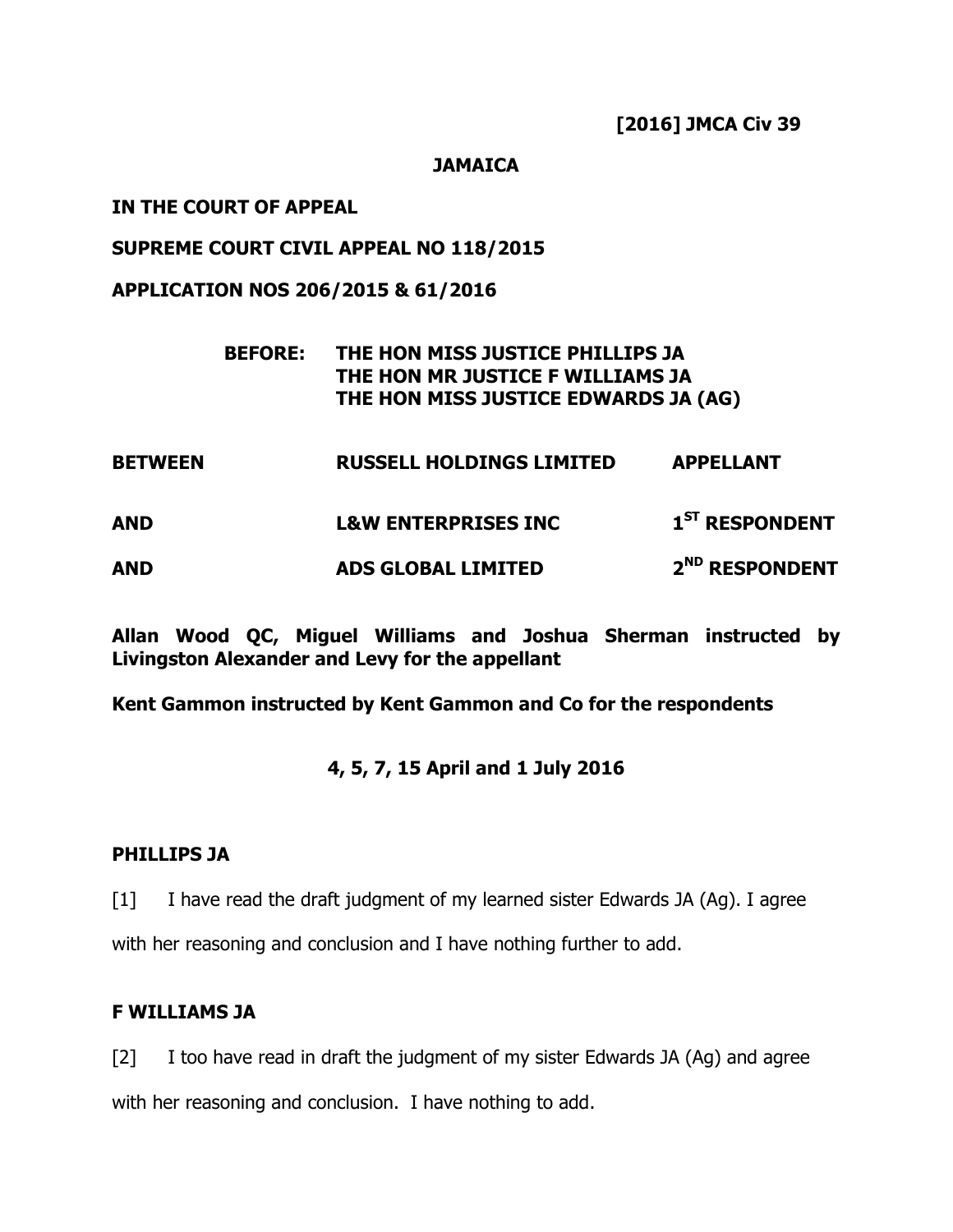**[2016] JMCA Civ 39**

**JAMAICA**

**IN THE COURT OF APPEAL**

**SUPREME COURT CIVIL APPEAL NO 118/2015**

**APPLICATION NOS 206/2015 & 61/2016**

**BEFORE: THE HON MISS JUSTICE PHILLIPS JA**
**THE HON MR JUSTICE F WILLIAMS JA**
**THE HON MISS JUSTICE EDWARDS JA (AG)**

| | | |
|---|---|---|
| **BETWEEN** | **RUSSELL HOLDINGS LIMITED** | **APPELLANT** |
| **AND** | **L&W ENTERPRISES INC** | **1ST RESPONDENT** |
| **AND** | **ADS GLOBAL LIMITED** | **2ND RESPONDENT** |

**Allan Wood QC, Miguel Williams and Joshua Sherman instructed by Livingston Alexander and Levy for the appellant**

**Kent Gammon instructed by Kent Gammon and Co for the respondents**

**4, 5, 7, 15 April and 1 July 2016**

**PHILLIPS JA**

[1] I have read the draft judgment of my learned sister Edwards JA (Ag). I agree with her reasoning and conclusion and I have nothing further to add.

**F WILLIAMS JA**

[2] I too have read in draft the judgment of my sister Edwards JA (Ag) and agree with her reasoning and conclusion. I have nothing to add.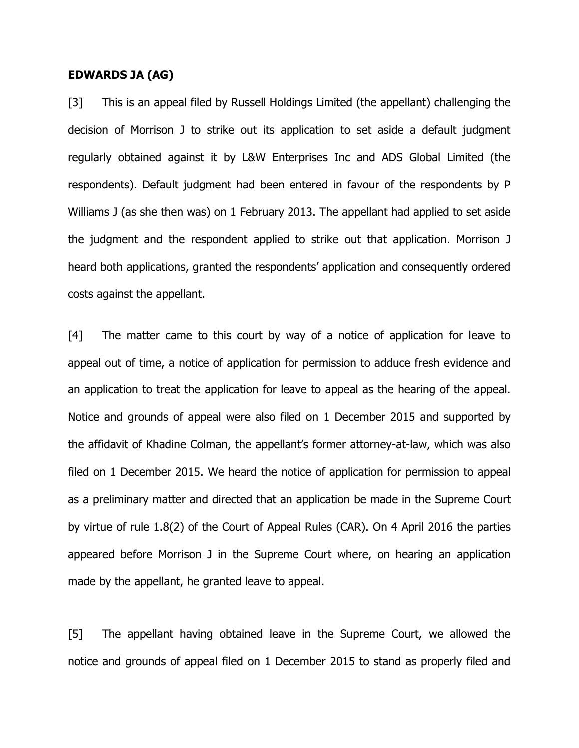**EDWARDS JA (AG)**

[3] This is an appeal filed by Russell Holdings Limited (the appellant) challenging the decision of Morrison J to strike out its application to set aside a default judgment regularly obtained against it by L&W Enterprises Inc and ADS Global Limited (the respondents). Default judgment had been entered in favour of the respondents by P Williams J (as she then was) on 1 February 2013. The appellant had applied to set aside the judgment and the respondent applied to strike out that application. Morrison J heard both applications, granted the respondents' application and consequently ordered costs against the appellant.

[4] The matter came to this court by way of a notice of application for leave to appeal out of time, a notice of application for permission to adduce fresh evidence and an application to treat the application for leave to appeal as the hearing of the appeal. Notice and grounds of appeal were also filed on 1 December 2015 and supported by the affidavit of Khadine Colman, the appellant's former attorney-at-law, which was also filed on 1 December 2015. We heard the notice of application for permission to appeal as a preliminary matter and directed that an application be made in the Supreme Court by virtue of rule 1.8(2) of the Court of Appeal Rules (CAR). On 4 April 2016 the parties appeared before Morrison J in the Supreme Court where, on hearing an application made by the appellant, he granted leave to appeal.

[5] The appellant having obtained leave in the Supreme Court, we allowed the notice and grounds of appeal filed on 1 December 2015 to stand as properly filed and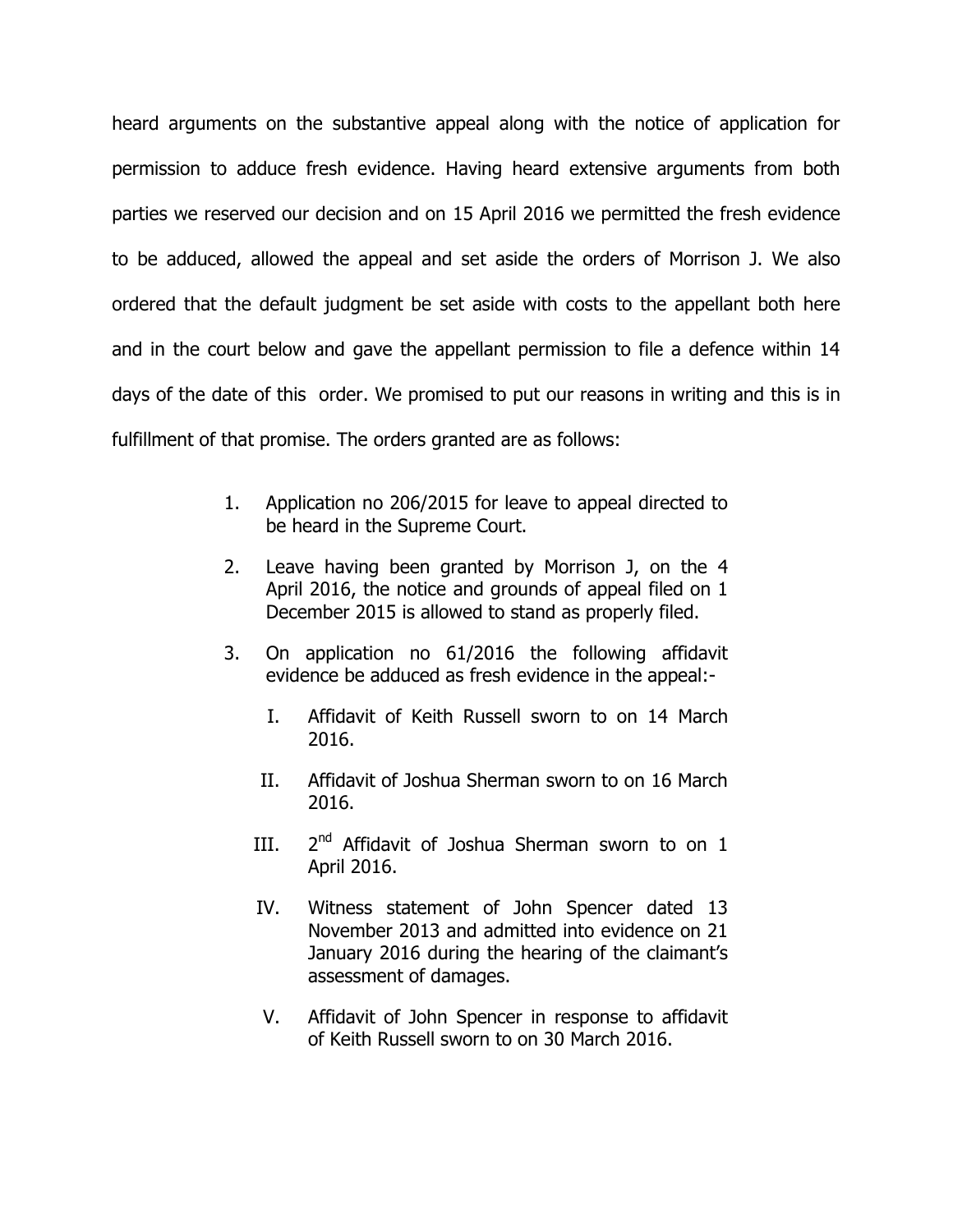heard arguments on the substantive appeal along with the notice of application for permission to adduce fresh evidence. Having heard extensive arguments from both parties we reserved our decision and on 15 April 2016 we permitted the fresh evidence to be adduced, allowed the appeal and set aside the orders of Morrison J. We also ordered that the default judgment be set aside with costs to the appellant both here and in the court below and gave the appellant permission to file a defence within 14 days of the date of this order. We promised to put our reasons in writing and this is in fulfillment of that promise. The orders granted are as follows:

1. Application no 206/2015 for leave to appeal directed to be heard in the Supreme Court.

2. Leave having been granted by Morrison J, on the 4 April 2016, the notice and grounds of appeal filed on 1 December 2015 is allowed to stand as properly filed.

3. On application no 61/2016 the following affidavit evidence be adduced as fresh evidence in the appeal:-

   I. Affidavit of Keith Russell sworn to on 14 March 2016.

   II. Affidavit of Joshua Sherman sworn to on 16 March 2016.

   III. 2nd Affidavit of Joshua Sherman sworn to on 1 April 2016.

   IV. Witness statement of John Spencer dated 13 November 2013 and admitted into evidence on 21 January 2016 during the hearing of the claimant's assessment of damages.

   V. Affidavit of John Spencer in response to affidavit of Keith Russell sworn to on 30 March 2016.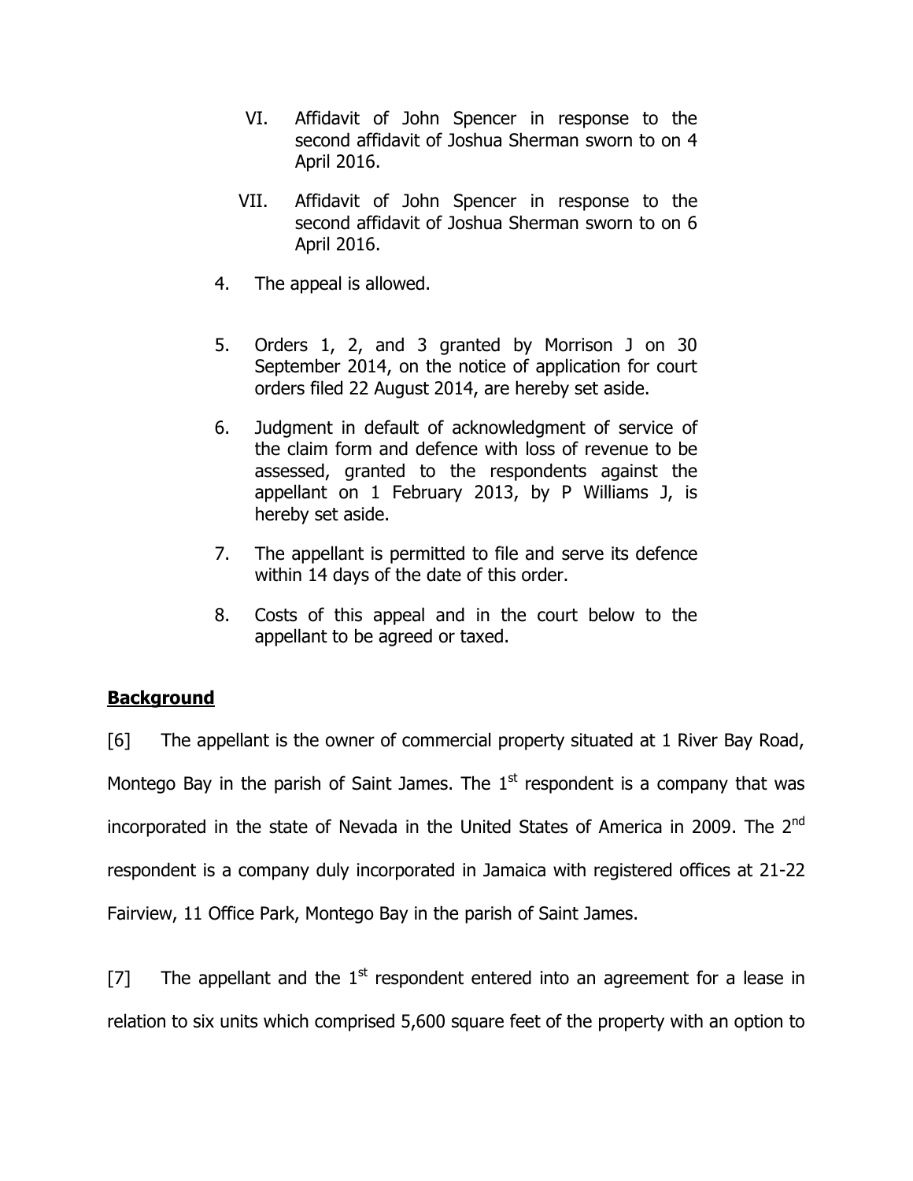VI. Affidavit of John Spencer in response to the second affidavit of Joshua Sherman sworn to on 4 April 2016.

VII. Affidavit of John Spencer in response to the second affidavit of Joshua Sherman sworn to on 6 April 2016.

4. The appeal is allowed.

5. Orders 1, 2, and 3 granted by Morrison J on 30 September 2014, on the notice of application for court orders filed 22 August 2014, are hereby set aside.

6. Judgment in default of acknowledgment of service of the claim form and defence with loss of revenue to be assessed, granted to the respondents against the appellant on 1 February 2013, by P Williams J, is hereby set aside.

7. The appellant is permitted to file and serve its defence within 14 days of the date of this order.

8. Costs of this appeal and in the court below to the appellant to be agreed or taxed.

## Background

[6] The appellant is the owner of commercial property situated at 1 River Bay Road, Montego Bay in the parish of Saint James. The 1st respondent is a company that was incorporated in the state of Nevada in the United States of America in 2009. The 2nd respondent is a company duly incorporated in Jamaica with registered offices at 21-22 Fairview, 11 Office Park, Montego Bay in the parish of Saint James.

[7] The appellant and the 1st respondent entered into an agreement for a lease in relation to six units which comprised 5,600 square feet of the property with an option to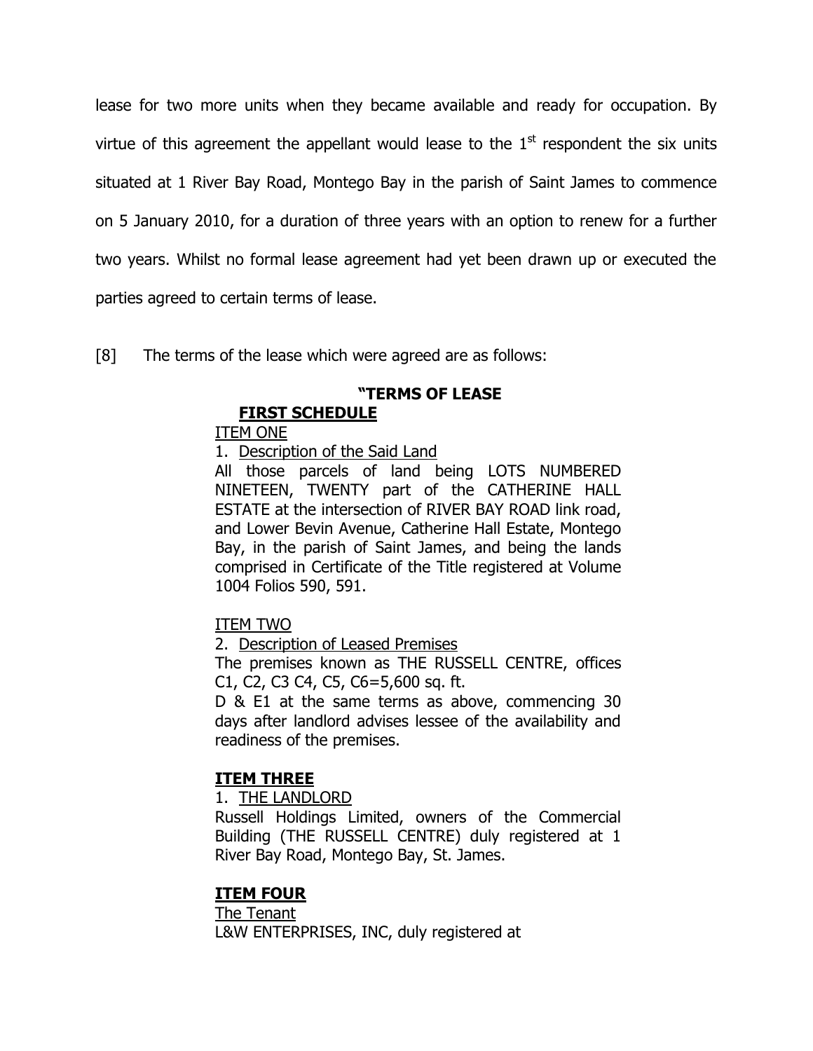lease for two more units when they became available and ready for occupation. By virtue of this agreement the appellant would lease to the 1st respondent the six units situated at 1 River Bay Road, Montego Bay in the parish of Saint James to commence on 5 January 2010, for a duration of three years with an option to renew for a further two years. Whilst no formal lease agreement had yet been drawn up or executed the parties agreed to certain terms of lease.

[8] The terms of the lease which were agreed are as follows:

> **"TERMS OF LEASE**
>
> **FIRST SCHEDULE**
>
> ITEM ONE
>
> 1. Description of the Said Land
>
> All those parcels of land being LOTS NUMBERED NINETEEN, TWENTY part of the CATHERINE HALL ESTATE at the intersection of RIVER BAY ROAD link road, and Lower Bevin Avenue, Catherine Hall Estate, Montego Bay, in the parish of Saint James, and being the lands comprised in Certificate of the Title registered at Volume 1004 Folios 590, 591.
>
> ITEM TWO
>
> 2. Description of Leased Premises
>
> The premises known as THE RUSSELL CENTRE, offices C1, C2, C3 C4, C5, C6=5,600 sq. ft.
>
> D & E1 at the same terms as above, commencing 30 days after landlord advises lessee of the availability and readiness of the premises.
>
> **ITEM THREE**
>
> 1. THE LANDLORD
>
> Russell Holdings Limited, owners of the Commercial Building (THE RUSSELL CENTRE) duly registered at 1 River Bay Road, Montego Bay, St. James.
>
> **ITEM FOUR**
>
> The Tenant
>
> L&W ENTERPRISES, INC, duly registered at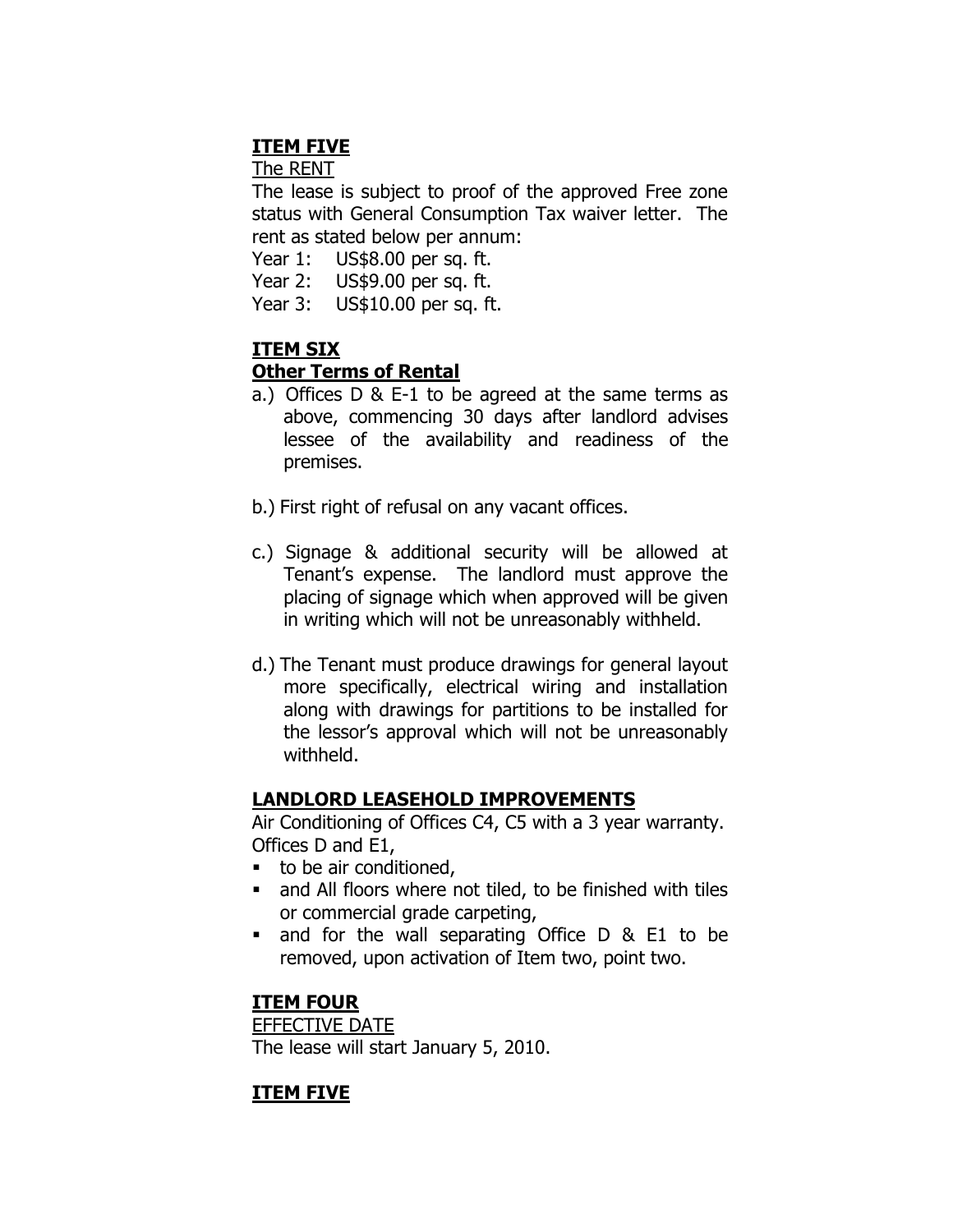**ITEM FIVE**

The RENT

The lease is subject to proof of the approved Free zone status with General Consumption Tax waiver letter. The rent as stated below per annum:

Year 1: US$8.00 per sq. ft.
Year 2: US$9.00 per sq. ft.
Year 3: US$10.00 per sq. ft.

**ITEM SIX**

**Other Terms of Rental**

a.) Offices D & E-1 to be agreed at the same terms as above, commencing 30 days after landlord advises lessee of the availability and readiness of the premises.

b.) First right of refusal on any vacant offices.

c.) Signage & additional security will be allowed at Tenant's expense. The landlord must approve the placing of signage which when approved will be given in writing which will not be unreasonably withheld.

d.) The Tenant must produce drawings for general layout more specifically, electrical wiring and installation along with drawings for partitions to be installed for the lessor's approval which will not be unreasonably withheld.

**LANDLORD LEASEHOLD IMPROVEMENTS**

Air Conditioning of Offices C4, C5 with a 3 year warranty.
Offices D and E1,

- to be air conditioned,
- and All floors where not tiled, to be finished with tiles or commercial grade carpeting,
- and for the wall separating Office D & E1 to be removed, upon activation of Item two, point two.

**ITEM FOUR**

EFFECTIVE DATE

The lease will start January 5, 2010.

**ITEM FIVE**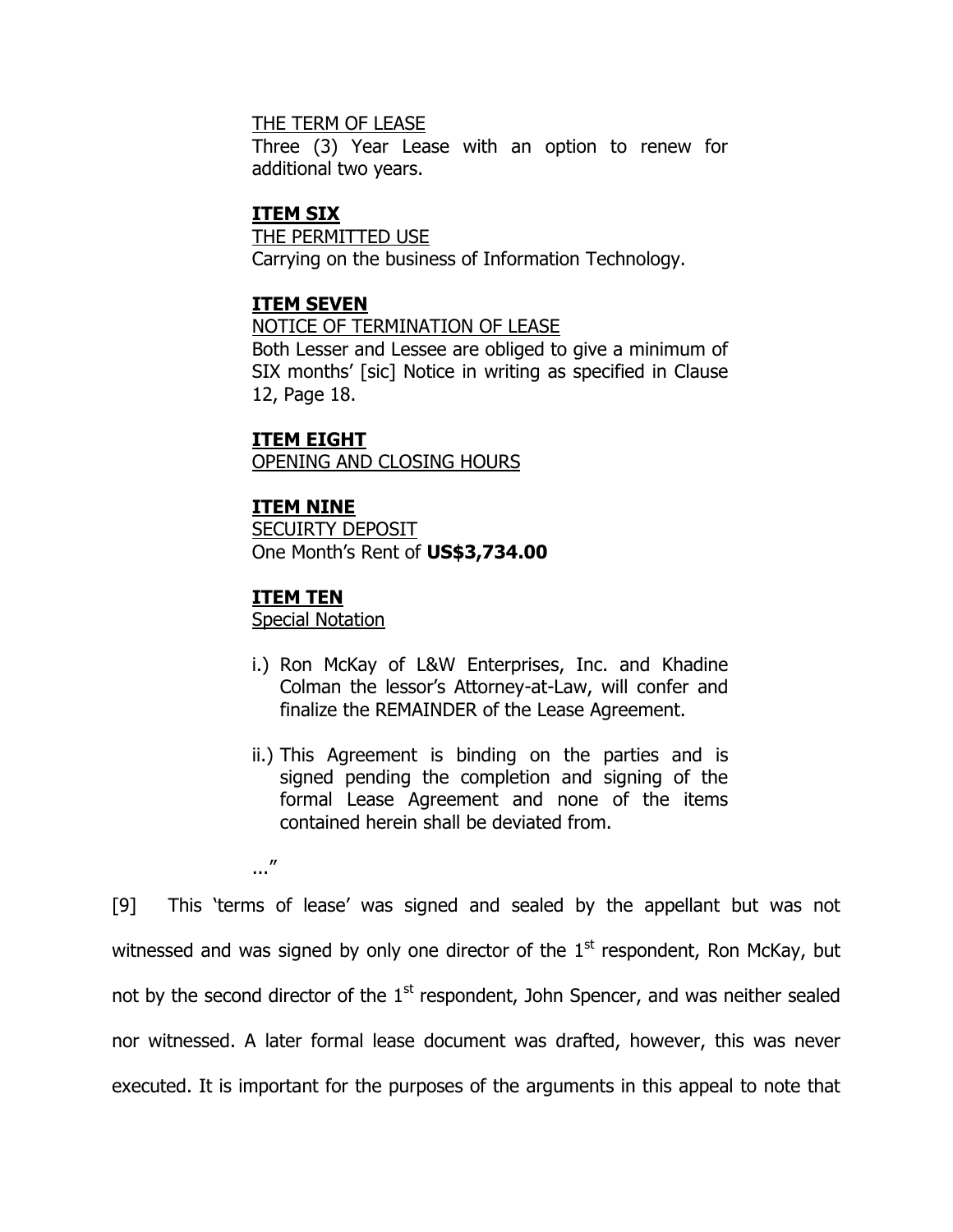THE TERM OF LEASE
Three (3) Year Lease with an option to renew for additional two years.

**ITEM SIX**
THE PERMITTED USE
Carrying on the business of Information Technology.

**ITEM SEVEN**
NOTICE OF TERMINATION OF LEASE
Both Lesser and Lessee are obliged to give a minimum of SIX months' [sic] Notice in writing as specified in Clause 12, Page 18.

**ITEM EIGHT**
OPENING AND CLOSING HOURS

**ITEM NINE**
SECUIRTY DEPOSIT
One Month's Rent of **US$3,734.00**

**ITEM TEN**
Special Notation

i.) Ron McKay of L&W Enterprises, Inc. and Khadine Colman the lessor's Attorney-at-Law, will confer and finalize the REMAINDER of the Lease Agreement.

ii.) This Agreement is binding on the parties and is signed pending the completion and signing of the formal Lease Agreement and none of the items contained herein shall be deviated from.

..."

[9] This 'terms of lease' was signed and sealed by the appellant but was not witnessed and was signed by only one director of the 1st respondent, Ron McKay, but not by the second director of the 1st respondent, John Spencer, and was neither sealed nor witnessed. A later formal lease document was drafted, however, this was never executed. It is important for the purposes of the arguments in this appeal to note that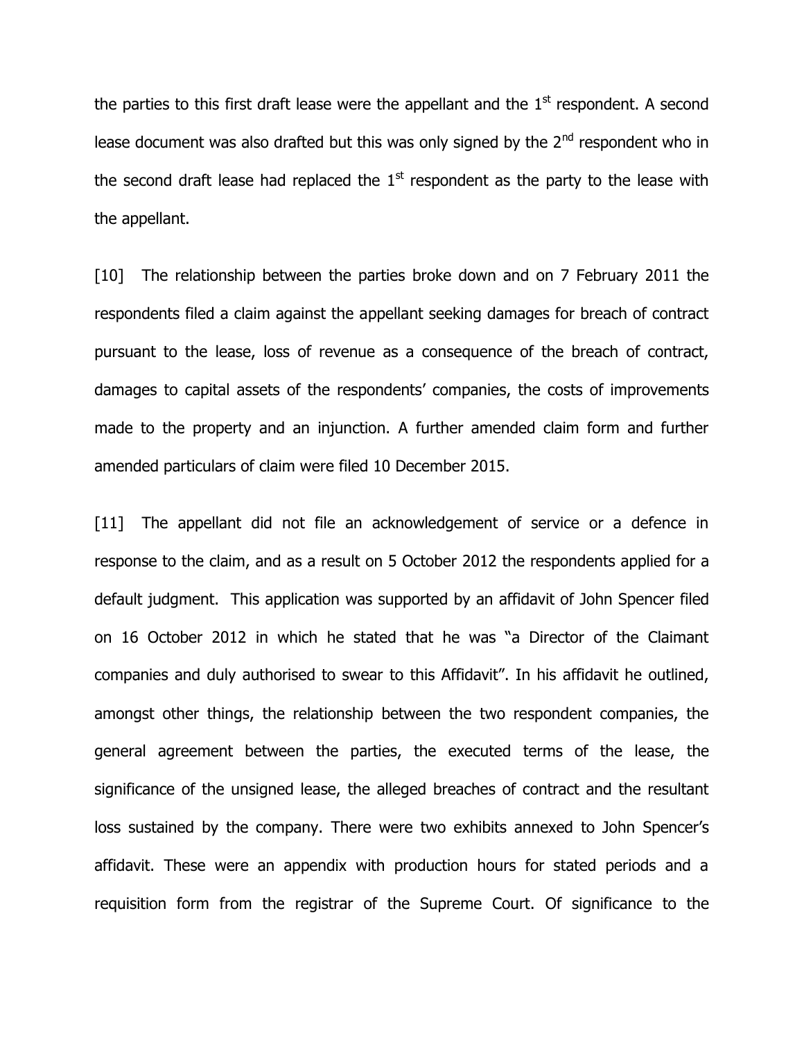the parties to this first draft lease were the appellant and the 1st respondent. A second lease document was also drafted but this was only signed by the 2nd respondent who in the second draft lease had replaced the 1st respondent as the party to the lease with the appellant.

[10] The relationship between the parties broke down and on 7 February 2011 the respondents filed a claim against the appellant seeking damages for breach of contract pursuant to the lease, loss of revenue as a consequence of the breach of contract, damages to capital assets of the respondents' companies, the costs of improvements made to the property and an injunction. A further amended claim form and further amended particulars of claim were filed 10 December 2015.

[11] The appellant did not file an acknowledgement of service or a defence in response to the claim, and as a result on 5 October 2012 the respondents applied for a default judgment. This application was supported by an affidavit of John Spencer filed on 16 October 2012 in which he stated that he was "a Director of the Claimant companies and duly authorised to swear to this Affidavit". In his affidavit he outlined, amongst other things, the relationship between the two respondent companies, the general agreement between the parties, the executed terms of the lease, the significance of the unsigned lease, the alleged breaches of contract and the resultant loss sustained by the company. There were two exhibits annexed to John Spencer's affidavit. These were an appendix with production hours for stated periods and a requisition form from the registrar of the Supreme Court. Of significance to the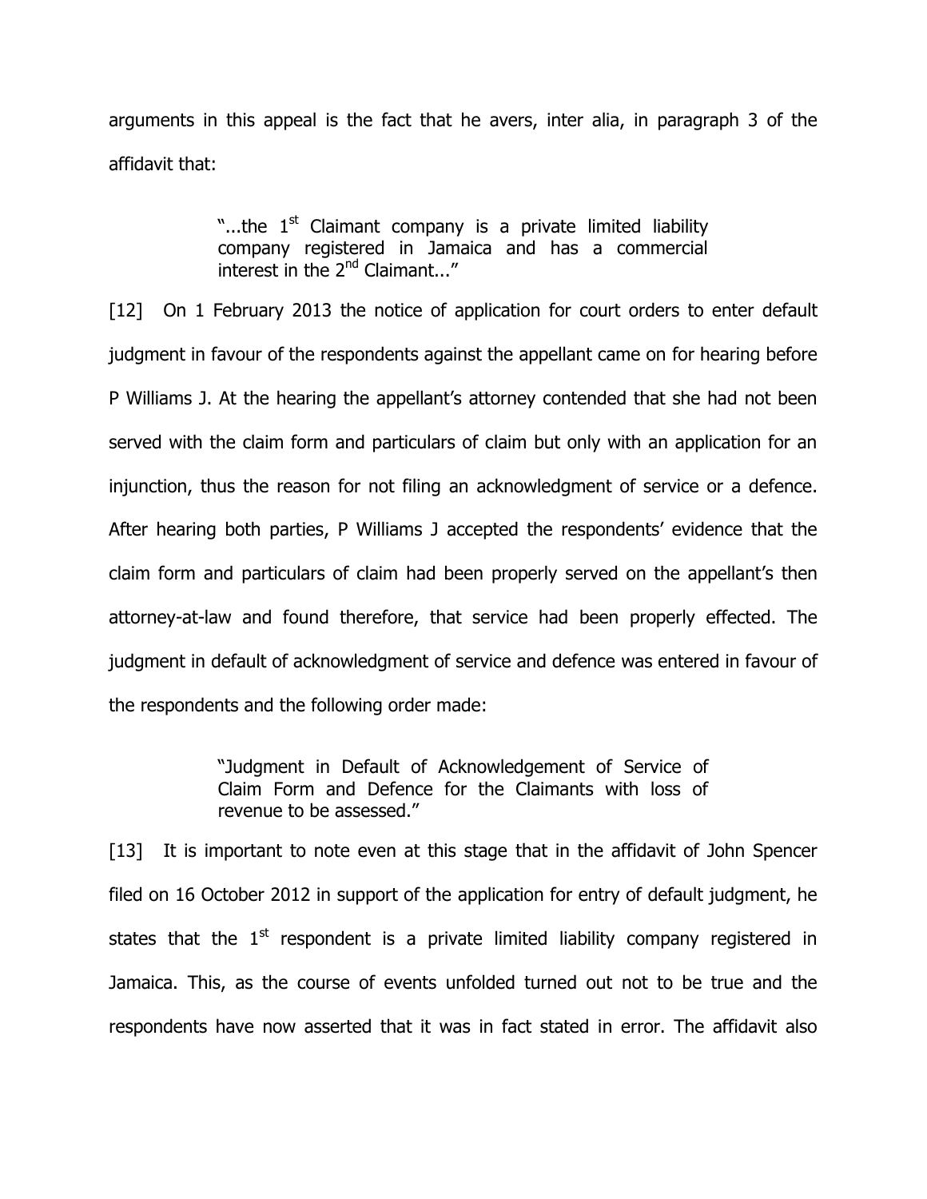arguments in this appeal is the fact that he avers, inter alia, in paragraph 3 of the affidavit that:

> "...the 1st Claimant company is a private limited liability company registered in Jamaica and has a commercial interest in the 2nd Claimant..."

[12] On 1 February 2013 the notice of application for court orders to enter default judgment in favour of the respondents against the appellant came on for hearing before P Williams J. At the hearing the appellant's attorney contended that she had not been served with the claim form and particulars of claim but only with an application for an injunction, thus the reason for not filing an acknowledgment of service or a defence. After hearing both parties, P Williams J accepted the respondents' evidence that the claim form and particulars of claim had been properly served on the appellant's then attorney-at-law and found therefore, that service had been properly effected. The judgment in default of acknowledgment of service and defence was entered in favour of the respondents and the following order made:

> "Judgment in Default of Acknowledgement of Service of Claim Form and Defence for the Claimants with loss of revenue to be assessed."

[13] It is important to note even at this stage that in the affidavit of John Spencer filed on 16 October 2012 in support of the application for entry of default judgment, he states that the 1st respondent is a private limited liability company registered in Jamaica. This, as the course of events unfolded turned out not to be true and the respondents have now asserted that it was in fact stated in error. The affidavit also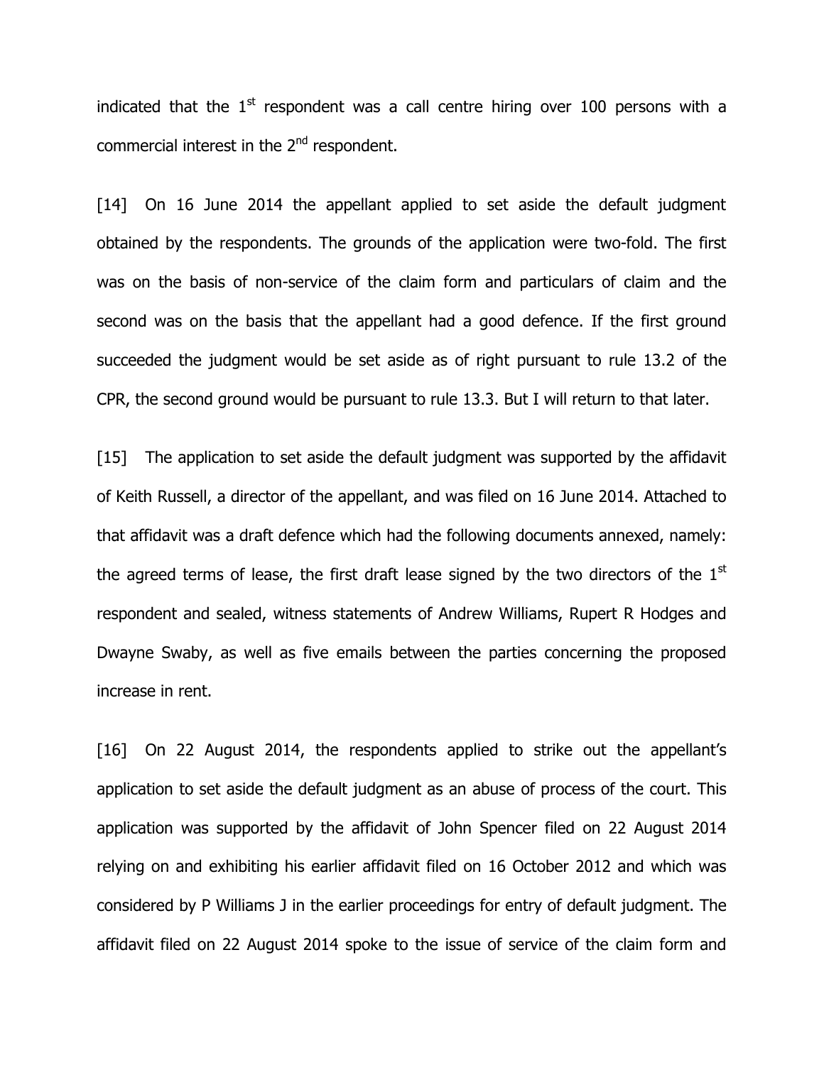indicated that the 1st respondent was a call centre hiring over 100 persons with a commercial interest in the 2nd respondent.

[14] On 16 June 2014 the appellant applied to set aside the default judgment obtained by the respondents. The grounds of the application were two-fold. The first was on the basis of non-service of the claim form and particulars of claim and the second was on the basis that the appellant had a good defence. If the first ground succeeded the judgment would be set aside as of right pursuant to rule 13.2 of the CPR, the second ground would be pursuant to rule 13.3. But I will return to that later.

[15] The application to set aside the default judgment was supported by the affidavit of Keith Russell, a director of the appellant, and was filed on 16 June 2014. Attached to that affidavit was a draft defence which had the following documents annexed, namely: the agreed terms of lease, the first draft lease signed by the two directors of the 1st respondent and sealed, witness statements of Andrew Williams, Rupert R Hodges and Dwayne Swaby, as well as five emails between the parties concerning the proposed increase in rent.

[16] On 22 August 2014, the respondents applied to strike out the appellant's application to set aside the default judgment as an abuse of process of the court. This application was supported by the affidavit of John Spencer filed on 22 August 2014 relying on and exhibiting his earlier affidavit filed on 16 October 2012 and which was considered by P Williams J in the earlier proceedings for entry of default judgment. The affidavit filed on 22 August 2014 spoke to the issue of service of the claim form and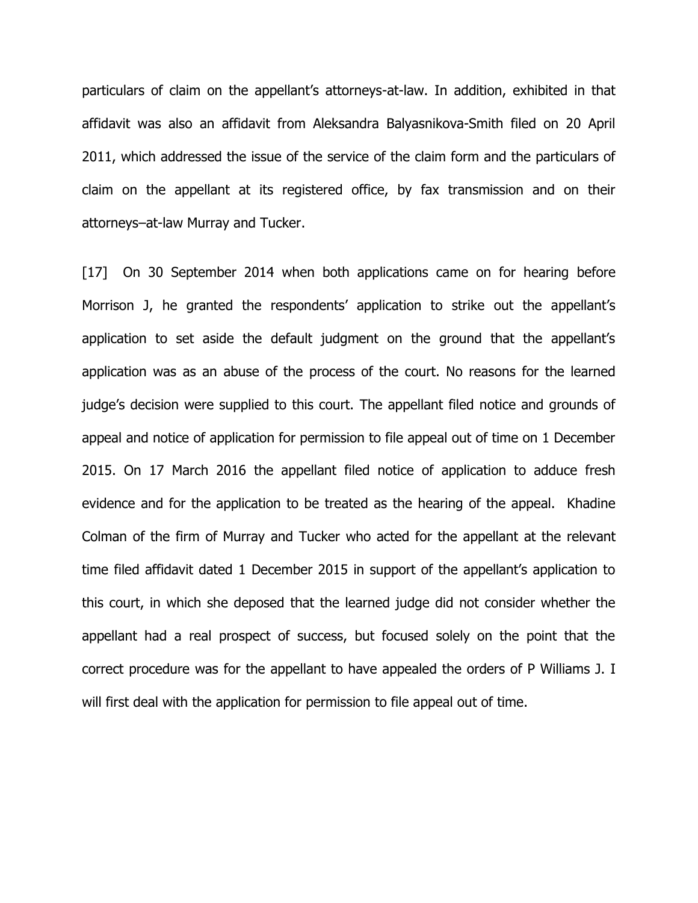particulars of claim on the appellant's attorneys-at-law. In addition, exhibited in that affidavit was also an affidavit from Aleksandra Balyasnikova-Smith filed on 20 April 2011, which addressed the issue of the service of the claim form and the particulars of claim on the appellant at its registered office, by fax transmission and on their attorneys–at-law Murray and Tucker.

[17] On 30 September 2014 when both applications came on for hearing before Morrison J, he granted the respondents' application to strike out the appellant's application to set aside the default judgment on the ground that the appellant's application was as an abuse of the process of the court. No reasons for the learned judge's decision were supplied to this court. The appellant filed notice and grounds of appeal and notice of application for permission to file appeal out of time on 1 December 2015. On 17 March 2016 the appellant filed notice of application to adduce fresh evidence and for the application to be treated as the hearing of the appeal. Khadine Colman of the firm of Murray and Tucker who acted for the appellant at the relevant time filed affidavit dated 1 December 2015 in support of the appellant's application to this court, in which she deposed that the learned judge did not consider whether the appellant had a real prospect of success, but focused solely on the point that the correct procedure was for the appellant to have appealed the orders of P Williams J. I will first deal with the application for permission to file appeal out of time.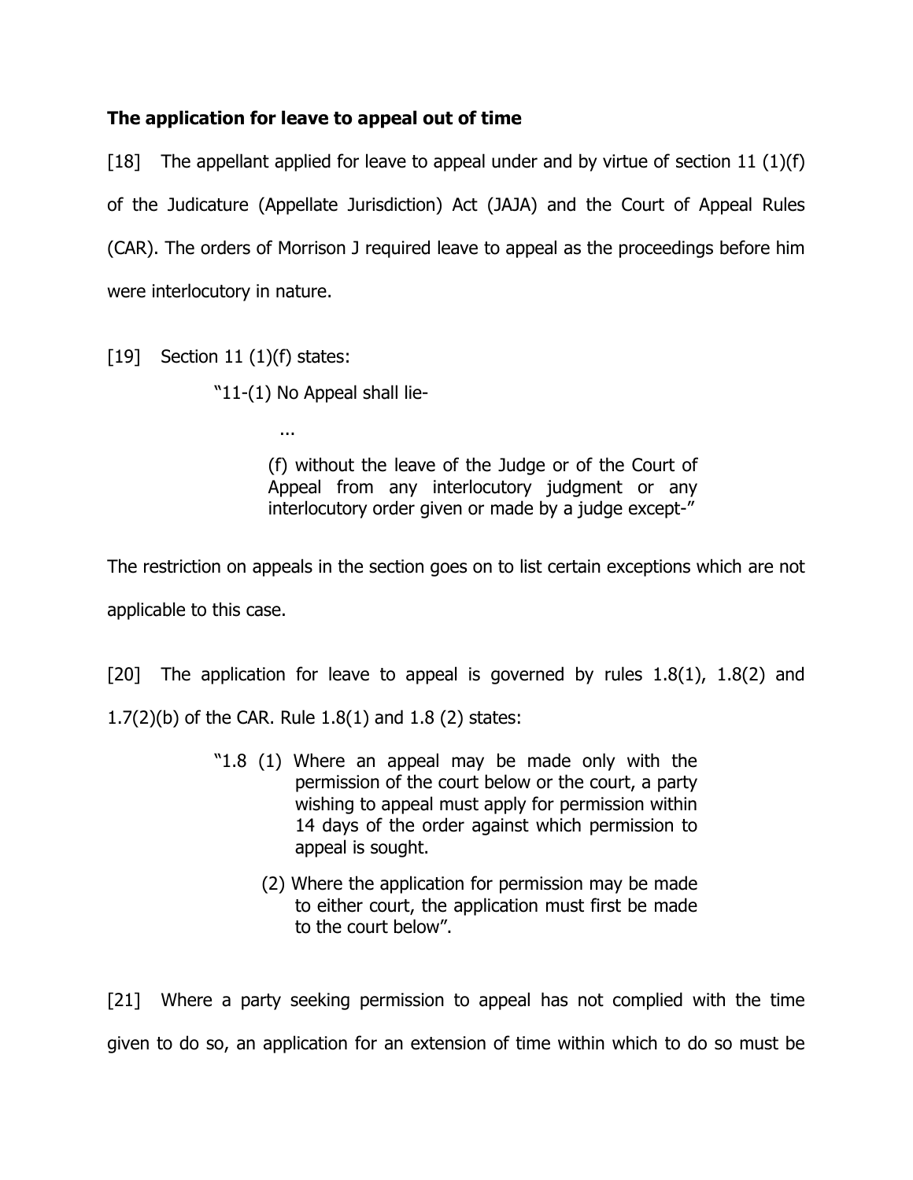**The application for leave to appeal out of time**

[18] The appellant applied for leave to appeal under and by virtue of section 11 (1)(f) of the Judicature (Appellate Jurisdiction) Act (JAJA) and the Court of Appeal Rules (CAR). The orders of Morrison J required leave to appeal as the proceedings before him were interlocutory in nature.

[19] Section 11 (1)(f) states:

> "11-(1) No Appeal shall lie-
>
> ...
>
> (f) without the leave of the Judge or of the Court of Appeal from any interlocutory judgment or any interlocutory order given or made by a judge except-"

The restriction on appeals in the section goes on to list certain exceptions which are not applicable to this case.

[20] The application for leave to appeal is governed by rules 1.8(1), 1.8(2) and 1.7(2)(b) of the CAR. Rule 1.8(1) and 1.8 (2) states:

> "1.8 (1) Where an appeal may be made only with the permission of the court below or the court, a party wishing to appeal must apply for permission within 14 days of the order against which permission to appeal is sought.
>
> (2) Where the application for permission may be made to either court, the application must first be made to the court below".

[21] Where a party seeking permission to appeal has not complied with the time given to do so, an application for an extension of time within which to do so must be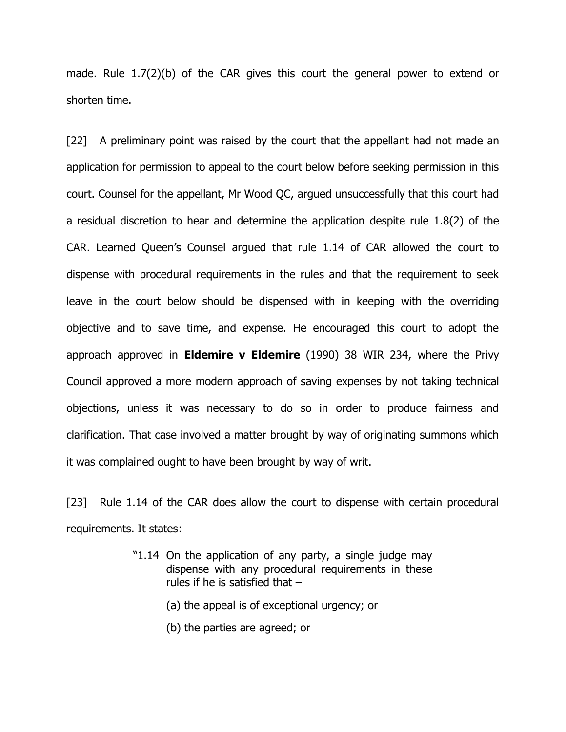made. Rule 1.7(2)(b) of the CAR gives this court the general power to extend or shorten time.

[22] A preliminary point was raised by the court that the appellant had not made an application for permission to appeal to the court below before seeking permission in this court. Counsel for the appellant, Mr Wood QC, argued unsuccessfully that this court had a residual discretion to hear and determine the application despite rule 1.8(2) of the CAR. Learned Queen's Counsel argued that rule 1.14 of CAR allowed the court to dispense with procedural requirements in the rules and that the requirement to seek leave in the court below should be dispensed with in keeping with the overriding objective and to save time, and expense. He encouraged this court to adopt the approach approved in **Eldemire v Eldemire** (1990) 38 WIR 234, where the Privy Council approved a more modern approach of saving expenses by not taking technical objections, unless it was necessary to do so in order to produce fairness and clarification. That case involved a matter brought by way of originating summons which it was complained ought to have been brought by way of writ.

[23] Rule 1.14 of the CAR does allow the court to dispense with certain procedural requirements. It states:

> "1.14 On the application of any party, a single judge may dispense with any procedural requirements in these rules if he is satisfied that –
>
> (a) the appeal is of exceptional urgency; or
>
> (b) the parties are agreed; or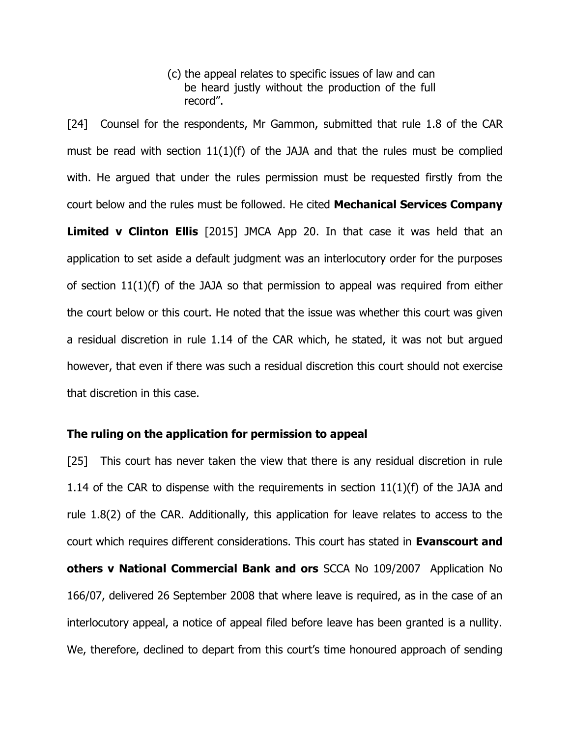(c) the appeal relates to specific issues of law and can be heard justly without the production of the full record".

[24] Counsel for the respondents, Mr Gammon, submitted that rule 1.8 of the CAR must be read with section 11(1)(f) of the JAJA and that the rules must be complied with. He argued that under the rules permission must be requested firstly from the court below and the rules must be followed. He cited **Mechanical Services Company Limited v Clinton Ellis** [2015] JMCA App 20. In that case it was held that an application to set aside a default judgment was an interlocutory order for the purposes of section 11(1)(f) of the JAJA so that permission to appeal was required from either the court below or this court. He noted that the issue was whether this court was given a residual discretion in rule 1.14 of the CAR which, he stated, it was not but argued however, that even if there was such a residual discretion this court should not exercise that discretion in this case.

**The ruling on the application for permission to appeal**

[25] This court has never taken the view that there is any residual discretion in rule 1.14 of the CAR to dispense with the requirements in section 11(1)(f) of the JAJA and rule 1.8(2) of the CAR. Additionally, this application for leave relates to access to the court which requires different considerations. This court has stated in **Evanscourt and others v National Commercial Bank and ors** SCCA No 109/2007 Application No 166/07, delivered 26 September 2008 that where leave is required, as in the case of an interlocutory appeal, a notice of appeal filed before leave has been granted is a nullity. We, therefore, declined to depart from this court's time honoured approach of sending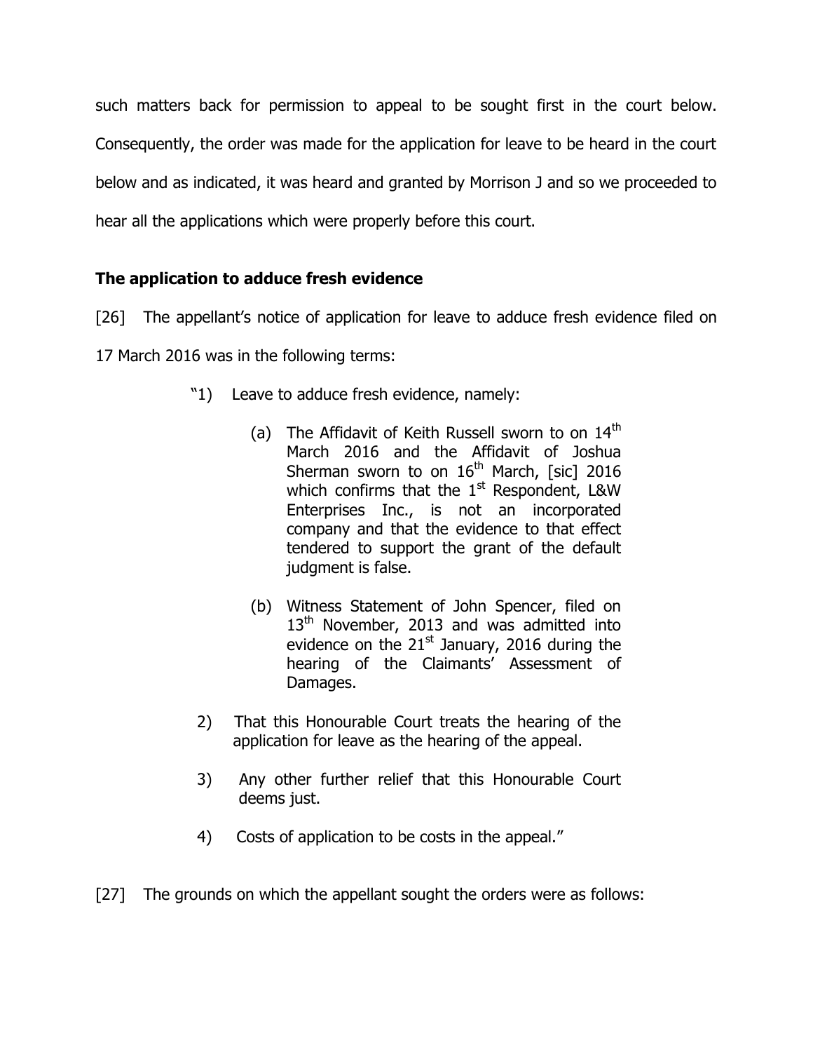such matters back for permission to appeal to be sought first in the court below. Consequently, the order was made for the application for leave to be heard in the court below and as indicated, it was heard and granted by Morrison J and so we proceeded to hear all the applications which were properly before this court.

## The application to adduce fresh evidence

[26] The appellant's notice of application for leave to adduce fresh evidence filed on 17 March 2016 was in the following terms:

> "1) Leave to adduce fresh evidence, namely:
>
> (a) The Affidavit of Keith Russell sworn to on 14th March 2016 and the Affidavit of Joshua Sherman sworn to on 16th March, [sic] 2016 which confirms that the 1st Respondent, L&W Enterprises Inc., is not an incorporated company and that the evidence to that effect tendered to support the grant of the default judgment is false.
>
> (b) Witness Statement of John Spencer, filed on 13th November, 2013 and was admitted into evidence on the 21st January, 2016 during the hearing of the Claimants' Assessment of Damages.
>
> 2) That this Honourable Court treats the hearing of the application for leave as the hearing of the appeal.
>
> 3) Any other further relief that this Honourable Court deems just.
>
> 4) Costs of application to be costs in the appeal."

[27] The grounds on which the appellant sought the orders were as follows: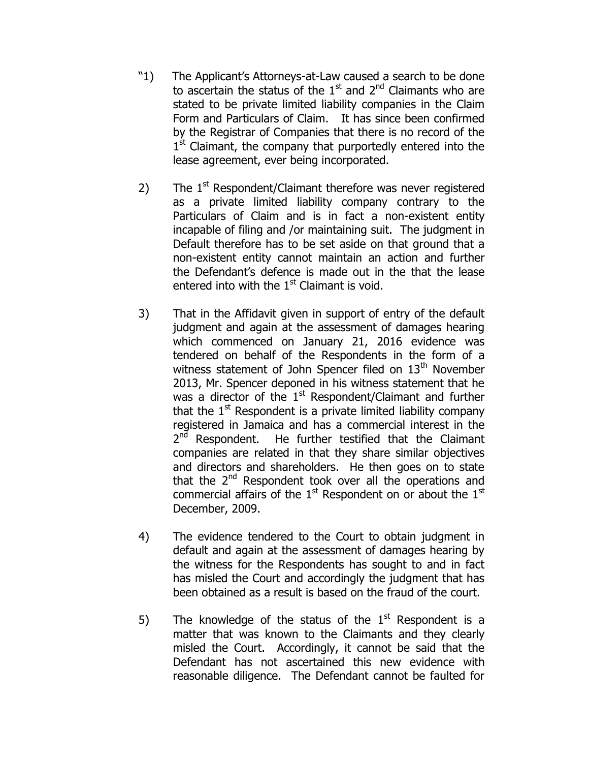"1) The Applicant's Attorneys-at-Law caused a search to be done to ascertain the status of the 1st and 2nd Claimants who are stated to be private limited liability companies in the Claim Form and Particulars of Claim. It has since been confirmed by the Registrar of Companies that there is no record of the 1st Claimant, the company that purportedly entered into the lease agreement, ever being incorporated.

2) The 1st Respondent/Claimant therefore was never registered as a private limited liability company contrary to the Particulars of Claim and is in fact a non-existent entity incapable of filing and /or maintaining suit. The judgment in Default therefore has to be set aside on that ground that a non-existent entity cannot maintain an action and further the Defendant's defence is made out in the that the lease entered into with the 1st Claimant is void.

3) That in the Affidavit given in support of entry of the default judgment and again at the assessment of damages hearing which commenced on January 21, 2016 evidence was tendered on behalf of the Respondents in the form of a witness statement of John Spencer filed on 13th November 2013, Mr. Spencer deponed in his witness statement that he was a director of the 1st Respondent/Claimant and further that the 1st Respondent is a private limited liability company registered in Jamaica and has a commercial interest in the 2nd Respondent. He further testified that the Claimant companies are related in that they share similar objectives and directors and shareholders. He then goes on to state that the 2nd Respondent took over all the operations and commercial affairs of the 1st Respondent on or about the 1st December, 2009.

4) The evidence tendered to the Court to obtain judgment in default and again at the assessment of damages hearing by the witness for the Respondents has sought to and in fact has misled the Court and accordingly the judgment that has been obtained as a result is based on the fraud of the court.

5) The knowledge of the status of the 1st Respondent is a matter that was known to the Claimants and they clearly misled the Court. Accordingly, it cannot be said that the Defendant has not ascertained this new evidence with reasonable diligence. The Defendant cannot be faulted for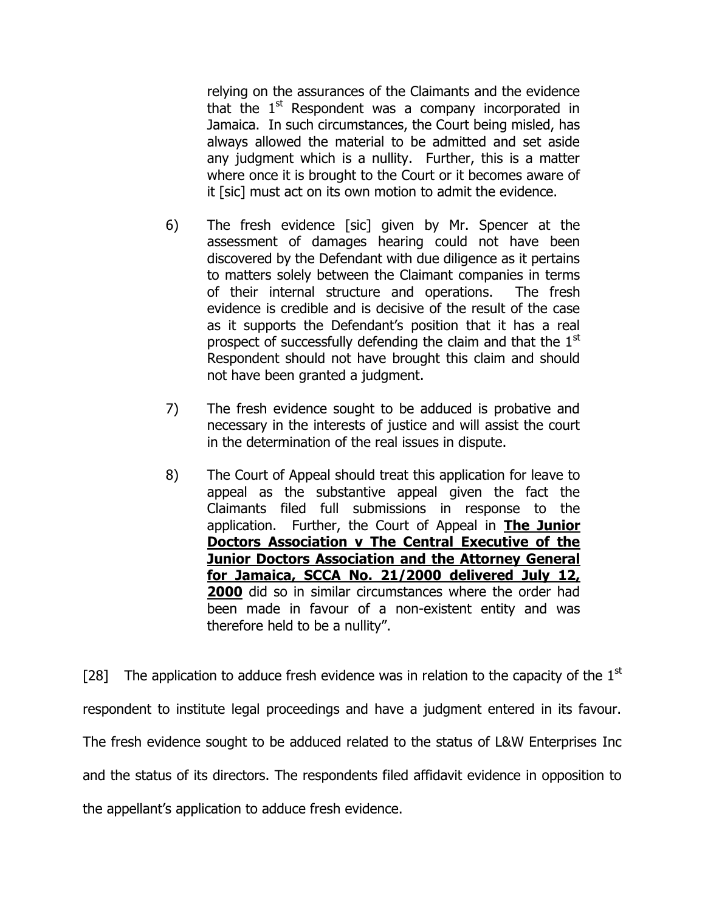relying on the assurances of the Claimants and the evidence that the 1st Respondent was a company incorporated in Jamaica. In such circumstances, the Court being misled, has always allowed the material to be admitted and set aside any judgment which is a nullity. Further, this is a matter where once it is brought to the Court or it becomes aware of it [sic] must act on its own motion to admit the evidence.

6) The fresh evidence [sic] given by Mr. Spencer at the assessment of damages hearing could not have been discovered by the Defendant with due diligence as it pertains to matters solely between the Claimant companies in terms of their internal structure and operations. The fresh evidence is credible and is decisive of the result of the case as it supports the Defendant's position that it has a real prospect of successfully defending the claim and that the 1st Respondent should not have brought this claim and should not have been granted a judgment.

7) The fresh evidence sought to be adduced is probative and necessary in the interests of justice and will assist the court in the determination of the real issues in dispute.

8) The Court of Appeal should treat this application for leave to appeal as the substantive appeal given the fact the Claimants filed full submissions in response to the application. Further, the Court of Appeal in **The Junior Doctors Association v The Central Executive of the Junior Doctors Association and the Attorney General for Jamaica, SCCA No. 21/2000 delivered July 12, 2000** did so in similar circumstances where the order had been made in favour of a non-existent entity and was therefore held to be a nullity".

[28] The application to adduce fresh evidence was in relation to the capacity of the 1st respondent to institute legal proceedings and have a judgment entered in its favour. The fresh evidence sought to be adduced related to the status of L&W Enterprises Inc and the status of its directors. The respondents filed affidavit evidence in opposition to the appellant's application to adduce fresh evidence.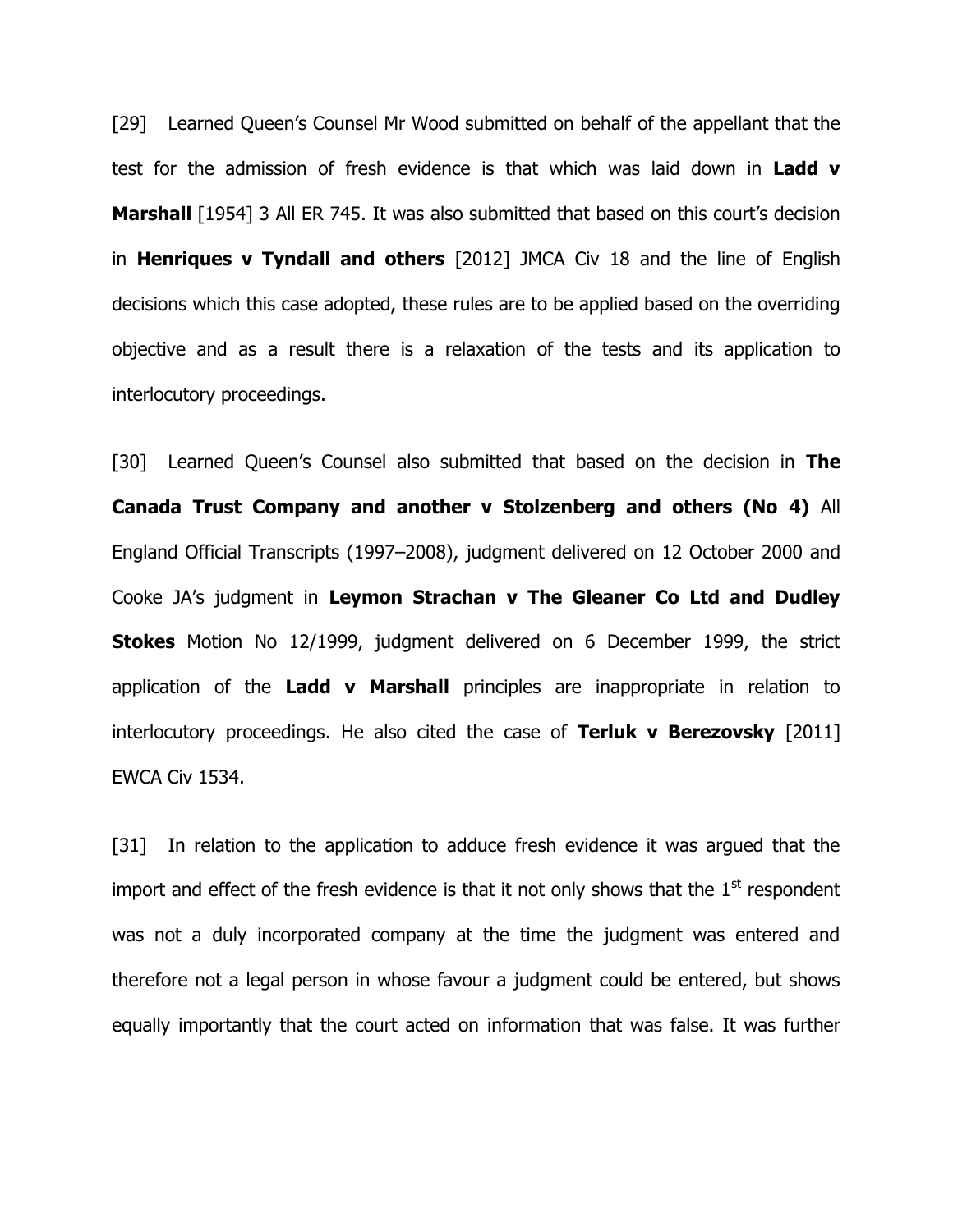[29] Learned Queen's Counsel Mr Wood submitted on behalf of the appellant that the test for the admission of fresh evidence is that which was laid down in **Ladd v Marshall** [1954] 3 All ER 745. It was also submitted that based on this court's decision in **Henriques v Tyndall and others** [2012] JMCA Civ 18 and the line of English decisions which this case adopted, these rules are to be applied based on the overriding objective and as a result there is a relaxation of the tests and its application to interlocutory proceedings.

[30] Learned Queen's Counsel also submitted that based on the decision in **The Canada Trust Company and another v Stolzenberg and others (No 4)** All England Official Transcripts (1997–2008), judgment delivered on 12 October 2000 and Cooke JA's judgment in **Leymon Strachan v The Gleaner Co Ltd and Dudley Stokes** Motion No 12/1999, judgment delivered on 6 December 1999, the strict application of the **Ladd v Marshall** principles are inappropriate in relation to interlocutory proceedings. He also cited the case of **Terluk v Berezovsky** [2011] EWCA Civ 1534.

[31] In relation to the application to adduce fresh evidence it was argued that the import and effect of the fresh evidence is that it not only shows that the 1st respondent was not a duly incorporated company at the time the judgment was entered and therefore not a legal person in whose favour a judgment could be entered, but shows equally importantly that the court acted on information that was false. It was further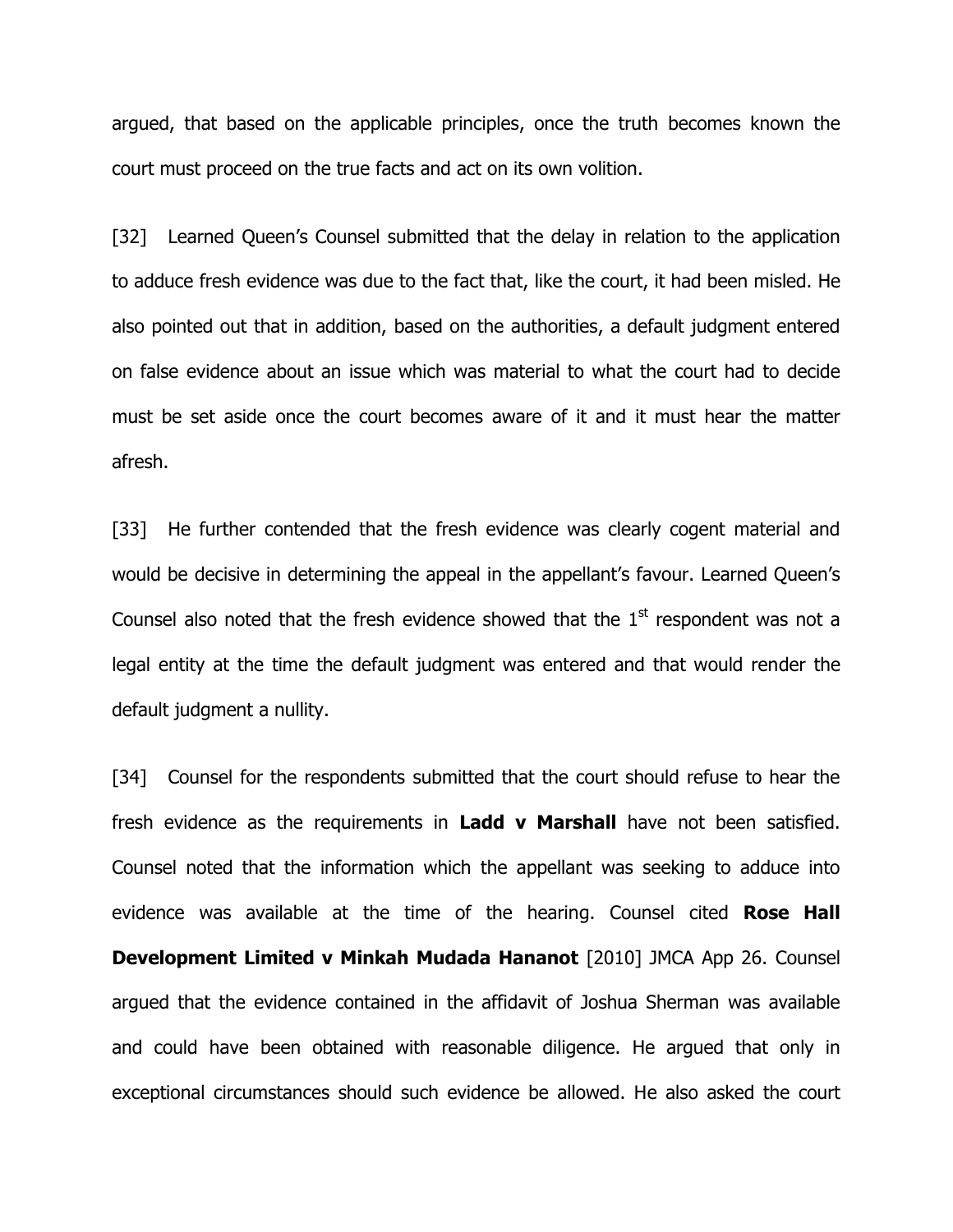argued, that based on the applicable principles, once the truth becomes known the court must proceed on the true facts and act on its own volition.

[32] Learned Queen's Counsel submitted that the delay in relation to the application to adduce fresh evidence was due to the fact that, like the court, it had been misled. He also pointed out that in addition, based on the authorities, a default judgment entered on false evidence about an issue which was material to what the court had to decide must be set aside once the court becomes aware of it and it must hear the matter afresh.

[33] He further contended that the fresh evidence was clearly cogent material and would be decisive in determining the appeal in the appellant's favour. Learned Queen's Counsel also noted that the fresh evidence showed that the 1st respondent was not a legal entity at the time the default judgment was entered and that would render the default judgment a nullity.

[34] Counsel for the respondents submitted that the court should refuse to hear the fresh evidence as the requirements in **Ladd v Marshall** have not been satisfied. Counsel noted that the information which the appellant was seeking to adduce into evidence was available at the time of the hearing. Counsel cited **Rose Hall Development Limited v Minkah Mudada Hananot** [2010] JMCA App 26. Counsel argued that the evidence contained in the affidavit of Joshua Sherman was available and could have been obtained with reasonable diligence. He argued that only in exceptional circumstances should such evidence be allowed. He also asked the court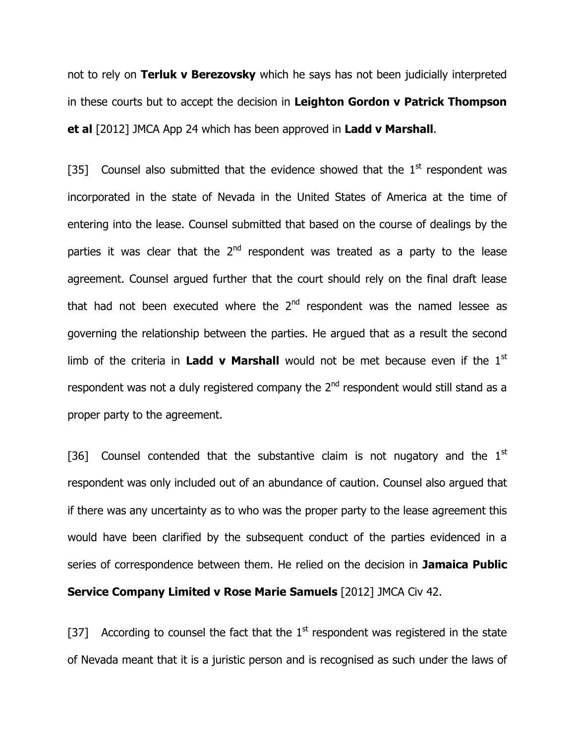not to rely on **Terluk v Berezovsky** which he says has not been judicially interpreted in these courts but to accept the decision in **Leighton Gordon v Patrick Thompson et al** [2012] JMCA App 24 which has been approved in **Ladd v Marshall**.

[35] Counsel also submitted that the evidence showed that the 1st respondent was incorporated in the state of Nevada in the United States of America at the time of entering into the lease. Counsel submitted that based on the course of dealings by the parties it was clear that the 2nd respondent was treated as a party to the lease agreement. Counsel argued further that the court should rely on the final draft lease that had not been executed where the 2nd respondent was the named lessee as governing the relationship between the parties. He argued that as a result the second limb of the criteria in **Ladd v Marshall** would not be met because even if the 1st respondent was not a duly registered company the 2nd respondent would still stand as a proper party to the agreement.

[36] Counsel contended that the substantive claim is not nugatory and the 1st respondent was only included out of an abundance of caution. Counsel also argued that if there was any uncertainty as to who was the proper party to the lease agreement this would have been clarified by the subsequent conduct of the parties evidenced in a series of correspondence between them. He relied on the decision in **Jamaica Public Service Company Limited v Rose Marie Samuels** [2012] JMCA Civ 42.

[37] According to counsel the fact that the 1st respondent was registered in the state of Nevada meant that it is a juristic person and is recognised as such under the laws of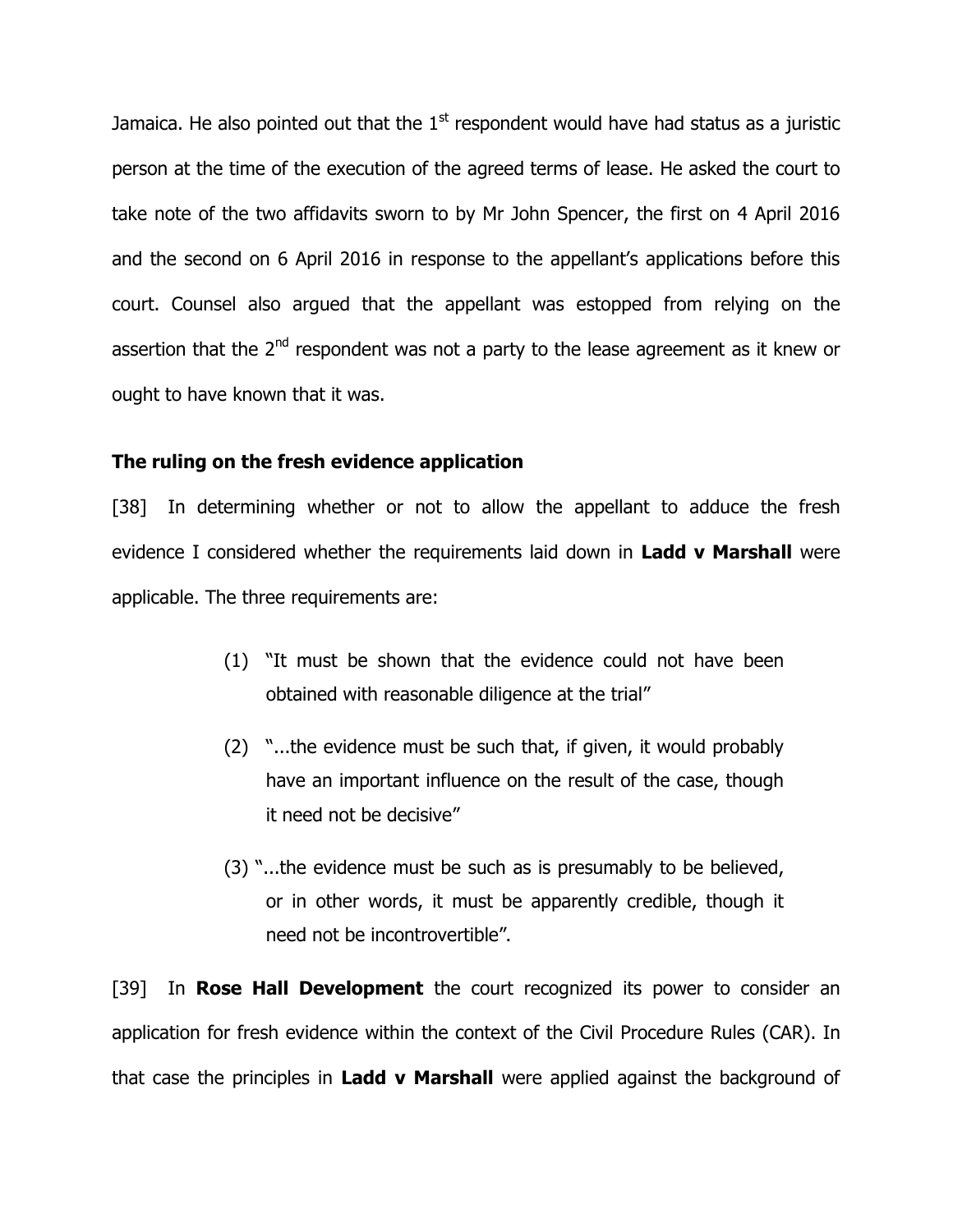Jamaica. He also pointed out that the 1st respondent would have had status as a juristic person at the time of the execution of the agreed terms of lease. He asked the court to take note of the two affidavits sworn to by Mr John Spencer, the first on 4 April 2016 and the second on 6 April 2016 in response to the appellant's applications before this court. Counsel also argued that the appellant was estopped from relying on the assertion that the 2nd respondent was not a party to the lease agreement as it knew or ought to have known that it was.

**The ruling on the fresh evidence application**

[38] In determining whether or not to allow the appellant to adduce the fresh evidence I considered whether the requirements laid down in **Ladd v Marshall** were applicable. The three requirements are:

> (1) "It must be shown that the evidence could not have been obtained with reasonable diligence at the trial"
>
> (2) "...the evidence must be such that, if given, it would probably have an important influence on the result of the case, though it need not be decisive"
>
> (3) "...the evidence must be such as is presumably to be believed, or in other words, it must be apparently credible, though it need not be incontrovertible".

[39] In **Rose Hall Development** the court recognized its power to consider an application for fresh evidence within the context of the Civil Procedure Rules (CAR). In that case the principles in **Ladd v Marshall** were applied against the background of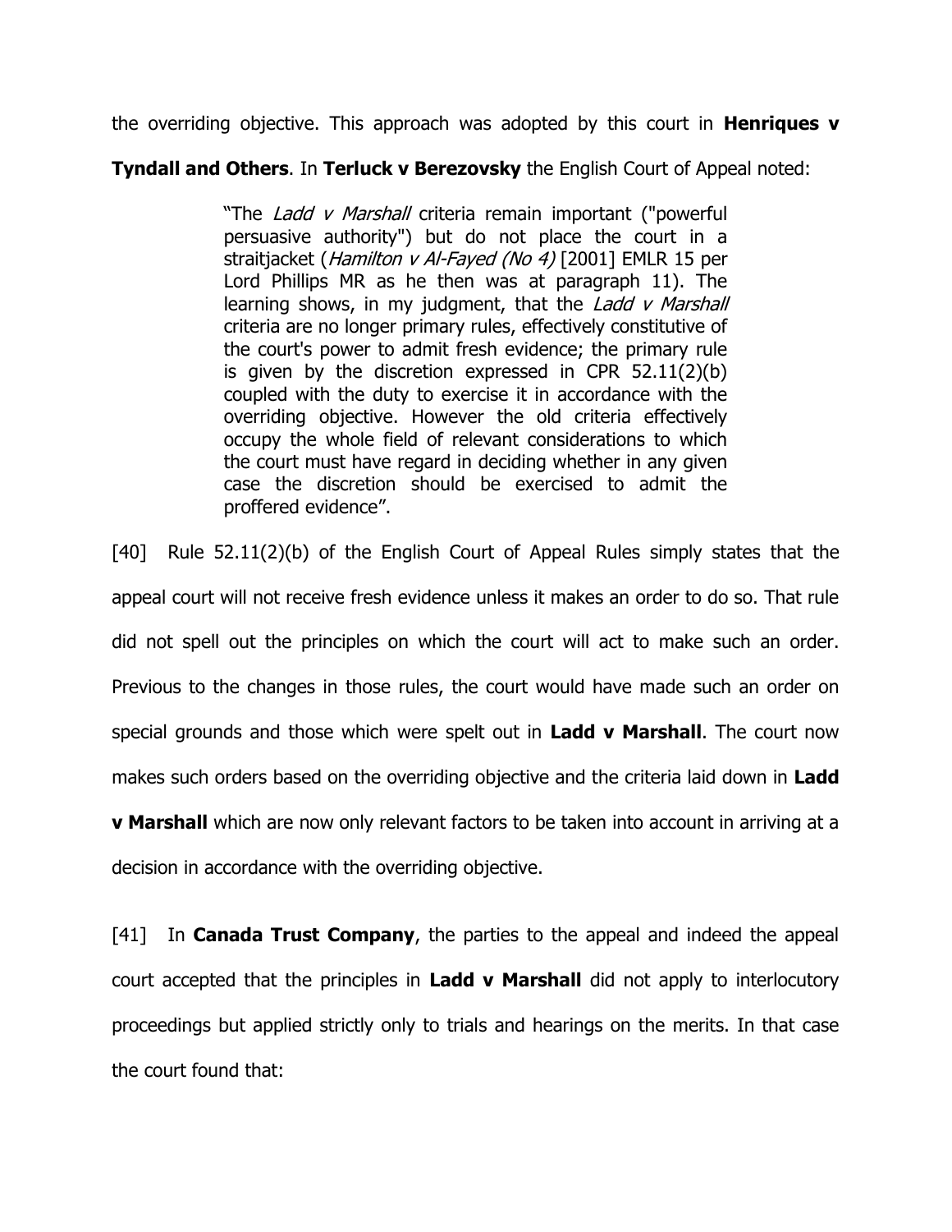the overriding objective. This approach was adopted by this court in **Henriques v Tyndall and Others**. In **Terluck v Berezovsky** the English Court of Appeal noted:

> "The *Ladd v Marshall* criteria remain important ("powerful persuasive authority") but do not place the court in a straitjacket (*Hamilton v Al-Fayed (No 4)* [2001] EMLR 15 per Lord Phillips MR as he then was at paragraph 11). The learning shows, in my judgment, that the *Ladd v Marshall* criteria are no longer primary rules, effectively constitutive of the court's power to admit fresh evidence; the primary rule is given by the discretion expressed in CPR 52.11(2)(b) coupled with the duty to exercise it in accordance with the overriding objective. However the old criteria effectively occupy the whole field of relevant considerations to which the court must have regard in deciding whether in any given case the discretion should be exercised to admit the proffered evidence".

[40] Rule 52.11(2)(b) of the English Court of Appeal Rules simply states that the appeal court will not receive fresh evidence unless it makes an order to do so. That rule did not spell out the principles on which the court will act to make such an order. Previous to the changes in those rules, the court would have made such an order on special grounds and those which were spelt out in **Ladd v Marshall**. The court now makes such orders based on the overriding objective and the criteria laid down in **Ladd v Marshall** which are now only relevant factors to be taken into account in arriving at a decision in accordance with the overriding objective.

[41] In **Canada Trust Company**, the parties to the appeal and indeed the appeal court accepted that the principles in **Ladd v Marshall** did not apply to interlocutory proceedings but applied strictly only to trials and hearings on the merits. In that case the court found that: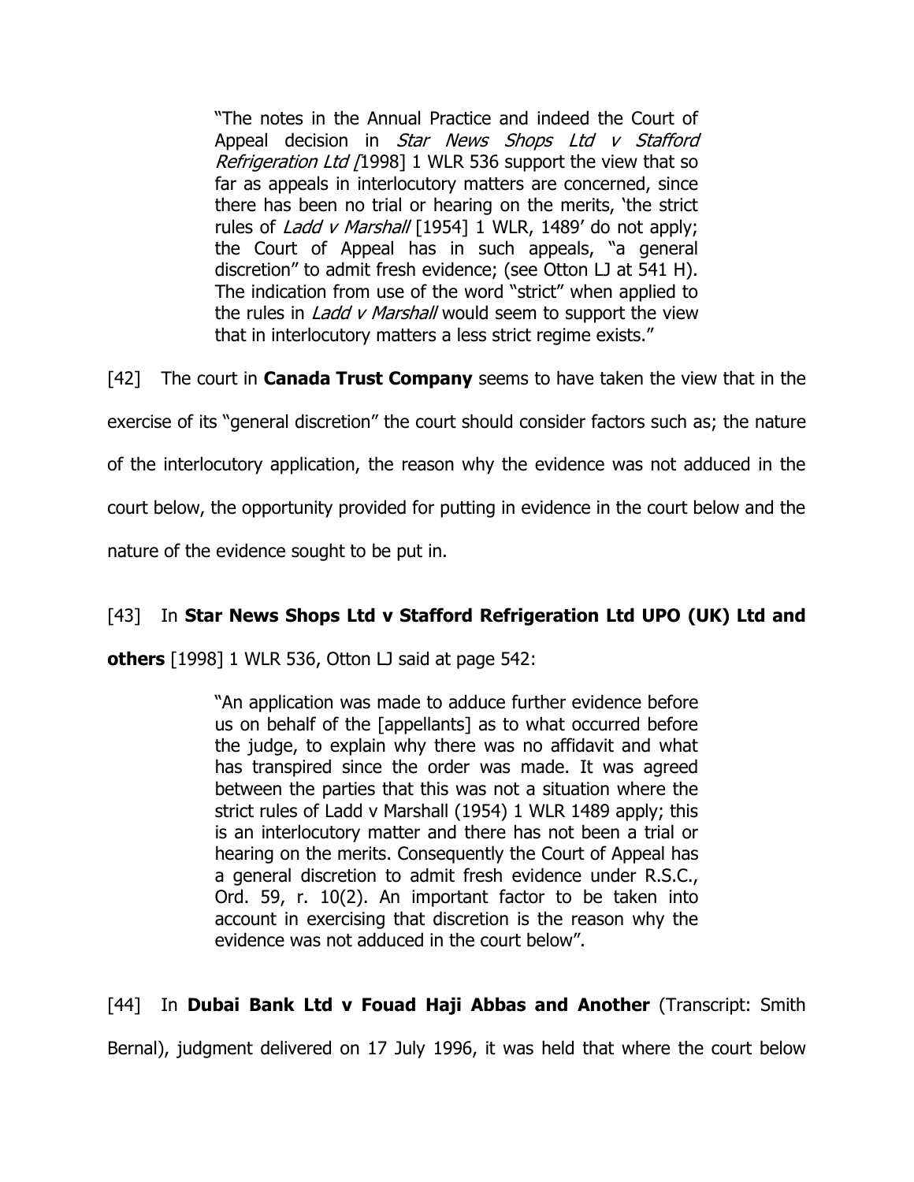> "The notes in the Annual Practice and indeed the Court of Appeal decision in *Star News Shops Ltd v Stafford Refrigeration Ltd [*1998] 1 WLR 536 support the view that so far as appeals in interlocutory matters are concerned, since there has been no trial or hearing on the merits, 'the strict rules of *Ladd v Marshall* [1954] 1 WLR, 1489' do not apply; the Court of Appeal has in such appeals, "a general discretion" to admit fresh evidence; (see Otton LJ at 541 H). The indication from use of the word "strict" when applied to the rules in *Ladd v Marshall* would seem to support the view that in interlocutory matters a less strict regime exists."

[42] The court in **Canada Trust Company** seems to have taken the view that in the exercise of its "general discretion" the court should consider factors such as; the nature of the interlocutory application, the reason why the evidence was not adduced in the court below, the opportunity provided for putting in evidence in the court below and the nature of the evidence sought to be put in.

[43] In **Star News Shops Ltd v Stafford Refrigeration Ltd UPO (UK) Ltd and others** [1998] 1 WLR 536, Otton LJ said at page 542:

> "An application was made to adduce further evidence before us on behalf of the [appellants] as to what occurred before the judge, to explain why there was no affidavit and what has transpired since the order was made. It was agreed between the parties that this was not a situation where the strict rules of Ladd v Marshall (1954) 1 WLR 1489 apply; this is an interlocutory matter and there has not been a trial or hearing on the merits. Consequently the Court of Appeal has a general discretion to admit fresh evidence under R.S.C., Ord. 59, r. 10(2). An important factor to be taken into account in exercising that discretion is the reason why the evidence was not adduced in the court below".

[44] In **Dubai Bank Ltd v Fouad Haji Abbas and Another** (Transcript: Smith Bernal), judgment delivered on 17 July 1996, it was held that where the court below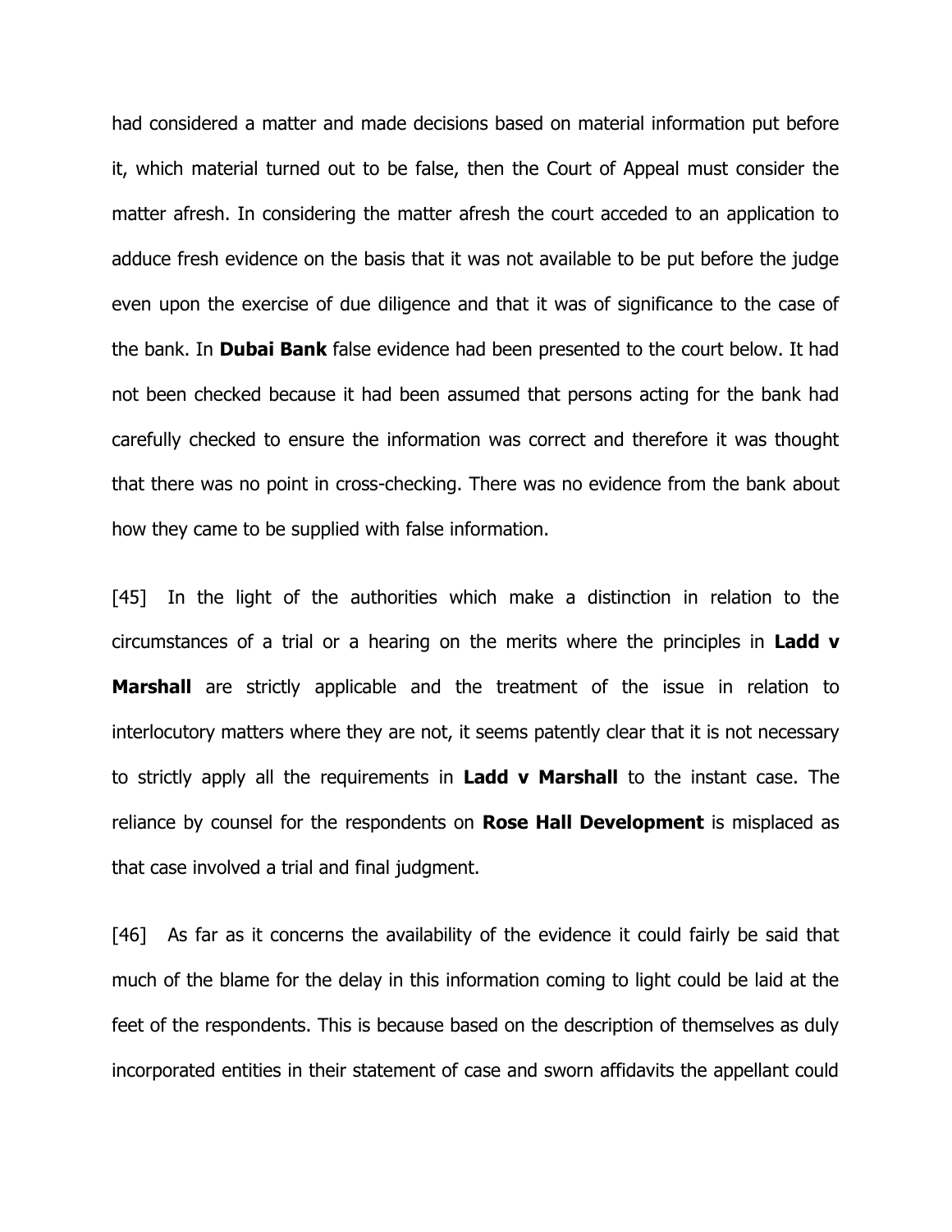had considered a matter and made decisions based on material information put before it, which material turned out to be false, then the Court of Appeal must consider the matter afresh. In considering the matter afresh the court acceded to an application to adduce fresh evidence on the basis that it was not available to be put before the judge even upon the exercise of due diligence and that it was of significance to the case of the bank. In **Dubai Bank** false evidence had been presented to the court below. It had not been checked because it had been assumed that persons acting for the bank had carefully checked to ensure the information was correct and therefore it was thought that there was no point in cross-checking. There was no evidence from the bank about how they came to be supplied with false information.

[45] In the light of the authorities which make a distinction in relation to the circumstances of a trial or a hearing on the merits where the principles in **Ladd v Marshall** are strictly applicable and the treatment of the issue in relation to interlocutory matters where they are not, it seems patently clear that it is not necessary to strictly apply all the requirements in **Ladd v Marshall** to the instant case. The reliance by counsel for the respondents on **Rose Hall Development** is misplaced as that case involved a trial and final judgment.

[46] As far as it concerns the availability of the evidence it could fairly be said that much of the blame for the delay in this information coming to light could be laid at the feet of the respondents. This is because based on the description of themselves as duly incorporated entities in their statement of case and sworn affidavits the appellant could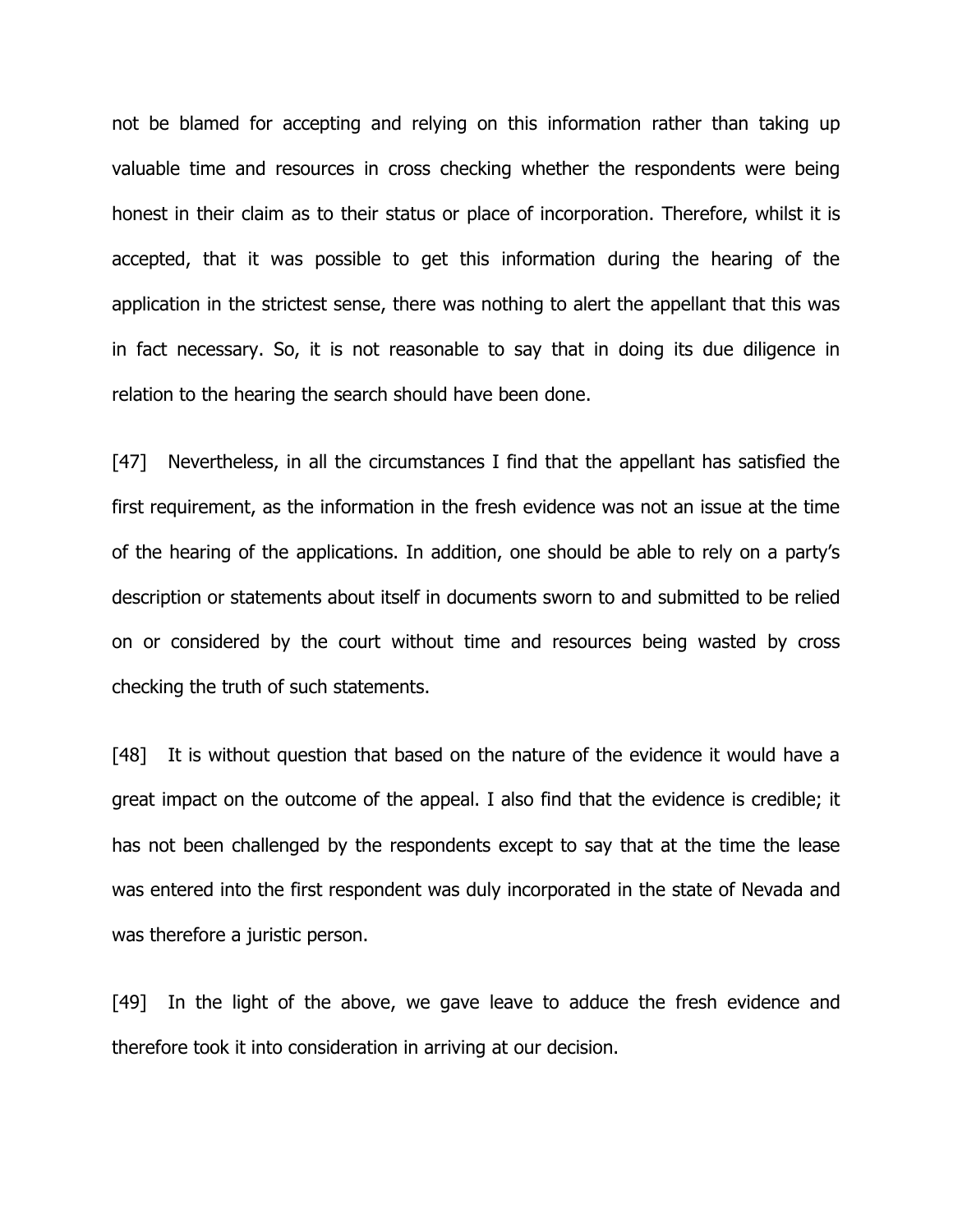not be blamed for accepting and relying on this information rather than taking up valuable time and resources in cross checking whether the respondents were being honest in their claim as to their status or place of incorporation. Therefore, whilst it is accepted, that it was possible to get this information during the hearing of the application in the strictest sense, there was nothing to alert the appellant that this was in fact necessary. So, it is not reasonable to say that in doing its due diligence in relation to the hearing the search should have been done.

[47] Nevertheless, in all the circumstances I find that the appellant has satisfied the first requirement, as the information in the fresh evidence was not an issue at the time of the hearing of the applications. In addition, one should be able to rely on a party's description or statements about itself in documents sworn to and submitted to be relied on or considered by the court without time and resources being wasted by cross checking the truth of such statements.

[48] It is without question that based on the nature of the evidence it would have a great impact on the outcome of the appeal. I also find that the evidence is credible; it has not been challenged by the respondents except to say that at the time the lease was entered into the first respondent was duly incorporated in the state of Nevada and was therefore a juristic person.

[49] In the light of the above, we gave leave to adduce the fresh evidence and therefore took it into consideration in arriving at our decision.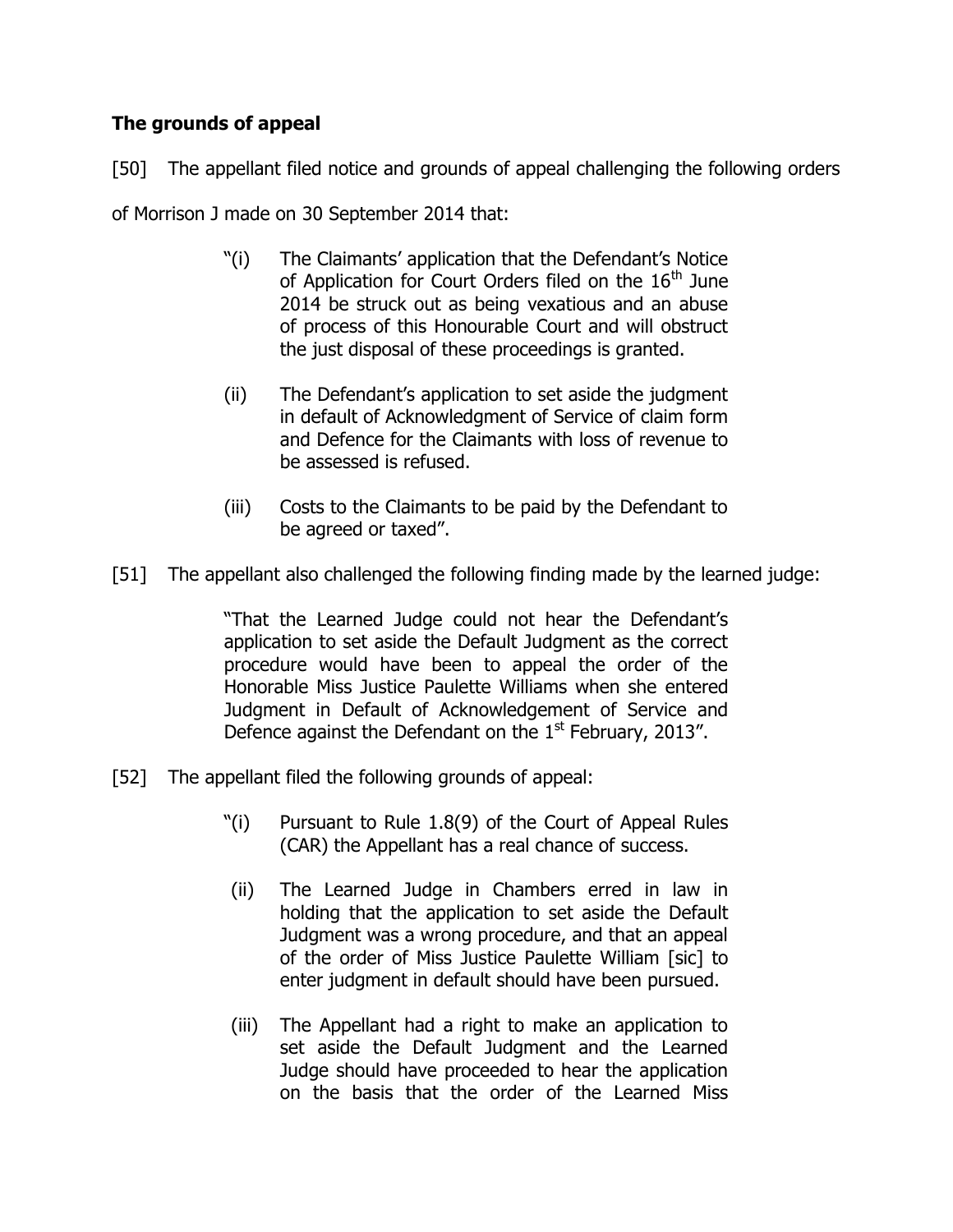**The grounds of appeal**

[50] The appellant filed notice and grounds of appeal challenging the following orders of Morrison J made on 30 September 2014 that:

> "(i) The Claimants' application that the Defendant's Notice of Application for Court Orders filed on the 16th June 2014 be struck out as being vexatious and an abuse of process of this Honourable Court and will obstruct the just disposal of these proceedings is granted.
>
> (ii) The Defendant's application to set aside the judgment in default of Acknowledgment of Service of claim form and Defence for the Claimants with loss of revenue to be assessed is refused.
>
> (iii) Costs to the Claimants to be paid by the Defendant to be agreed or taxed".

[51] The appellant also challenged the following finding made by the learned judge:

> "That the Learned Judge could not hear the Defendant's application to set aside the Default Judgment as the correct procedure would have been to appeal the order of the Honorable Miss Justice Paulette Williams when she entered Judgment in Default of Acknowledgement of Service and Defence against the Defendant on the 1st February, 2013".

[52] The appellant filed the following grounds of appeal:

> "(i) Pursuant to Rule 1.8(9) of the Court of Appeal Rules (CAR) the Appellant has a real chance of success.
>
> (ii) The Learned Judge in Chambers erred in law in holding that the application to set aside the Default Judgment was a wrong procedure, and that an appeal of the order of Miss Justice Paulette William [sic] to enter judgment in default should have been pursued.
>
> (iii) The Appellant had a right to make an application to set aside the Default Judgment and the Learned Judge should have proceeded to hear the application on the basis that the order of the Learned Miss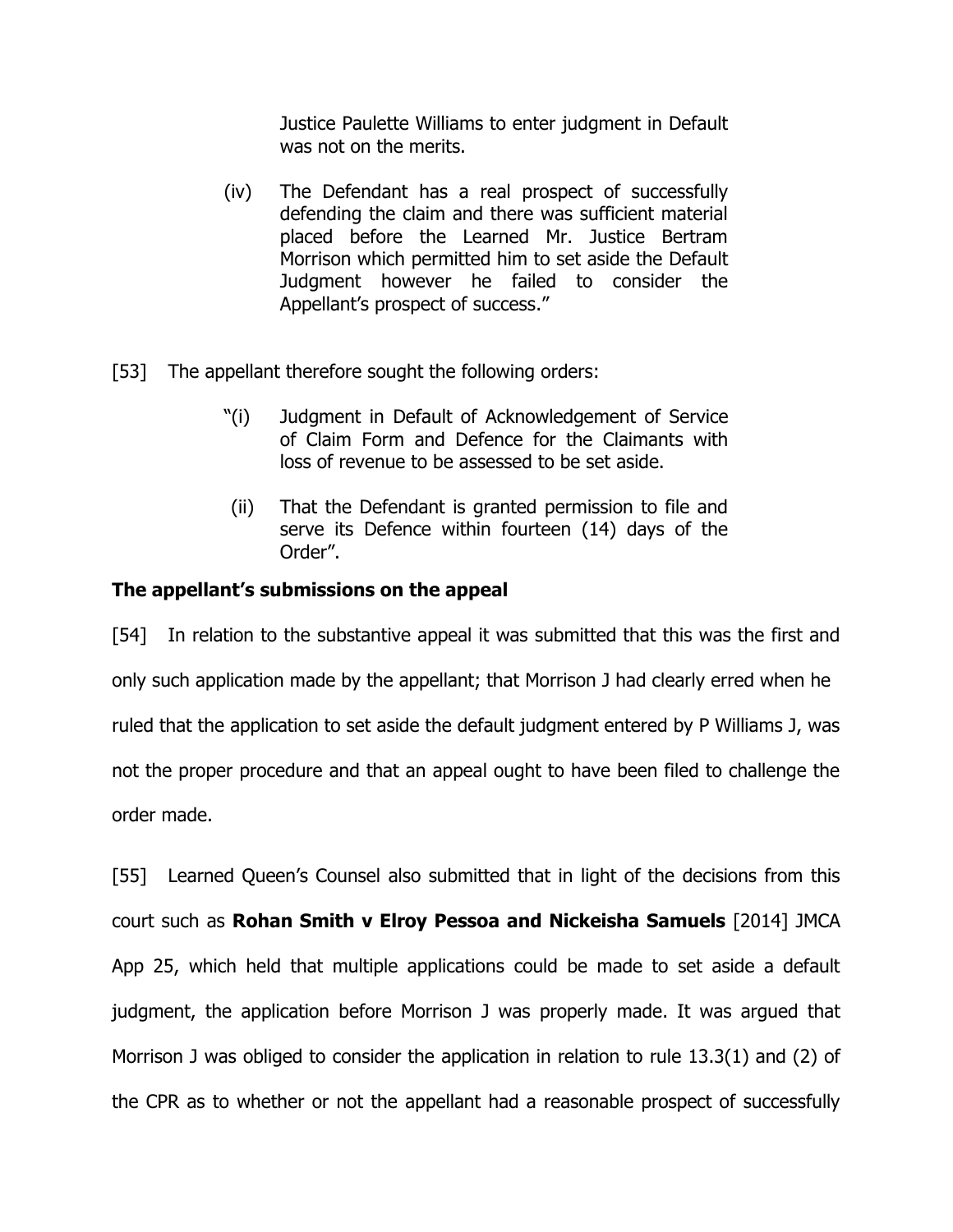> Justice Paulette Williams to enter judgment in Default was not on the merits.
>
> (iv) The Defendant has a real prospect of successfully defending the claim and there was sufficient material placed before the Learned Mr. Justice Bertram Morrison which permitted him to set aside the Default Judgment however he failed to consider the Appellant's prospect of success."

[53] The appellant therefore sought the following orders:

> "(i) Judgment in Default of Acknowledgement of Service of Claim Form and Defence for the Claimants with loss of revenue to be assessed to be set aside.
>
> (ii) That the Defendant is granted permission to file and serve its Defence within fourteen (14) days of the Order".

**The appellant's submissions on the appeal**

[54] In relation to the substantive appeal it was submitted that this was the first and only such application made by the appellant; that Morrison J had clearly erred when he ruled that the application to set aside the default judgment entered by P Williams J, was not the proper procedure and that an appeal ought to have been filed to challenge the order made.

[55] Learned Queen's Counsel also submitted that in light of the decisions from this court such as **Rohan Smith v Elroy Pessoa and Nickeisha Samuels** [2014] JMCA App 25, which held that multiple applications could be made to set aside a default judgment, the application before Morrison J was properly made. It was argued that Morrison J was obliged to consider the application in relation to rule 13.3(1) and (2) of the CPR as to whether or not the appellant had a reasonable prospect of successfully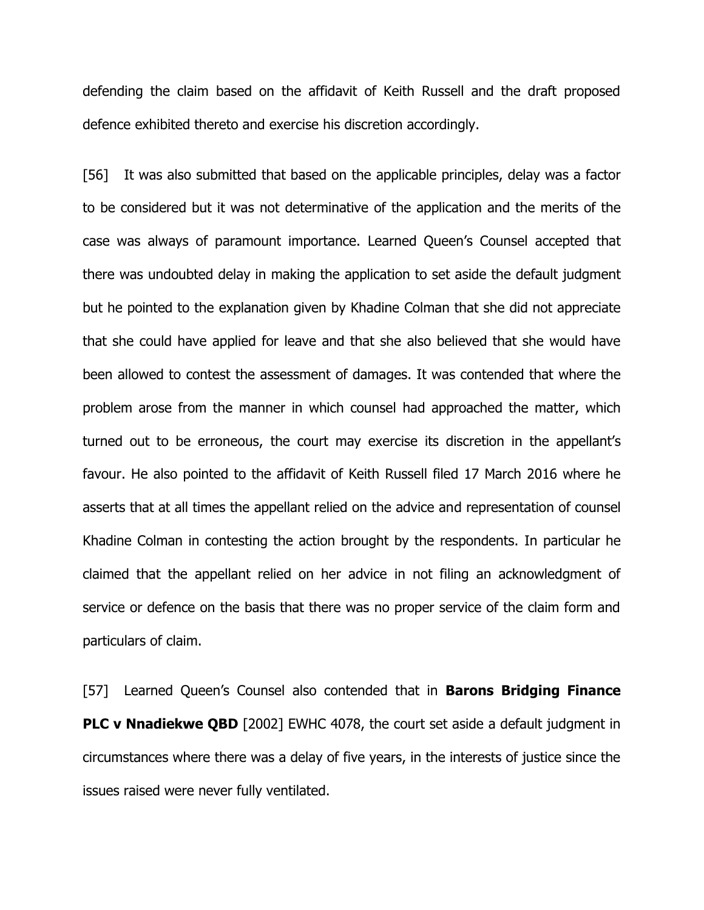defending the claim based on the affidavit of Keith Russell and the draft proposed defence exhibited thereto and exercise his discretion accordingly.

[56] It was also submitted that based on the applicable principles, delay was a factor to be considered but it was not determinative of the application and the merits of the case was always of paramount importance. Learned Queen's Counsel accepted that there was undoubted delay in making the application to set aside the default judgment but he pointed to the explanation given by Khadine Colman that she did not appreciate that she could have applied for leave and that she also believed that she would have been allowed to contest the assessment of damages. It was contended that where the problem arose from the manner in which counsel had approached the matter, which turned out to be erroneous, the court may exercise its discretion in the appellant's favour. He also pointed to the affidavit of Keith Russell filed 17 March 2016 where he asserts that at all times the appellant relied on the advice and representation of counsel Khadine Colman in contesting the action brought by the respondents. In particular he claimed that the appellant relied on her advice in not filing an acknowledgment of service or defence on the basis that there was no proper service of the claim form and particulars of claim.

[57] Learned Queen's Counsel also contended that in **Barons Bridging Finance PLC v Nnadiekwe QBD** [2002] EWHC 4078, the court set aside a default judgment in circumstances where there was a delay of five years, in the interests of justice since the issues raised were never fully ventilated.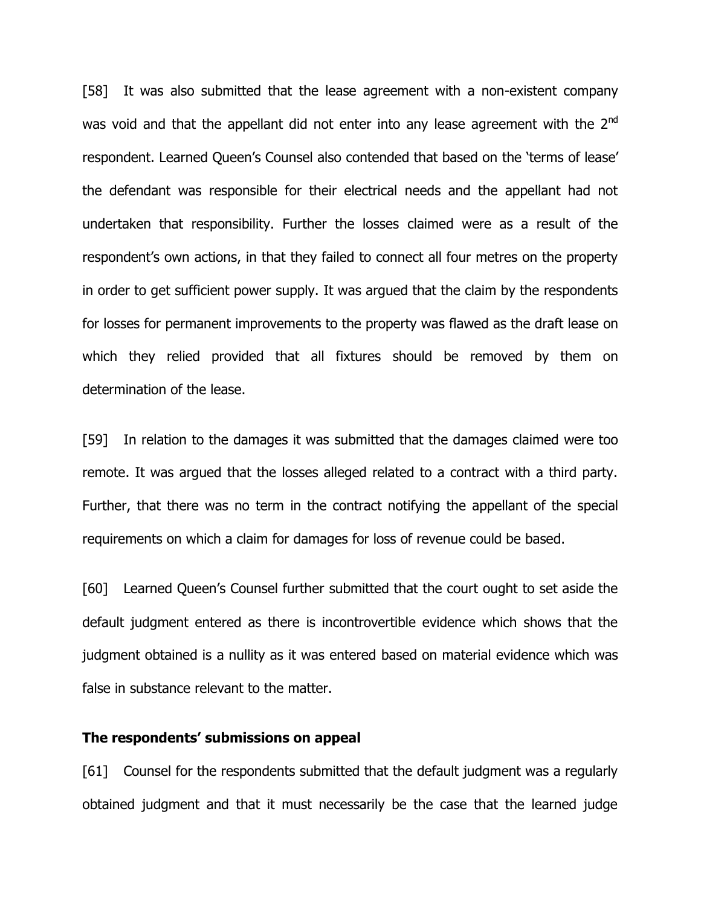[58] It was also submitted that the lease agreement with a non-existent company was void and that the appellant did not enter into any lease agreement with the 2nd respondent. Learned Queen's Counsel also contended that based on the 'terms of lease' the defendant was responsible for their electrical needs and the appellant had not undertaken that responsibility. Further the losses claimed were as a result of the respondent's own actions, in that they failed to connect all four metres on the property in order to get sufficient power supply. It was argued that the claim by the respondents for losses for permanent improvements to the property was flawed as the draft lease on which they relied provided that all fixtures should be removed by them on determination of the lease.

[59] In relation to the damages it was submitted that the damages claimed were too remote. It was argued that the losses alleged related to a contract with a third party. Further, that there was no term in the contract notifying the appellant of the special requirements on which a claim for damages for loss of revenue could be based.

[60] Learned Queen's Counsel further submitted that the court ought to set aside the default judgment entered as there is incontrovertible evidence which shows that the judgment obtained is a nullity as it was entered based on material evidence which was false in substance relevant to the matter.

**The respondents' submissions on appeal**

[61] Counsel for the respondents submitted that the default judgment was a regularly obtained judgment and that it must necessarily be the case that the learned judge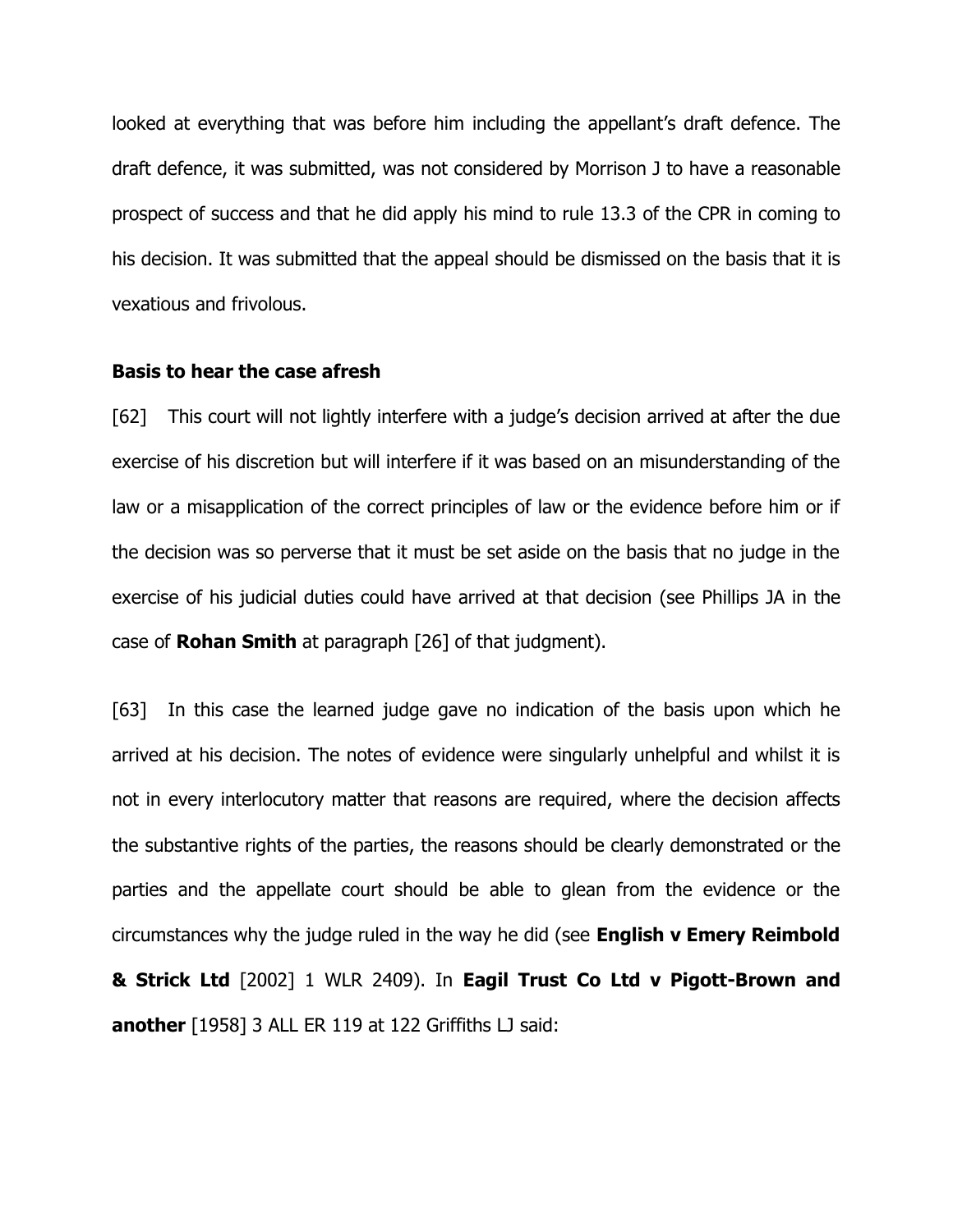looked at everything that was before him including the appellant's draft defence. The draft defence, it was submitted, was not considered by Morrison J to have a reasonable prospect of success and that he did apply his mind to rule 13.3 of the CPR in coming to his decision. It was submitted that the appeal should be dismissed on the basis that it is vexatious and frivolous.

**Basis to hear the case afresh**

[62] This court will not lightly interfere with a judge's decision arrived at after the due exercise of his discretion but will interfere if it was based on an misunderstanding of the law or a misapplication of the correct principles of law or the evidence before him or if the decision was so perverse that it must be set aside on the basis that no judge in the exercise of his judicial duties could have arrived at that decision (see Phillips JA in the case of **Rohan Smith** at paragraph [26] of that judgment).

[63] In this case the learned judge gave no indication of the basis upon which he arrived at his decision. The notes of evidence were singularly unhelpful and whilst it is not in every interlocutory matter that reasons are required, where the decision affects the substantive rights of the parties, the reasons should be clearly demonstrated or the parties and the appellate court should be able to glean from the evidence or the circumstances why the judge ruled in the way he did (see **English v Emery Reimbold & Strick Ltd** [2002] 1 WLR 2409). In **Eagil Trust Co Ltd v Pigott-Brown and another** [1958] 3 ALL ER 119 at 122 Griffiths LJ said: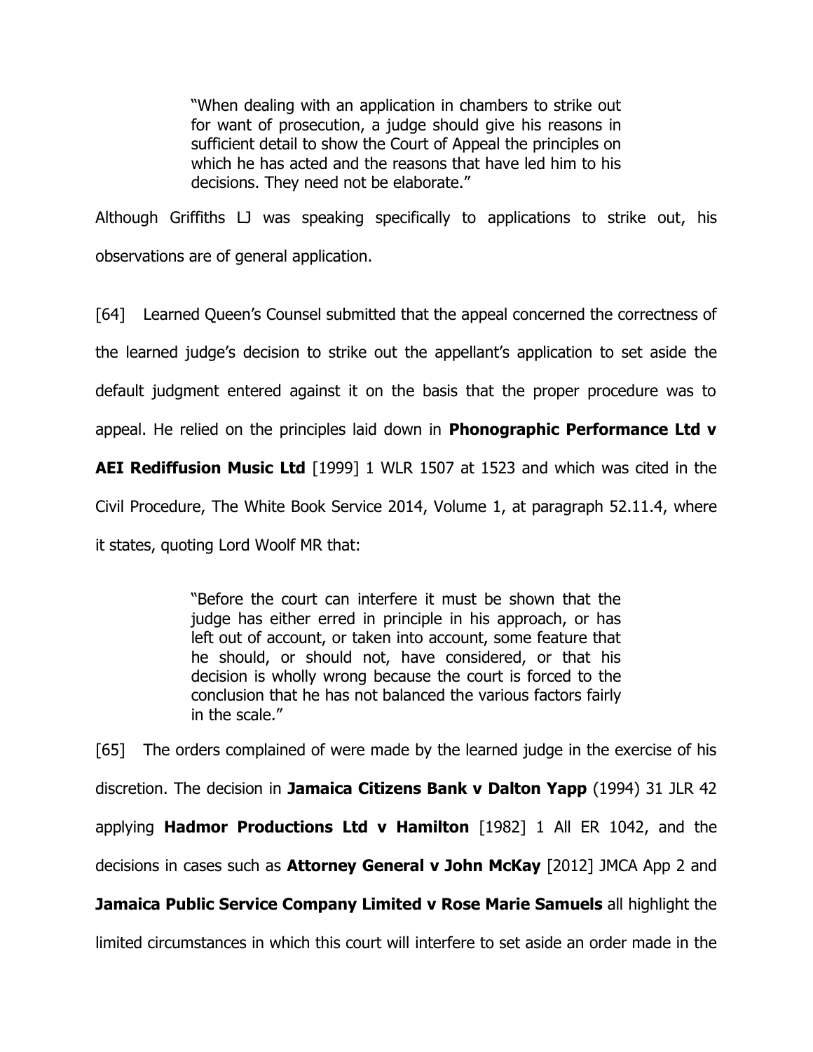> "When dealing with an application in chambers to strike out for want of prosecution, a judge should give his reasons in sufficient detail to show the Court of Appeal the principles on which he has acted and the reasons that have led him to his decisions. They need not be elaborate."

Although Griffiths LJ was speaking specifically to applications to strike out, his observations are of general application.

[64] Learned Queen's Counsel submitted that the appeal concerned the correctness of the learned judge's decision to strike out the appellant's application to set aside the default judgment entered against it on the basis that the proper procedure was to appeal. He relied on the principles laid down in **Phonographic Performance Ltd v AEI Rediffusion Music Ltd** [1999] 1 WLR 1507 at 1523 and which was cited in the Civil Procedure, The White Book Service 2014, Volume 1, at paragraph 52.11.4, where it states, quoting Lord Woolf MR that:

> "Before the court can interfere it must be shown that the judge has either erred in principle in his approach, or has left out of account, or taken into account, some feature that he should, or should not, have considered, or that his decision is wholly wrong because the court is forced to the conclusion that he has not balanced the various factors fairly in the scale."

[65] The orders complained of were made by the learned judge in the exercise of his discretion. The decision in **Jamaica Citizens Bank v Dalton Yapp** (1994) 31 JLR 42 applying **Hadmor Productions Ltd v Hamilton** [1982] 1 All ER 1042, and the decisions in cases such as **Attorney General v John McKay** [2012] JMCA App 2 and **Jamaica Public Service Company Limited v Rose Marie Samuels** all highlight the limited circumstances in which this court will interfere to set aside an order made in the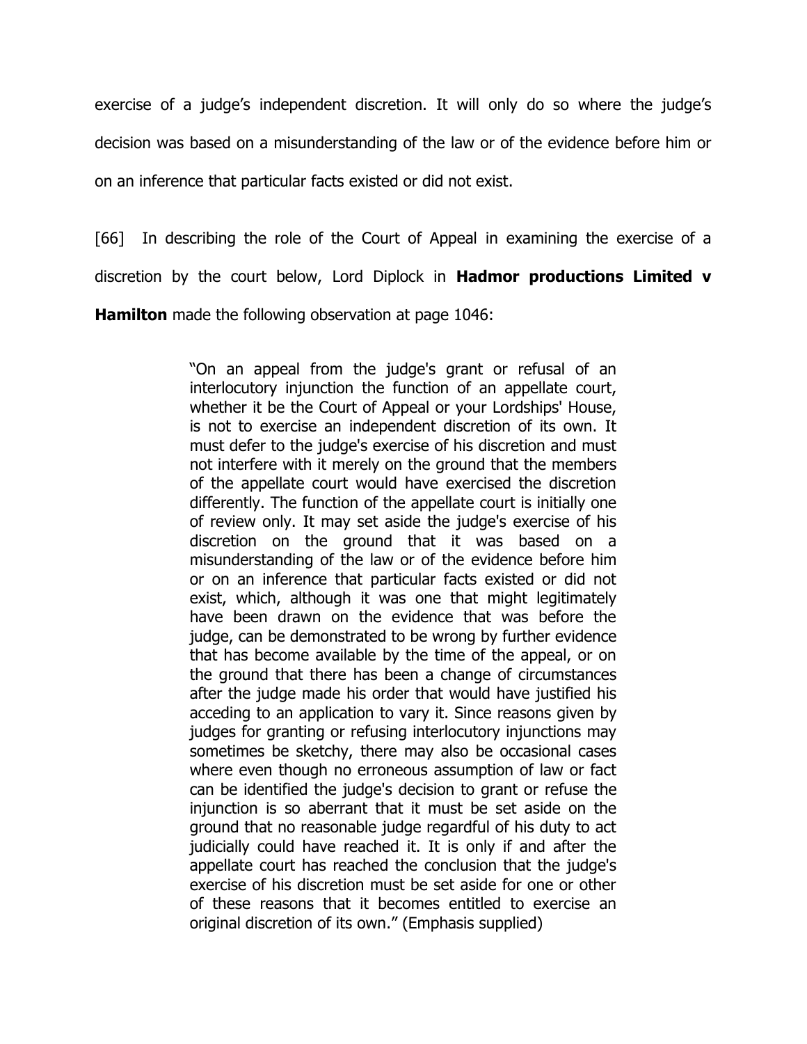exercise of a judge's independent discretion. It will only do so where the judge's decision was based on a misunderstanding of the law or of the evidence before him or on an inference that particular facts existed or did not exist.

[66] In describing the role of the Court of Appeal in examining the exercise of a discretion by the court below, Lord Diplock in **Hadmor productions Limited v Hamilton** made the following observation at page 1046:

> "On an appeal from the judge's grant or refusal of an interlocutory injunction the function of an appellate court, whether it be the Court of Appeal or your Lordships' House, is not to exercise an independent discretion of its own. It must defer to the judge's exercise of his discretion and must not interfere with it merely on the ground that the members of the appellate court would have exercised the discretion differently. The function of the appellate court is initially one of review only. It may set aside the judge's exercise of his discretion on the ground that it was based on a misunderstanding of the law or of the evidence before him or on an inference that particular facts existed or did not exist, which, although it was one that might legitimately have been drawn on the evidence that was before the judge, can be demonstrated to be wrong by further evidence that has become available by the time of the appeal, or on the ground that there has been a change of circumstances after the judge made his order that would have justified his acceding to an application to vary it. Since reasons given by judges for granting or refusing interlocutory injunctions may sometimes be sketchy, there may also be occasional cases where even though no erroneous assumption of law or fact can be identified the judge's decision to grant or refuse the injunction is so aberrant that it must be set aside on the ground that no reasonable judge regardful of his duty to act judicially could have reached it. It is only if and after the appellate court has reached the conclusion that the judge's exercise of his discretion must be set aside for one or other of these reasons that it becomes entitled to exercise an original discretion of its own." (Emphasis supplied)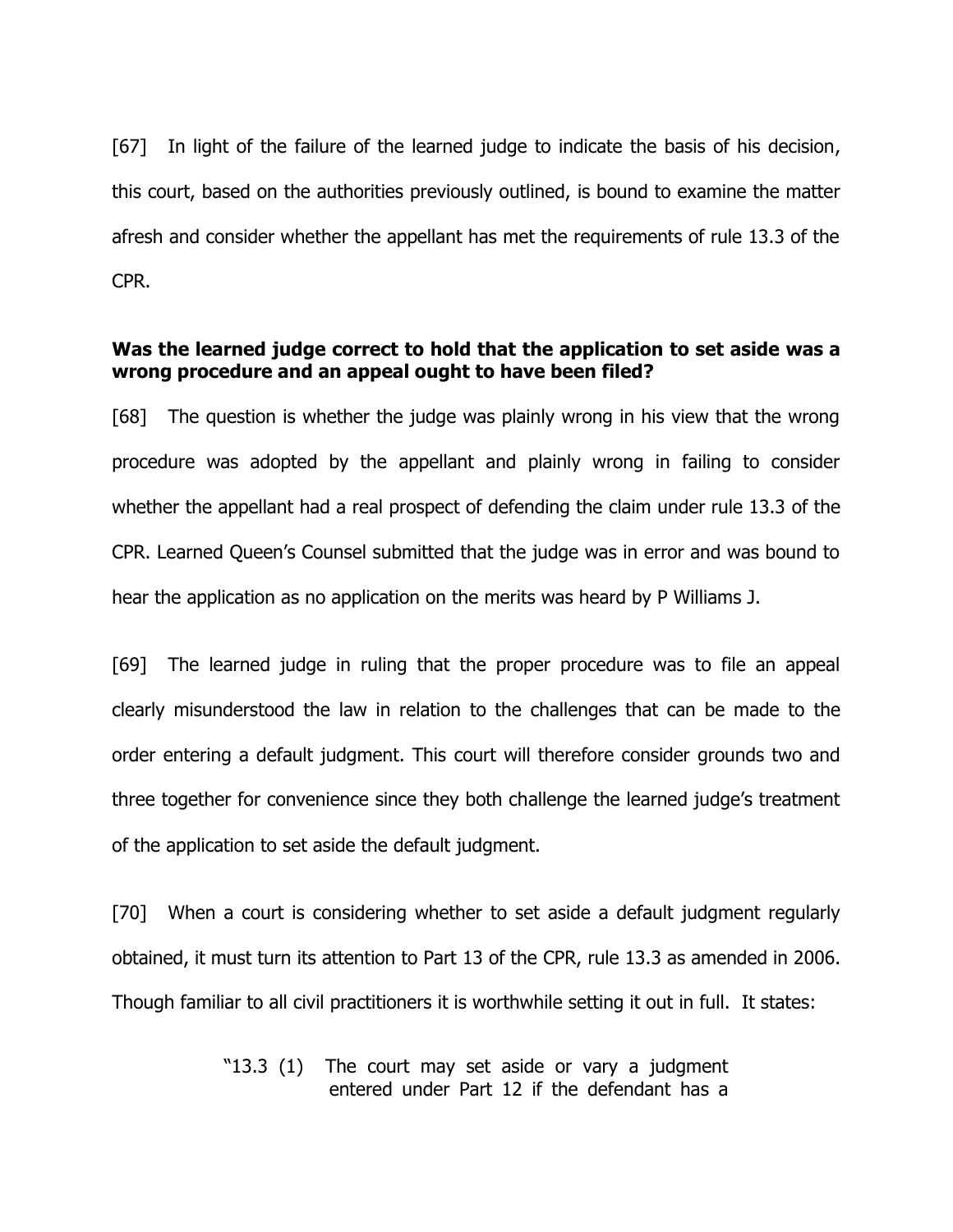[67] In light of the failure of the learned judge to indicate the basis of his decision, this court, based on the authorities previously outlined, is bound to examine the matter afresh and consider whether the appellant has met the requirements of rule 13.3 of the CPR.

**Was the learned judge correct to hold that the application to set aside was a wrong procedure and an appeal ought to have been filed?**

[68] The question is whether the judge was plainly wrong in his view that the wrong procedure was adopted by the appellant and plainly wrong in failing to consider whether the appellant had a real prospect of defending the claim under rule 13.3 of the CPR. Learned Queen's Counsel submitted that the judge was in error and was bound to hear the application as no application on the merits was heard by P Williams J.

[69] The learned judge in ruling that the proper procedure was to file an appeal clearly misunderstood the law in relation to the challenges that can be made to the order entering a default judgment. This court will therefore consider grounds two and three together for convenience since they both challenge the learned judge's treatment of the application to set aside the default judgment.

[70] When a court is considering whether to set aside a default judgment regularly obtained, it must turn its attention to Part 13 of the CPR, rule 13.3 as amended in 2006. Though familiar to all civil practitioners it is worthwhile setting it out in full. It states:

> "13.3 (1) The court may set aside or vary a judgment entered under Part 12 if the defendant has a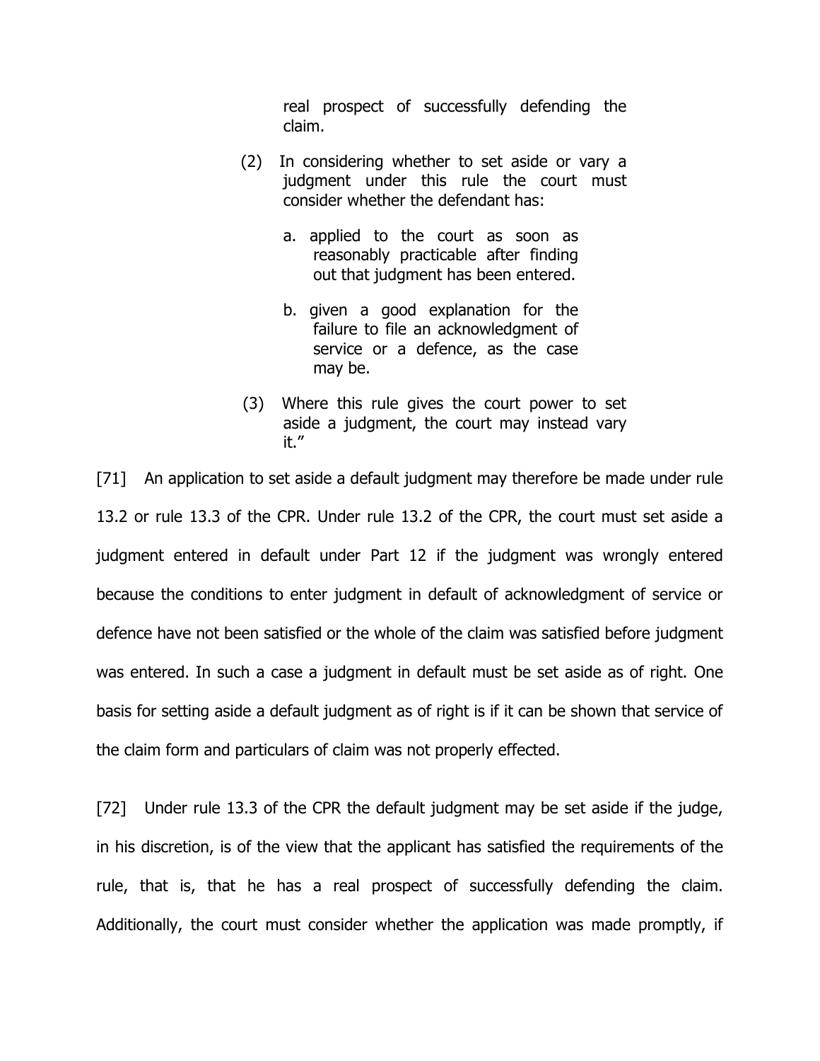> real prospect of successfully defending the claim.
>
> (2) In considering whether to set aside or vary a judgment under this rule the court must consider whether the defendant has:
>
> a. applied to the court as soon as reasonably practicable after finding out that judgment has been entered.
>
> b. given a good explanation for the failure to file an acknowledgment of service or a defence, as the case may be.
>
> (3) Where this rule gives the court power to set aside a judgment, the court may instead vary it."

[71] An application to set aside a default judgment may therefore be made under rule 13.2 or rule 13.3 of the CPR. Under rule 13.2 of the CPR, the court must set aside a judgment entered in default under Part 12 if the judgment was wrongly entered because the conditions to enter judgment in default of acknowledgment of service or defence have not been satisfied or the whole of the claim was satisfied before judgment was entered. In such a case a judgment in default must be set aside as of right. One basis for setting aside a default judgment as of right is if it can be shown that service of the claim form and particulars of claim was not properly effected.

[72] Under rule 13.3 of the CPR the default judgment may be set aside if the judge, in his discretion, is of the view that the applicant has satisfied the requirements of the rule, that is, that he has a real prospect of successfully defending the claim. Additionally, the court must consider whether the application was made promptly, if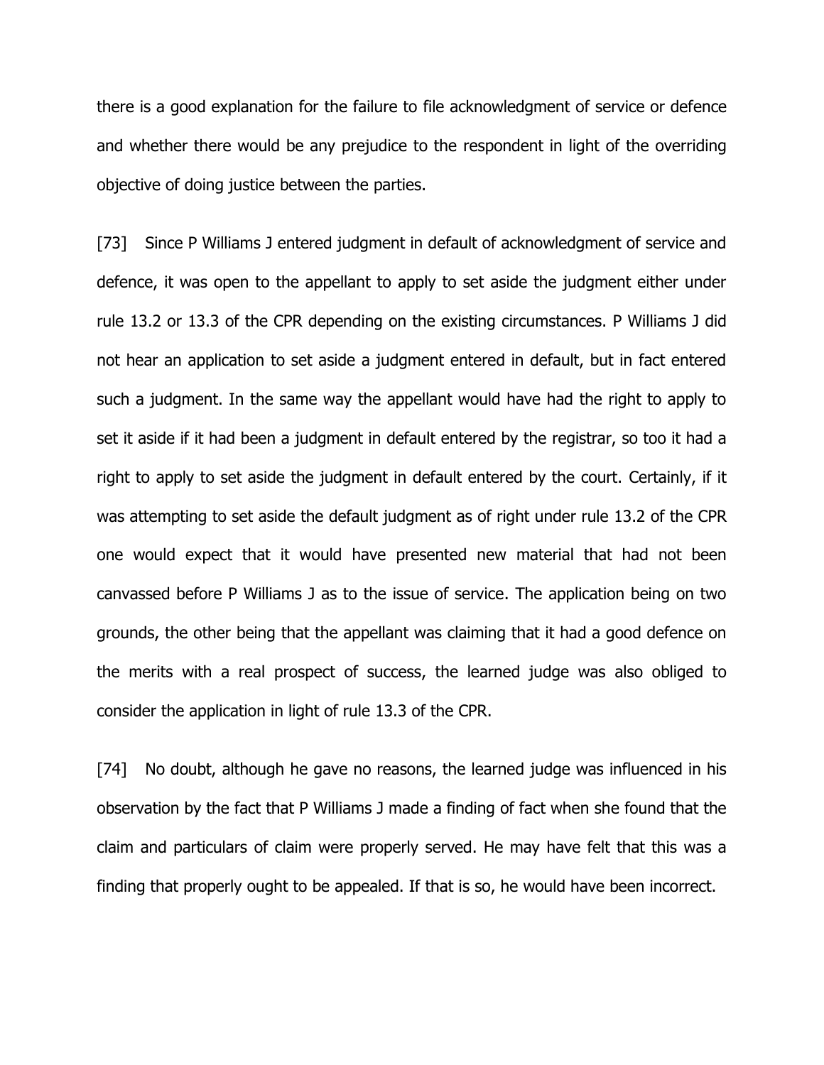there is a good explanation for the failure to file acknowledgment of service or defence and whether there would be any prejudice to the respondent in light of the overriding objective of doing justice between the parties.

[73] Since P Williams J entered judgment in default of acknowledgment of service and defence, it was open to the appellant to apply to set aside the judgment either under rule 13.2 or 13.3 of the CPR depending on the existing circumstances. P Williams J did not hear an application to set aside a judgment entered in default, but in fact entered such a judgment. In the same way the appellant would have had the right to apply to set it aside if it had been a judgment in default entered by the registrar, so too it had a right to apply to set aside the judgment in default entered by the court. Certainly, if it was attempting to set aside the default judgment as of right under rule 13.2 of the CPR one would expect that it would have presented new material that had not been canvassed before P Williams J as to the issue of service. The application being on two grounds, the other being that the appellant was claiming that it had a good defence on the merits with a real prospect of success, the learned judge was also obliged to consider the application in light of rule 13.3 of the CPR.

[74] No doubt, although he gave no reasons, the learned judge was influenced in his observation by the fact that P Williams J made a finding of fact when she found that the claim and particulars of claim were properly served. He may have felt that this was a finding that properly ought to be appealed. If that is so, he would have been incorrect.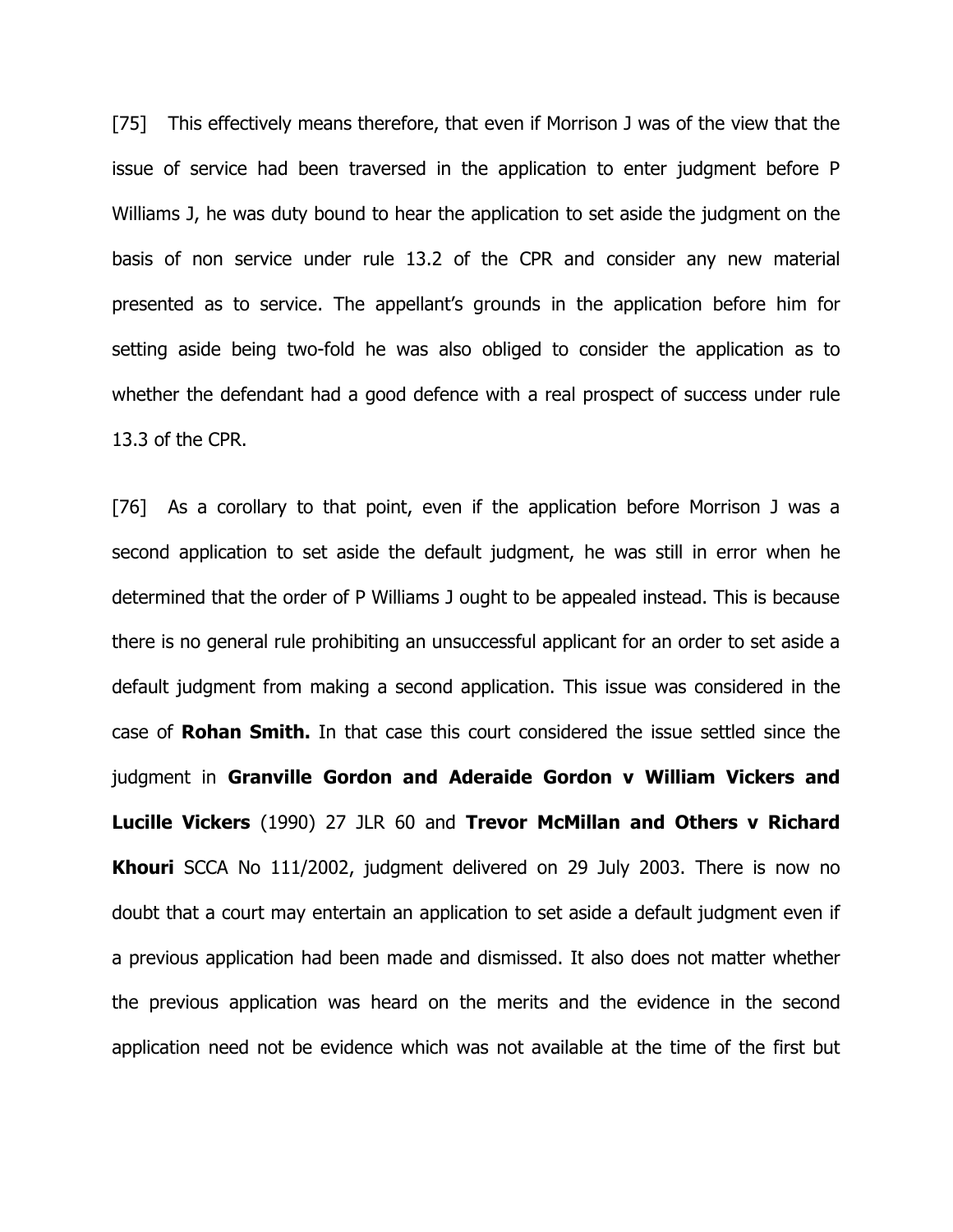[75] This effectively means therefore, that even if Morrison J was of the view that the issue of service had been traversed in the application to enter judgment before P Williams J, he was duty bound to hear the application to set aside the judgment on the basis of non service under rule 13.2 of the CPR and consider any new material presented as to service. The appellant's grounds in the application before him for setting aside being two-fold he was also obliged to consider the application as to whether the defendant had a good defence with a real prospect of success under rule 13.3 of the CPR.

[76] As a corollary to that point, even if the application before Morrison J was a second application to set aside the default judgment, he was still in error when he determined that the order of P Williams J ought to be appealed instead. This is because there is no general rule prohibiting an unsuccessful applicant for an order to set aside a default judgment from making a second application. This issue was considered in the case of **Rohan Smith.** In that case this court considered the issue settled since the judgment in **Granville Gordon and Aderaide Gordon v William Vickers and Lucille Vickers** (1990) 27 JLR 60 and **Trevor McMillan and Others v Richard Khouri** SCCA No 111/2002, judgment delivered on 29 July 2003. There is now no doubt that a court may entertain an application to set aside a default judgment even if a previous application had been made and dismissed. It also does not matter whether the previous application was heard on the merits and the evidence in the second application need not be evidence which was not available at the time of the first but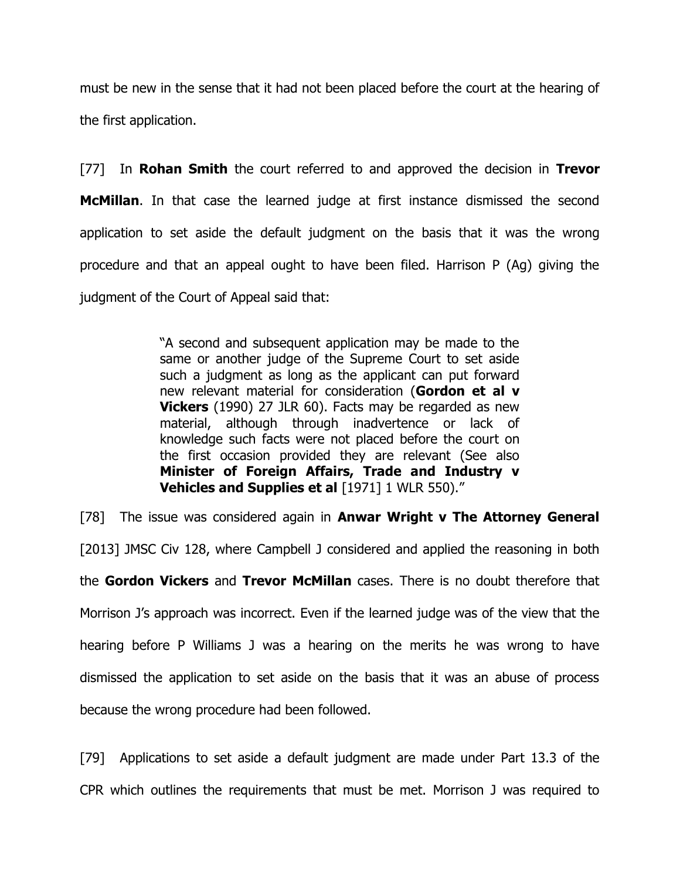must be new in the sense that it had not been placed before the court at the hearing of the first application.

[77] In **Rohan Smith** the court referred to and approved the decision in **Trevor McMillan**. In that case the learned judge at first instance dismissed the second application to set aside the default judgment on the basis that it was the wrong procedure and that an appeal ought to have been filed. Harrison P (Ag) giving the judgment of the Court of Appeal said that:

> "A second and subsequent application may be made to the same or another judge of the Supreme Court to set aside such a judgment as long as the applicant can put forward new relevant material for consideration (**Gordon et al v Vickers** (1990) 27 JLR 60). Facts may be regarded as new material, although through inadvertence or lack of knowledge such facts were not placed before the court on the first occasion provided they are relevant (See also **Minister of Foreign Affairs, Trade and Industry v Vehicles and Supplies et al** [1971] 1 WLR 550)."

[78] The issue was considered again in **Anwar Wright v The Attorney General** [2013] JMSC Civ 128, where Campbell J considered and applied the reasoning in both the **Gordon Vickers** and **Trevor McMillan** cases. There is no doubt therefore that Morrison J's approach was incorrect. Even if the learned judge was of the view that the hearing before P Williams J was a hearing on the merits he was wrong to have dismissed the application to set aside on the basis that it was an abuse of process because the wrong procedure had been followed.

[79] Applications to set aside a default judgment are made under Part 13.3 of the CPR which outlines the requirements that must be met. Morrison J was required to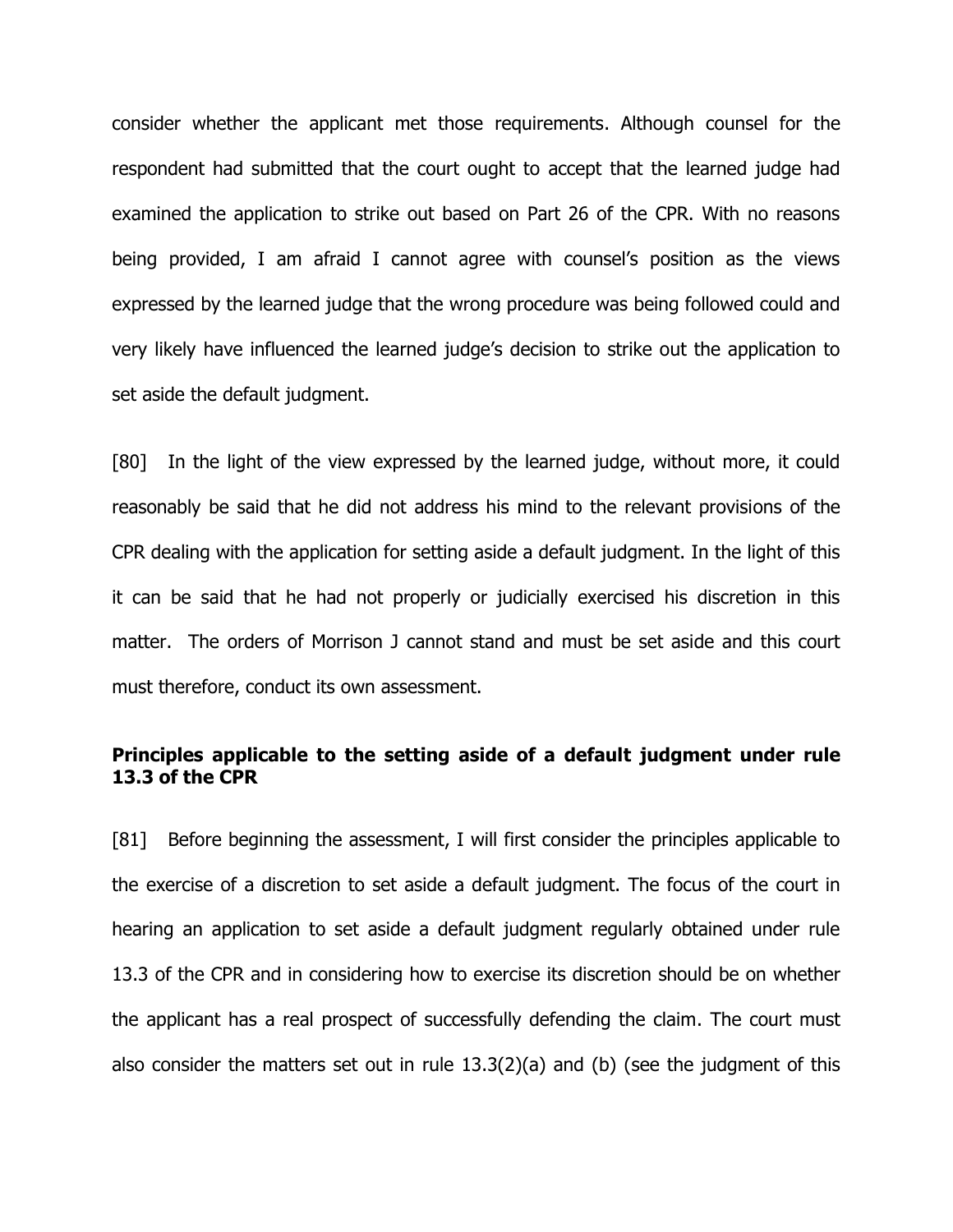consider whether the applicant met those requirements. Although counsel for the respondent had submitted that the court ought to accept that the learned judge had examined the application to strike out based on Part 26 of the CPR. With no reasons being provided, I am afraid I cannot agree with counsel's position as the views expressed by the learned judge that the wrong procedure was being followed could and very likely have influenced the learned judge's decision to strike out the application to set aside the default judgment.

[80] In the light of the view expressed by the learned judge, without more, it could reasonably be said that he did not address his mind to the relevant provisions of the CPR dealing with the application for setting aside a default judgment. In the light of this it can be said that he had not properly or judicially exercised his discretion in this matter. The orders of Morrison J cannot stand and must be set aside and this court must therefore, conduct its own assessment.

**Principles applicable to the setting aside of a default judgment under rule 13.3 of the CPR**

[81] Before beginning the assessment, I will first consider the principles applicable to the exercise of a discretion to set aside a default judgment. The focus of the court in hearing an application to set aside a default judgment regularly obtained under rule 13.3 of the CPR and in considering how to exercise its discretion should be on whether the applicant has a real prospect of successfully defending the claim. The court must also consider the matters set out in rule 13.3(2)(a) and (b) (see the judgment of this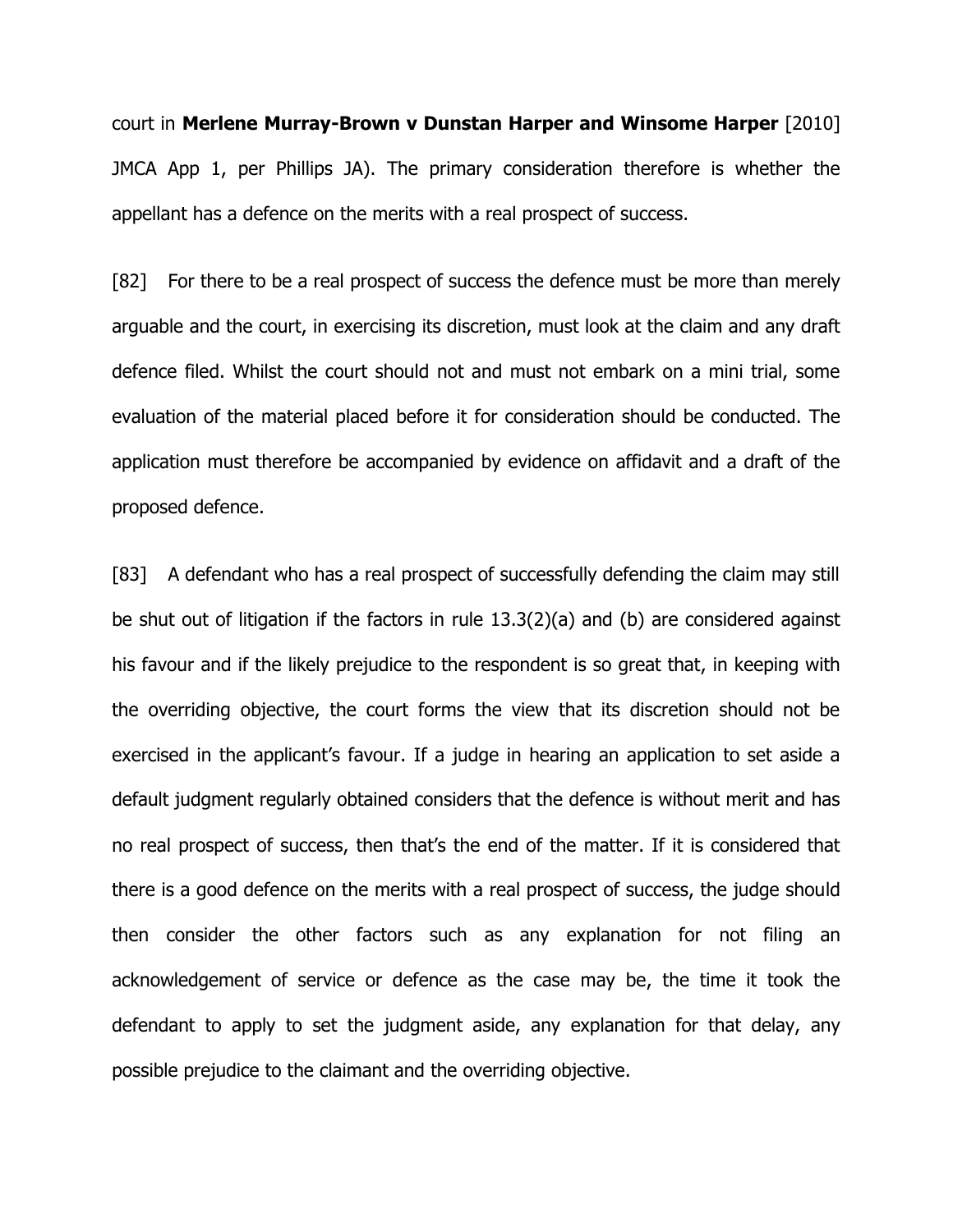court in **Merlene Murray-Brown v Dunstan Harper and Winsome Harper** [2010] JMCA App 1, per Phillips JA). The primary consideration therefore is whether the appellant has a defence on the merits with a real prospect of success.

[82] For there to be a real prospect of success the defence must be more than merely arguable and the court, in exercising its discretion, must look at the claim and any draft defence filed. Whilst the court should not and must not embark on a mini trial, some evaluation of the material placed before it for consideration should be conducted. The application must therefore be accompanied by evidence on affidavit and a draft of the proposed defence.

[83] A defendant who has a real prospect of successfully defending the claim may still be shut out of litigation if the factors in rule 13.3(2)(a) and (b) are considered against his favour and if the likely prejudice to the respondent is so great that, in keeping with the overriding objective, the court forms the view that its discretion should not be exercised in the applicant's favour. If a judge in hearing an application to set aside a default judgment regularly obtained considers that the defence is without merit and has no real prospect of success, then that's the end of the matter. If it is considered that there is a good defence on the merits with a real prospect of success, the judge should then consider the other factors such as any explanation for not filing an acknowledgement of service or defence as the case may be, the time it took the defendant to apply to set the judgment aside, any explanation for that delay, any possible prejudice to the claimant and the overriding objective.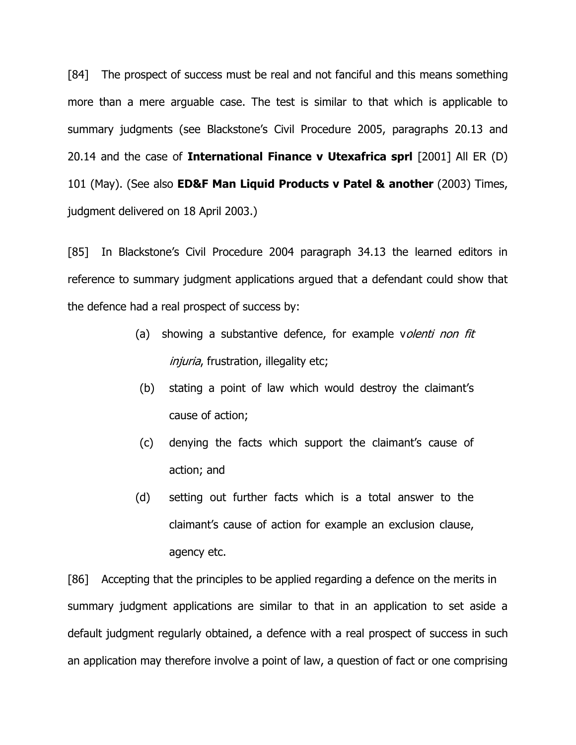[84] The prospect of success must be real and not fanciful and this means something more than a mere arguable case. The test is similar to that which is applicable to summary judgments (see Blackstone's Civil Procedure 2005, paragraphs 20.13 and 20.14 and the case of **International Finance v Utexafrica sprl** [2001] All ER (D) 101 (May). (See also **ED&F Man Liquid Products v Patel & another** (2003) Times, judgment delivered on 18 April 2003.)

[85] In Blackstone's Civil Procedure 2004 paragraph 34.13 the learned editors in reference to summary judgment applications argued that a defendant could show that the defence had a real prospect of success by:

> (a) showing a substantive defence, for example v*olenti non fit injuria*, frustration, illegality etc;
>
> (b) stating a point of law which would destroy the claimant's cause of action;
>
> (c) denying the facts which support the claimant's cause of action; and
>
> (d) setting out further facts which is a total answer to the claimant's cause of action for example an exclusion clause, agency etc.

[86] Accepting that the principles to be applied regarding a defence on the merits in summary judgment applications are similar to that in an application to set aside a default judgment regularly obtained, a defence with a real prospect of success in such an application may therefore involve a point of law, a question of fact or one comprising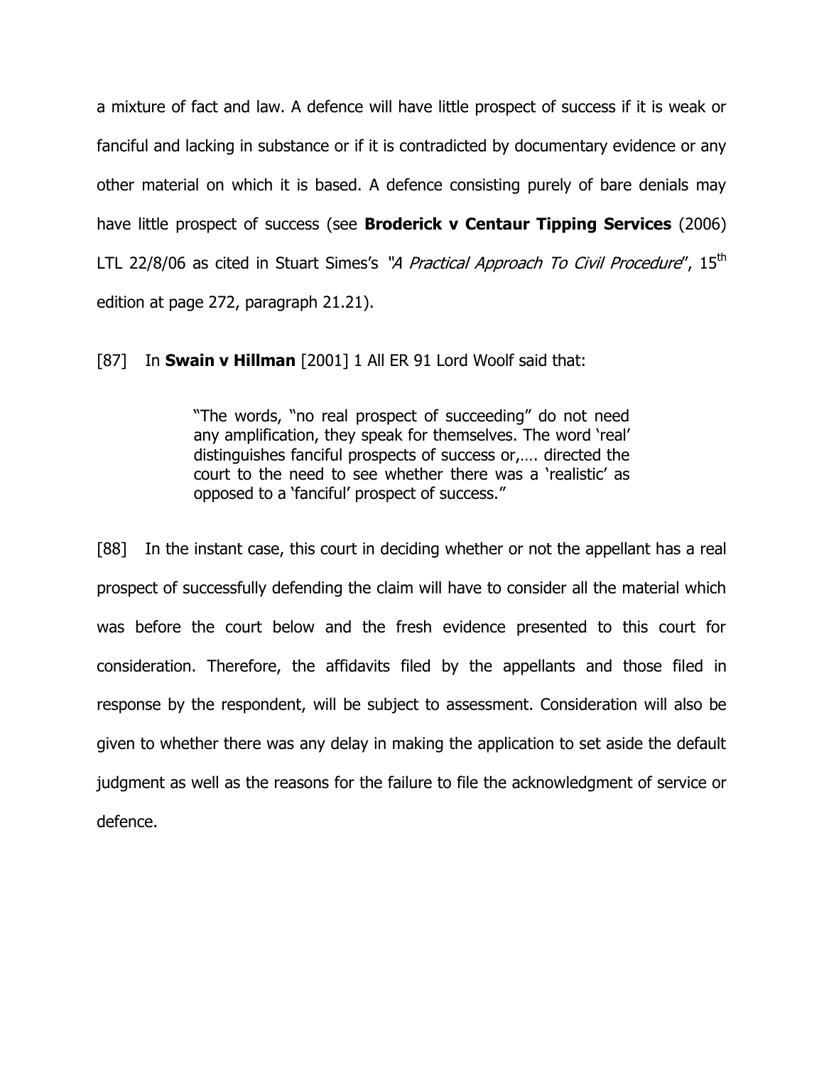a mixture of fact and law. A defence will have little prospect of success if it is weak or fanciful and lacking in substance or if it is contradicted by documentary evidence or any other material on which it is based. A defence consisting purely of bare denials may have little prospect of success (see **Broderick v Centaur Tipping Services** (2006) LTL 22/8/06 as cited in Stuart Simes's *"A Practical Approach To Civil Procedure*", 15th edition at page 272, paragraph 21.21).

[87] In **Swain v Hillman** [2001] 1 All ER 91 Lord Woolf said that:

> "The words, "no real prospect of succeeding" do not need any amplification, they speak for themselves. The word 'real' distinguishes fanciful prospects of success or,…. directed the court to the need to see whether there was a 'realistic' as opposed to a 'fanciful' prospect of success."

[88] In the instant case, this court in deciding whether or not the appellant has a real prospect of successfully defending the claim will have to consider all the material which was before the court below and the fresh evidence presented to this court for consideration. Therefore, the affidavits filed by the appellants and those filed in response by the respondent, will be subject to assessment. Consideration will also be given to whether there was any delay in making the application to set aside the default judgment as well as the reasons for the failure to file the acknowledgment of service or defence.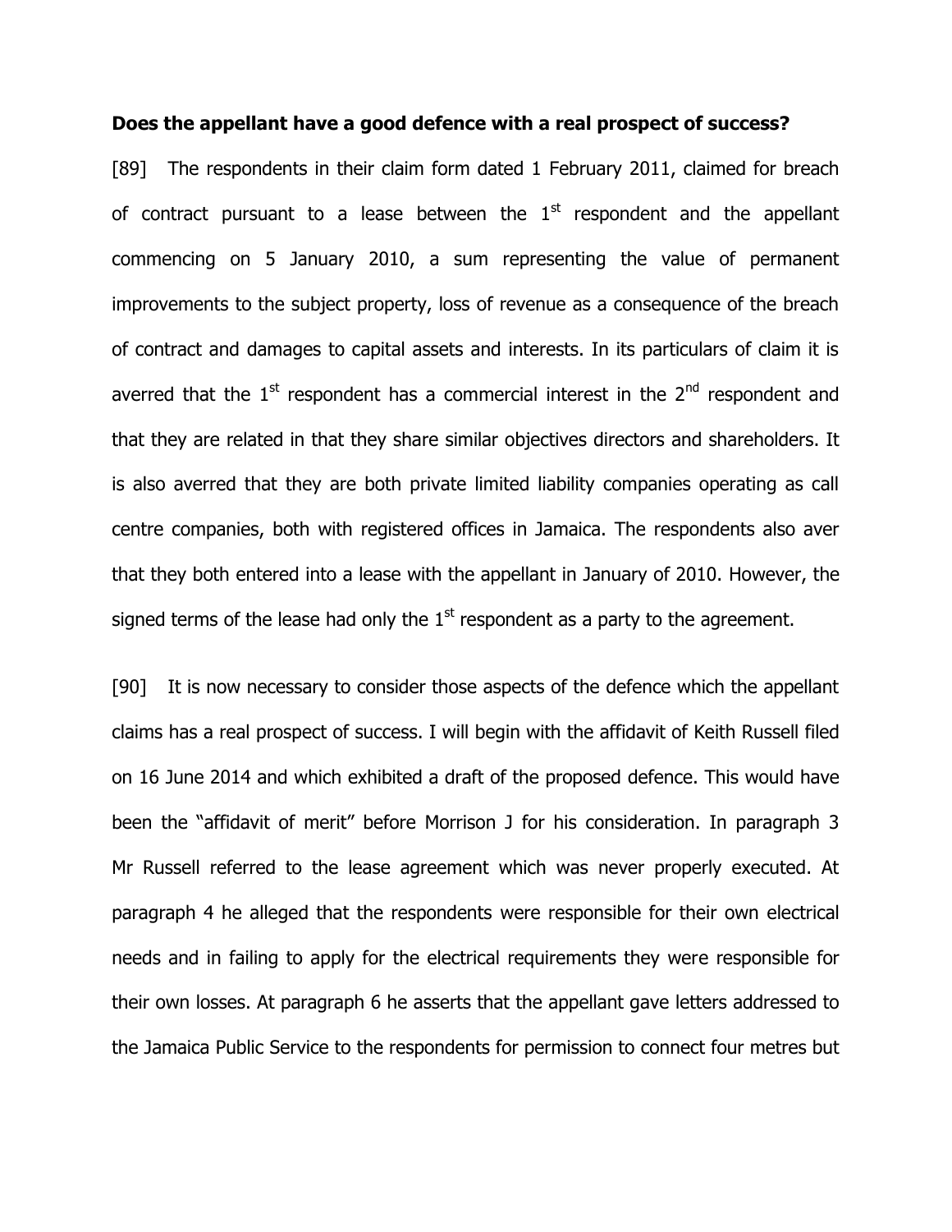**Does the appellant have a good defence with a real prospect of success?**

[89] The respondents in their claim form dated 1 February 2011, claimed for breach of contract pursuant to a lease between the 1st respondent and the appellant commencing on 5 January 2010, a sum representing the value of permanent improvements to the subject property, loss of revenue as a consequence of the breach of contract and damages to capital assets and interests. In its particulars of claim it is averred that the 1st respondent has a commercial interest in the 2nd respondent and that they are related in that they share similar objectives directors and shareholders. It is also averred that they are both private limited liability companies operating as call centre companies, both with registered offices in Jamaica. The respondents also aver that they both entered into a lease with the appellant in January of 2010. However, the signed terms of the lease had only the 1st respondent as a party to the agreement.

[90] It is now necessary to consider those aspects of the defence which the appellant claims has a real prospect of success. I will begin with the affidavit of Keith Russell filed on 16 June 2014 and which exhibited a draft of the proposed defence. This would have been the "affidavit of merit" before Morrison J for his consideration. In paragraph 3 Mr Russell referred to the lease agreement which was never properly executed. At paragraph 4 he alleged that the respondents were responsible for their own electrical needs and in failing to apply for the electrical requirements they were responsible for their own losses. At paragraph 6 he asserts that the appellant gave letters addressed to the Jamaica Public Service to the respondents for permission to connect four metres but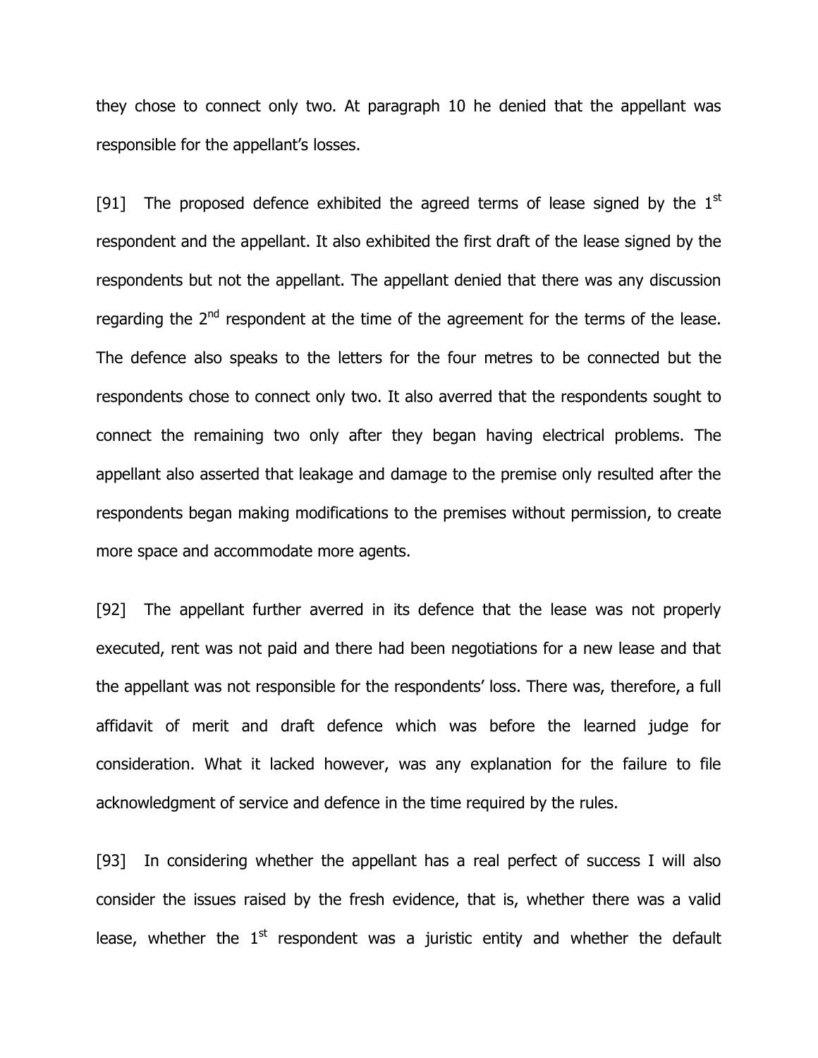they chose to connect only two. At paragraph 10 he denied that the appellant was responsible for the appellant's losses.

[91] The proposed defence exhibited the agreed terms of lease signed by the 1st respondent and the appellant. It also exhibited the first draft of the lease signed by the respondents but not the appellant. The appellant denied that there was any discussion regarding the 2nd respondent at the time of the agreement for the terms of the lease. The defence also speaks to the letters for the four metres to be connected but the respondents chose to connect only two. It also averred that the respondents sought to connect the remaining two only after they began having electrical problems. The appellant also asserted that leakage and damage to the premise only resulted after the respondents began making modifications to the premises without permission, to create more space and accommodate more agents.

[92] The appellant further averred in its defence that the lease was not properly executed, rent was not paid and there had been negotiations for a new lease and that the appellant was not responsible for the respondents' loss. There was, therefore, a full affidavit of merit and draft defence which was before the learned judge for consideration. What it lacked however, was any explanation for the failure to file acknowledgment of service and defence in the time required by the rules.

[93] In considering whether the appellant has a real perfect of success I will also consider the issues raised by the fresh evidence, that is, whether there was a valid lease, whether the 1st respondent was a juristic entity and whether the default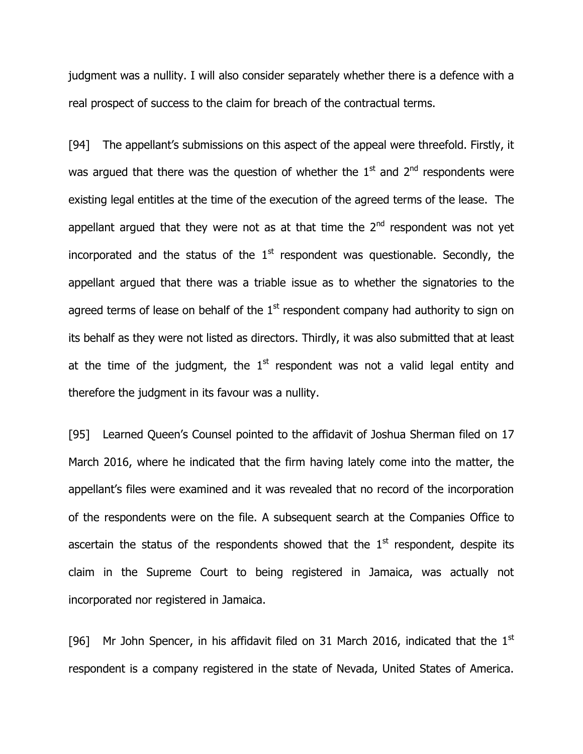judgment was a nullity. I will also consider separately whether there is a defence with a real prospect of success to the claim for breach of the contractual terms.

[94] The appellant's submissions on this aspect of the appeal were threefold. Firstly, it was argued that there was the question of whether the 1st and 2nd respondents were existing legal entitles at the time of the execution of the agreed terms of the lease. The appellant argued that they were not as at that time the 2nd respondent was not yet incorporated and the status of the 1st respondent was questionable. Secondly, the appellant argued that there was a triable issue as to whether the signatories to the agreed terms of lease on behalf of the 1st respondent company had authority to sign on its behalf as they were not listed as directors. Thirdly, it was also submitted that at least at the time of the judgment, the 1st respondent was not a valid legal entity and therefore the judgment in its favour was a nullity.

[95] Learned Queen's Counsel pointed to the affidavit of Joshua Sherman filed on 17 March 2016, where he indicated that the firm having lately come into the matter, the appellant's files were examined and it was revealed that no record of the incorporation of the respondents were on the file. A subsequent search at the Companies Office to ascertain the status of the respondents showed that the 1st respondent, despite its claim in the Supreme Court to being registered in Jamaica, was actually not incorporated nor registered in Jamaica.

[96] Mr John Spencer, in his affidavit filed on 31 March 2016, indicated that the 1st respondent is a company registered in the state of Nevada, United States of America.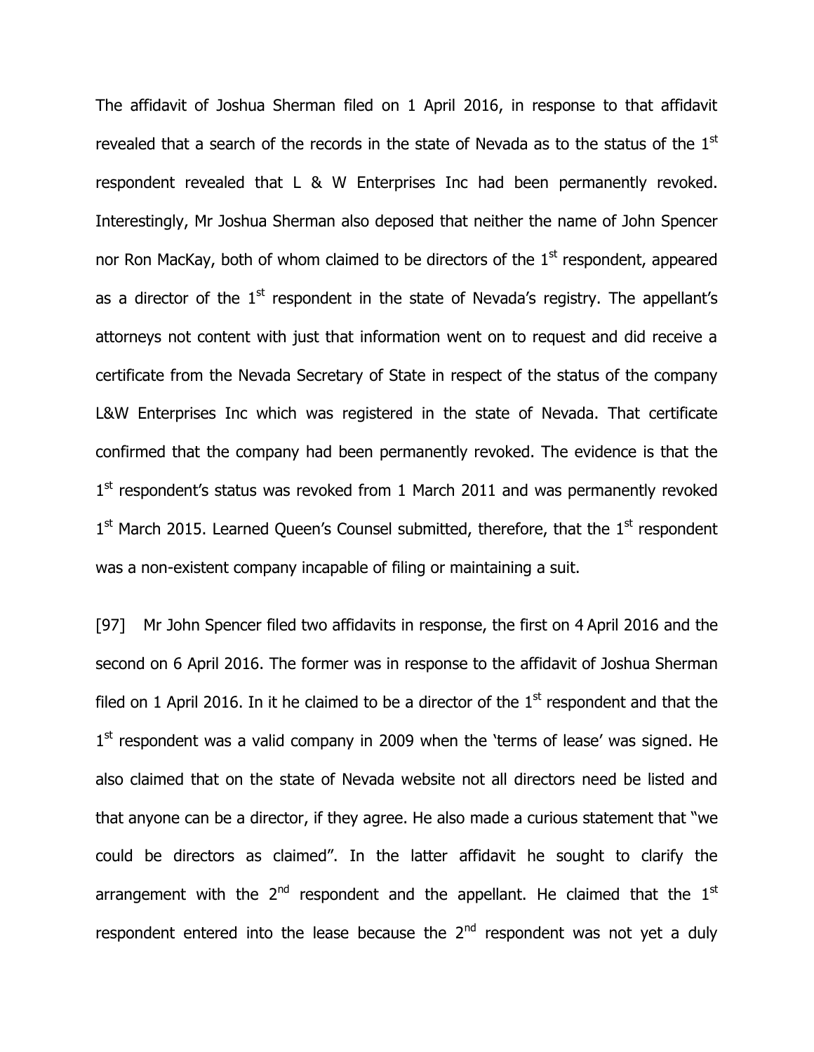The affidavit of Joshua Sherman filed on 1 April 2016, in response to that affidavit revealed that a search of the records in the state of Nevada as to the status of the 1st respondent revealed that L & W Enterprises Inc had been permanently revoked. Interestingly, Mr Joshua Sherman also deposed that neither the name of John Spencer nor Ron MacKay, both of whom claimed to be directors of the 1st respondent, appeared as a director of the 1st respondent in the state of Nevada's registry. The appellant's attorneys not content with just that information went on to request and did receive a certificate from the Nevada Secretary of State in respect of the status of the company L&W Enterprises Inc which was registered in the state of Nevada. That certificate confirmed that the company had been permanently revoked. The evidence is that the 1st respondent's status was revoked from 1 March 2011 and was permanently revoked 1st March 2015. Learned Queen's Counsel submitted, therefore, that the 1st respondent was a non-existent company incapable of filing or maintaining a suit.

[97] Mr John Spencer filed two affidavits in response, the first on 4 April 2016 and the second on 6 April 2016. The former was in response to the affidavit of Joshua Sherman filed on 1 April 2016. In it he claimed to be a director of the 1st respondent and that the 1st respondent was a valid company in 2009 when the 'terms of lease' was signed. He also claimed that on the state of Nevada website not all directors need be listed and that anyone can be a director, if they agree. He also made a curious statement that "we could be directors as claimed". In the latter affidavit he sought to clarify the arrangement with the 2nd respondent and the appellant. He claimed that the 1st respondent entered into the lease because the 2nd respondent was not yet a duly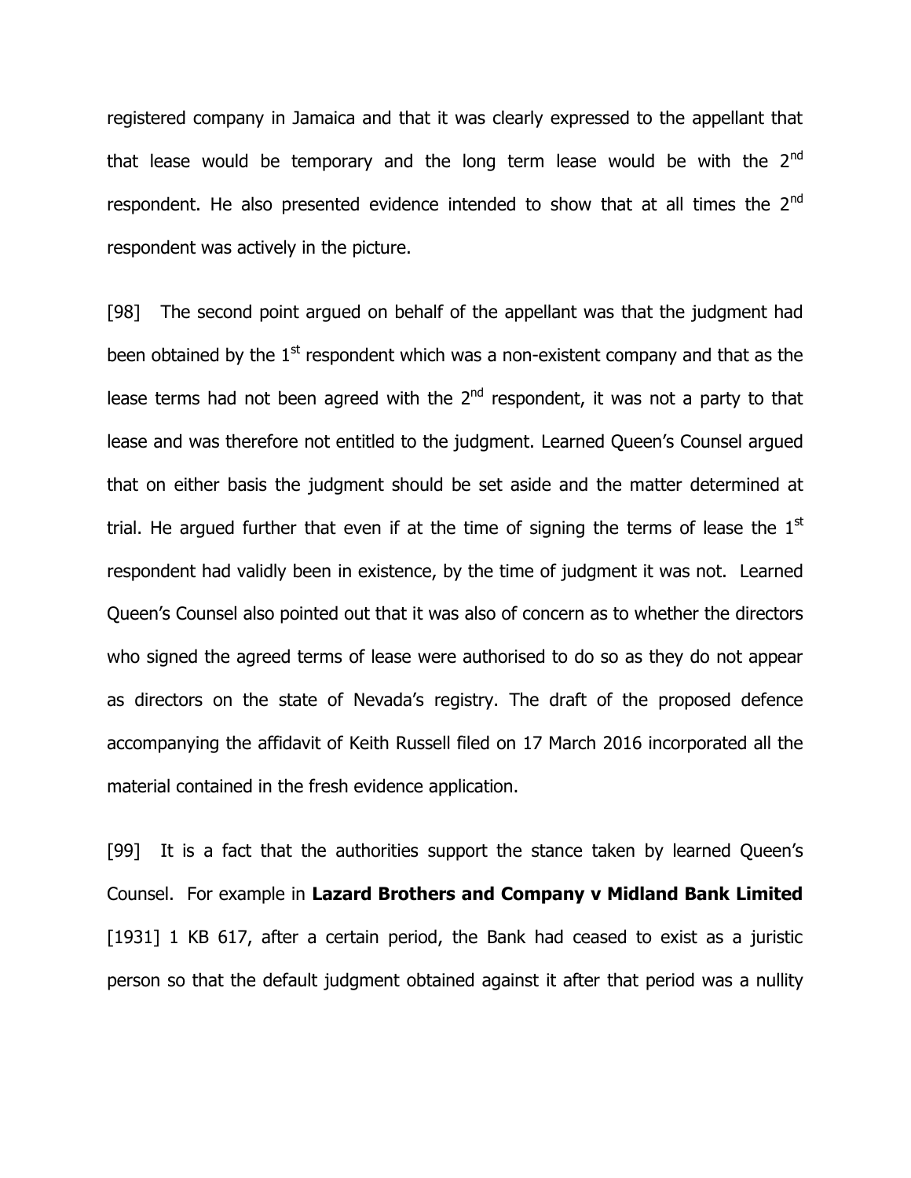registered company in Jamaica and that it was clearly expressed to the appellant that that lease would be temporary and the long term lease would be with the 2nd respondent. He also presented evidence intended to show that at all times the 2nd respondent was actively in the picture.

[98] The second point argued on behalf of the appellant was that the judgment had been obtained by the 1st respondent which was a non-existent company and that as the lease terms had not been agreed with the 2nd respondent, it was not a party to that lease and was therefore not entitled to the judgment. Learned Queen's Counsel argued that on either basis the judgment should be set aside and the matter determined at trial. He argued further that even if at the time of signing the terms of lease the 1st respondent had validly been in existence, by the time of judgment it was not. Learned Queen's Counsel also pointed out that it was also of concern as to whether the directors who signed the agreed terms of lease were authorised to do so as they do not appear as directors on the state of Nevada's registry. The draft of the proposed defence accompanying the affidavit of Keith Russell filed on 17 March 2016 incorporated all the material contained in the fresh evidence application.

[99] It is a fact that the authorities support the stance taken by learned Queen's Counsel. For example in **Lazard Brothers and Company v Midland Bank Limited** [1931] 1 KB 617, after a certain period, the Bank had ceased to exist as a juristic person so that the default judgment obtained against it after that period was a nullity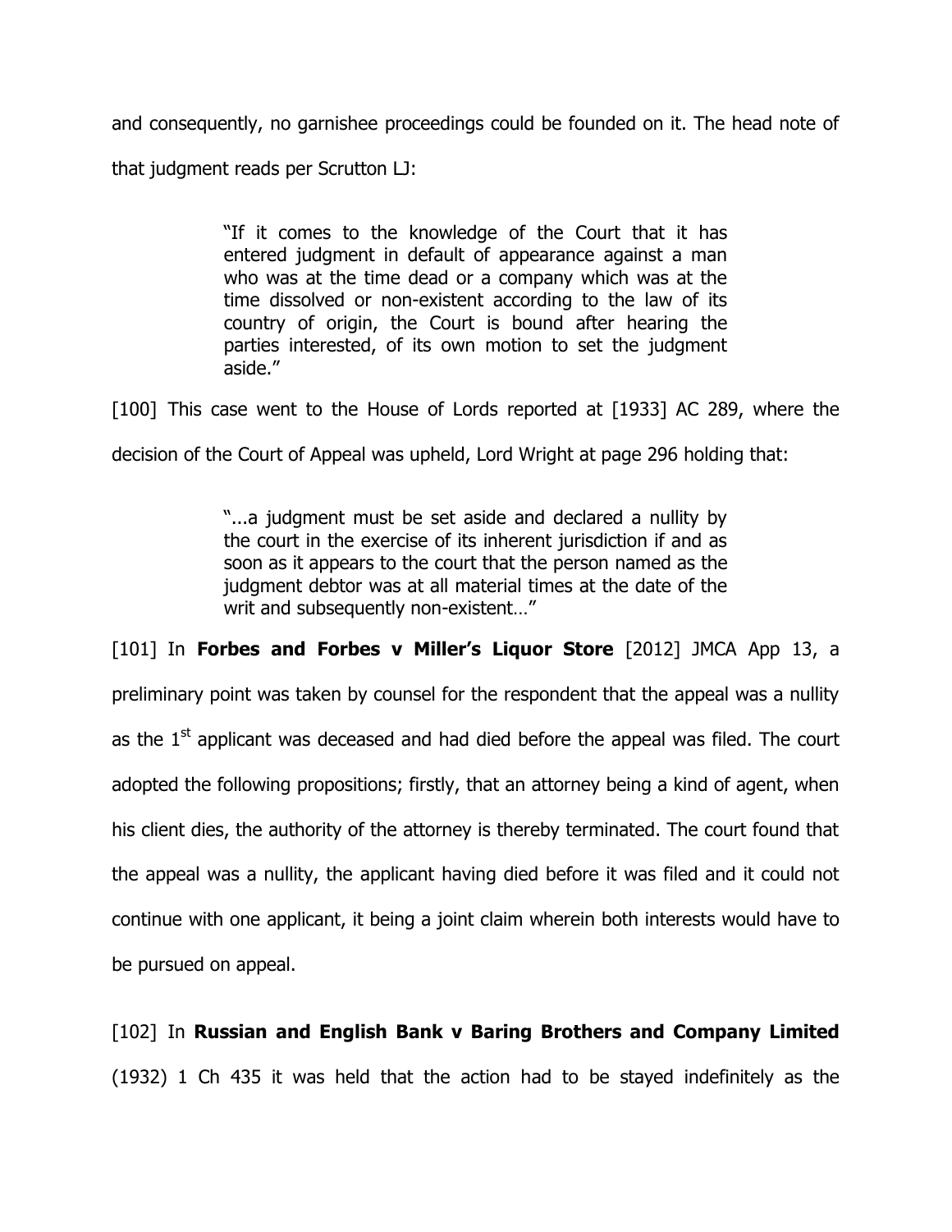and consequently, no garnishee proceedings could be founded on it. The head note of that judgment reads per Scrutton LJ:

> "If it comes to the knowledge of the Court that it has entered judgment in default of appearance against a man who was at the time dead or a company which was at the time dissolved or non-existent according to the law of its country of origin, the Court is bound after hearing the parties interested, of its own motion to set the judgment aside."

[100] This case went to the House of Lords reported at [1933] AC 289, where the decision of the Court of Appeal was upheld, Lord Wright at page 296 holding that:

> "...a judgment must be set aside and declared a nullity by the court in the exercise of its inherent jurisdiction if and as soon as it appears to the court that the person named as the judgment debtor was at all material times at the date of the writ and subsequently non-existent…"

[101] In **Forbes and Forbes v Miller's Liquor Store** [2012] JMCA App 13, a preliminary point was taken by counsel for the respondent that the appeal was a nullity as the 1st applicant was deceased and had died before the appeal was filed. The court adopted the following propositions; firstly, that an attorney being a kind of agent, when his client dies, the authority of the attorney is thereby terminated. The court found that the appeal was a nullity, the applicant having died before it was filed and it could not continue with one applicant, it being a joint claim wherein both interests would have to be pursued on appeal.

[102] In **Russian and English Bank v Baring Brothers and Company Limited** (1932) 1 Ch 435 it was held that the action had to be stayed indefinitely as the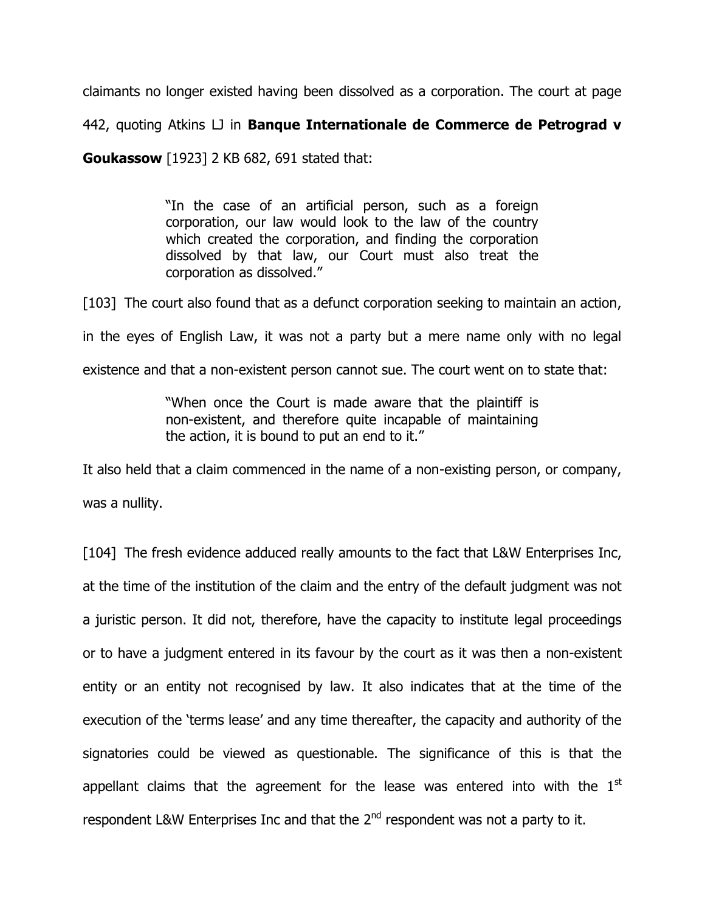claimants no longer existed having been dissolved as a corporation. The court at page 442, quoting Atkins LJ in **Banque Internationale de Commerce de Petrograd v Goukassow** [1923] 2 KB 682, 691 stated that:

> "In the case of an artificial person, such as a foreign corporation, our law would look to the law of the country which created the corporation, and finding the corporation dissolved by that law, our Court must also treat the corporation as dissolved."

[103] The court also found that as a defunct corporation seeking to maintain an action, in the eyes of English Law, it was not a party but a mere name only with no legal existence and that a non-existent person cannot sue. The court went on to state that:

> "When once the Court is made aware that the plaintiff is non-existent, and therefore quite incapable of maintaining the action, it is bound to put an end to it."

It also held that a claim commenced in the name of a non-existing person, or company, was a nullity.

[104] The fresh evidence adduced really amounts to the fact that L&W Enterprises Inc, at the time of the institution of the claim and the entry of the default judgment was not a juristic person. It did not, therefore, have the capacity to institute legal proceedings or to have a judgment entered in its favour by the court as it was then a non-existent entity or an entity not recognised by law. It also indicates that at the time of the execution of the 'terms lease' and any time thereafter, the capacity and authority of the signatories could be viewed as questionable. The significance of this is that the appellant claims that the agreement for the lease was entered into with the 1st respondent L&W Enterprises Inc and that the 2nd respondent was not a party to it.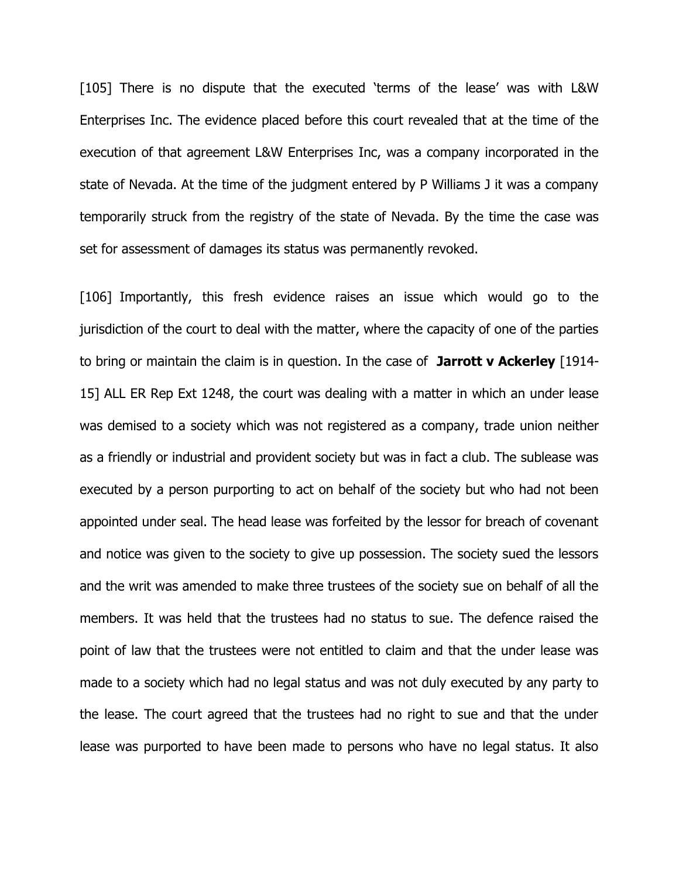[105] There is no dispute that the executed 'terms of the lease' was with L&W Enterprises Inc. The evidence placed before this court revealed that at the time of the execution of that agreement L&W Enterprises Inc, was a company incorporated in the state of Nevada. At the time of the judgment entered by P Williams J it was a company temporarily struck from the registry of the state of Nevada. By the time the case was set for assessment of damages its status was permanently revoked.

[106] Importantly, this fresh evidence raises an issue which would go to the jurisdiction of the court to deal with the matter, where the capacity of one of the parties to bring or maintain the claim is in question. In the case of **Jarrott v Ackerley** [1914-15] ALL ER Rep Ext 1248, the court was dealing with a matter in which an under lease was demised to a society which was not registered as a company, trade union neither as a friendly or industrial and provident society but was in fact a club. The sublease was executed by a person purporting to act on behalf of the society but who had not been appointed under seal. The head lease was forfeited by the lessor for breach of covenant and notice was given to the society to give up possession. The society sued the lessors and the writ was amended to make three trustees of the society sue on behalf of all the members. It was held that the trustees had no status to sue. The defence raised the point of law that the trustees were not entitled to claim and that the under lease was made to a society which had no legal status and was not duly executed by any party to the lease. The court agreed that the trustees had no right to sue and that the under lease was purported to have been made to persons who have no legal status. It also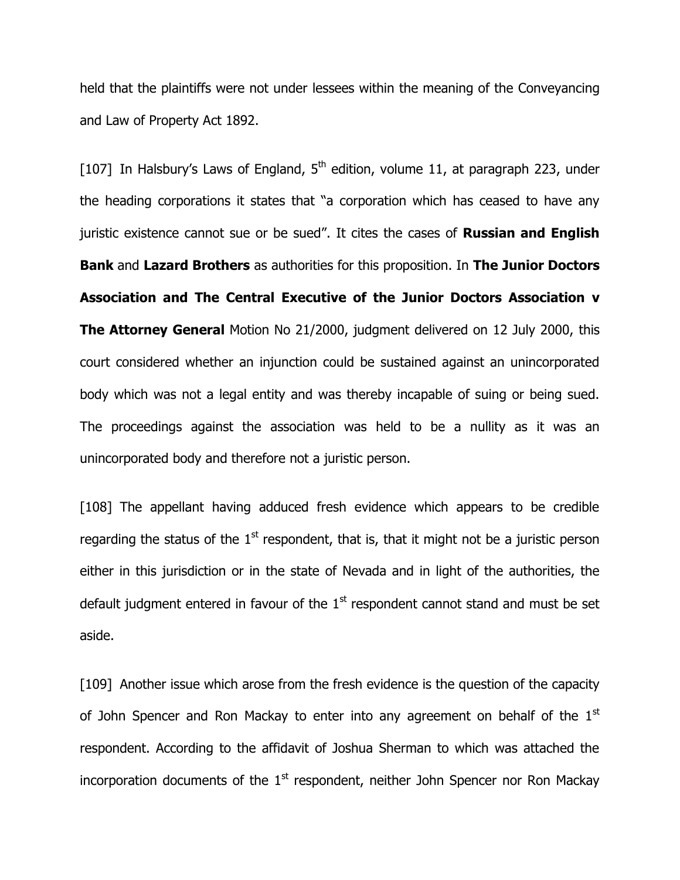held that the plaintiffs were not under lessees within the meaning of the Conveyancing and Law of Property Act 1892.

[107] In Halsbury's Laws of England, 5th edition, volume 11, at paragraph 223, under the heading corporations it states that "a corporation which has ceased to have any juristic existence cannot sue or be sued". It cites the cases of **Russian and English Bank** and **Lazard Brothers** as authorities for this proposition. In **The Junior Doctors Association and The Central Executive of the Junior Doctors Association v The Attorney General** Motion No 21/2000, judgment delivered on 12 July 2000, this court considered whether an injunction could be sustained against an unincorporated body which was not a legal entity and was thereby incapable of suing or being sued. The proceedings against the association was held to be a nullity as it was an unincorporated body and therefore not a juristic person.

[108] The appellant having adduced fresh evidence which appears to be credible regarding the status of the 1st respondent, that is, that it might not be a juristic person either in this jurisdiction or in the state of Nevada and in light of the authorities, the default judgment entered in favour of the 1st respondent cannot stand and must be set aside.

[109] Another issue which arose from the fresh evidence is the question of the capacity of John Spencer and Ron Mackay to enter into any agreement on behalf of the 1st respondent. According to the affidavit of Joshua Sherman to which was attached the incorporation documents of the 1st respondent, neither John Spencer nor Ron Mackay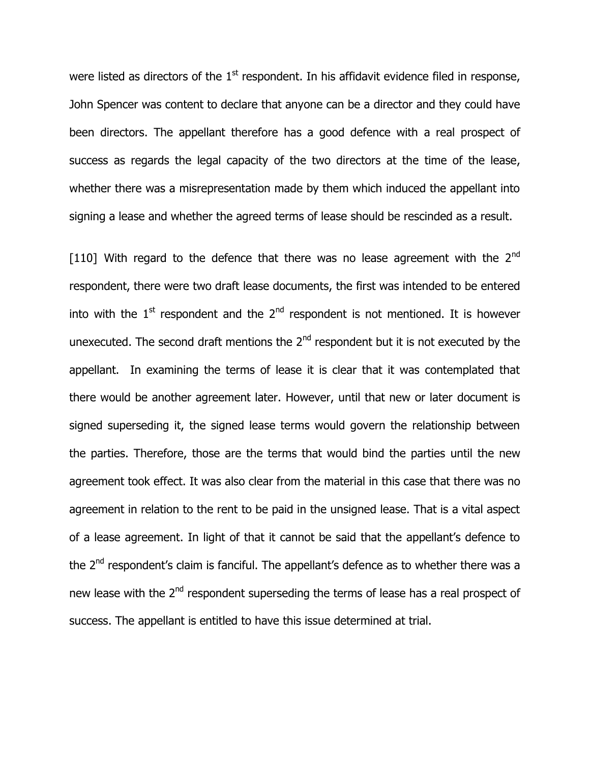were listed as directors of the 1st respondent. In his affidavit evidence filed in response, John Spencer was content to declare that anyone can be a director and they could have been directors. The appellant therefore has a good defence with a real prospect of success as regards the legal capacity of the two directors at the time of the lease, whether there was a misrepresentation made by them which induced the appellant into signing a lease and whether the agreed terms of lease should be rescinded as a result.

[110] With regard to the defence that there was no lease agreement with the 2nd respondent, there were two draft lease documents, the first was intended to be entered into with the 1st respondent and the 2nd respondent is not mentioned. It is however unexecuted. The second draft mentions the 2nd respondent but it is not executed by the appellant. In examining the terms of lease it is clear that it was contemplated that there would be another agreement later. However, until that new or later document is signed superseding it, the signed lease terms would govern the relationship between the parties. Therefore, those are the terms that would bind the parties until the new agreement took effect. It was also clear from the material in this case that there was no agreement in relation to the rent to be paid in the unsigned lease. That is a vital aspect of a lease agreement. In light of that it cannot be said that the appellant's defence to the 2nd respondent's claim is fanciful. The appellant's defence as to whether there was a new lease with the 2nd respondent superseding the terms of lease has a real prospect of success. The appellant is entitled to have this issue determined at trial.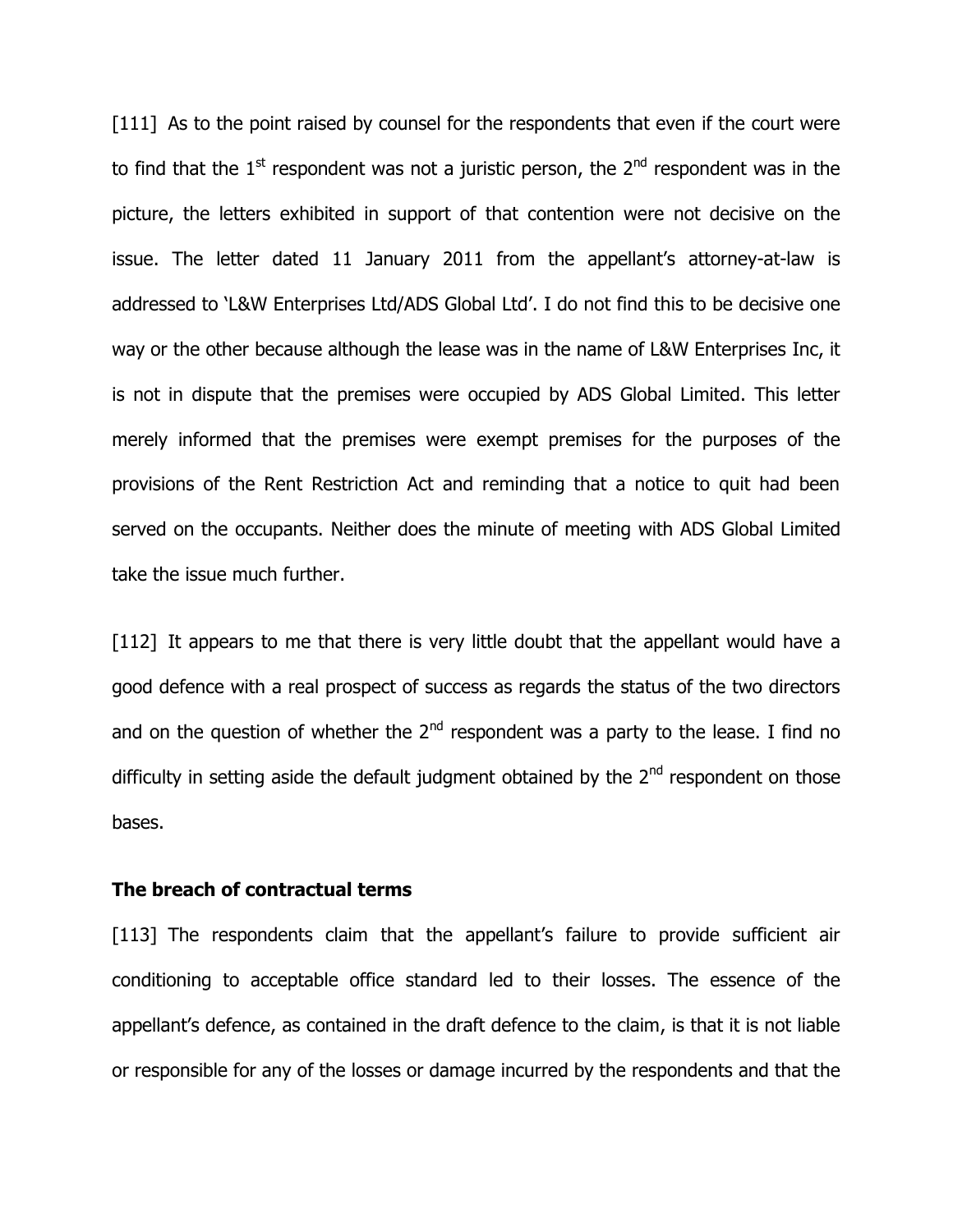[111] As to the point raised by counsel for the respondents that even if the court were to find that the 1st respondent was not a juristic person, the 2nd respondent was in the picture, the letters exhibited in support of that contention were not decisive on the issue. The letter dated 11 January 2011 from the appellant's attorney-at-law is addressed to 'L&W Enterprises Ltd/ADS Global Ltd'. I do not find this to be decisive one way or the other because although the lease was in the name of L&W Enterprises Inc, it is not in dispute that the premises were occupied by ADS Global Limited. This letter merely informed that the premises were exempt premises for the purposes of the provisions of the Rent Restriction Act and reminding that a notice to quit had been served on the occupants. Neither does the minute of meeting with ADS Global Limited take the issue much further.

[112] It appears to me that there is very little doubt that the appellant would have a good defence with a real prospect of success as regards the status of the two directors and on the question of whether the 2nd respondent was a party to the lease. I find no difficulty in setting aside the default judgment obtained by the 2nd respondent on those bases.

**The breach of contractual terms**

[113] The respondents claim that the appellant's failure to provide sufficient air conditioning to acceptable office standard led to their losses. The essence of the appellant's defence, as contained in the draft defence to the claim, is that it is not liable or responsible for any of the losses or damage incurred by the respondents and that the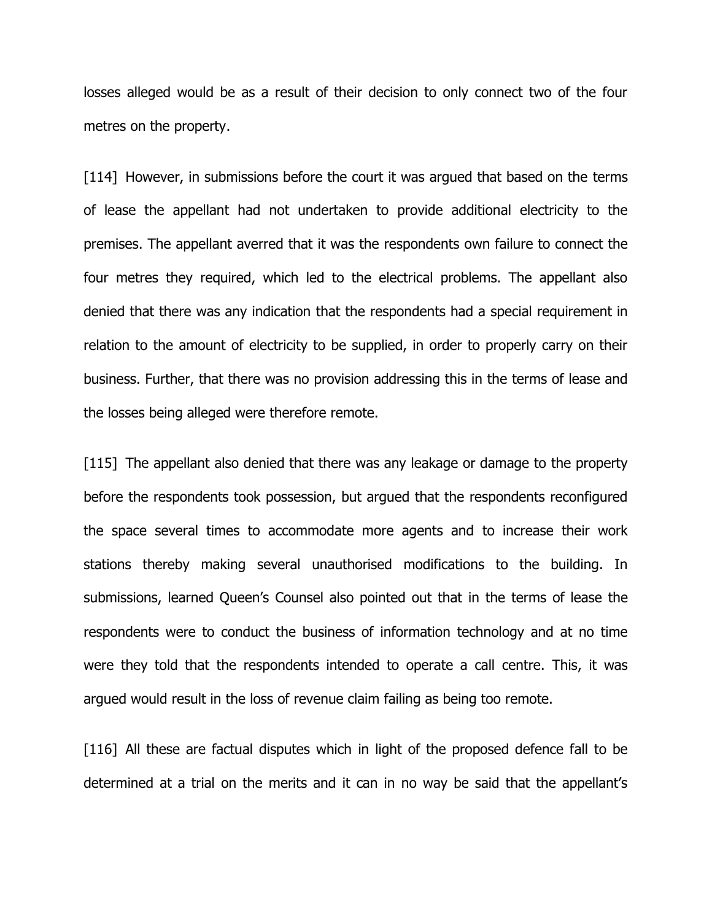losses alleged would be as a result of their decision to only connect two of the four metres on the property.

[114] However, in submissions before the court it was argued that based on the terms of lease the appellant had not undertaken to provide additional electricity to the premises. The appellant averred that it was the respondents own failure to connect the four metres they required, which led to the electrical problems. The appellant also denied that there was any indication that the respondents had a special requirement in relation to the amount of electricity to be supplied, in order to properly carry on their business. Further, that there was no provision addressing this in the terms of lease and the losses being alleged were therefore remote.

[115] The appellant also denied that there was any leakage or damage to the property before the respondents took possession, but argued that the respondents reconfigured the space several times to accommodate more agents and to increase their work stations thereby making several unauthorised modifications to the building. In submissions, learned Queen's Counsel also pointed out that in the terms of lease the respondents were to conduct the business of information technology and at no time were they told that the respondents intended to operate a call centre. This, it was argued would result in the loss of revenue claim failing as being too remote.

[116] All these are factual disputes which in light of the proposed defence fall to be determined at a trial on the merits and it can in no way be said that the appellant's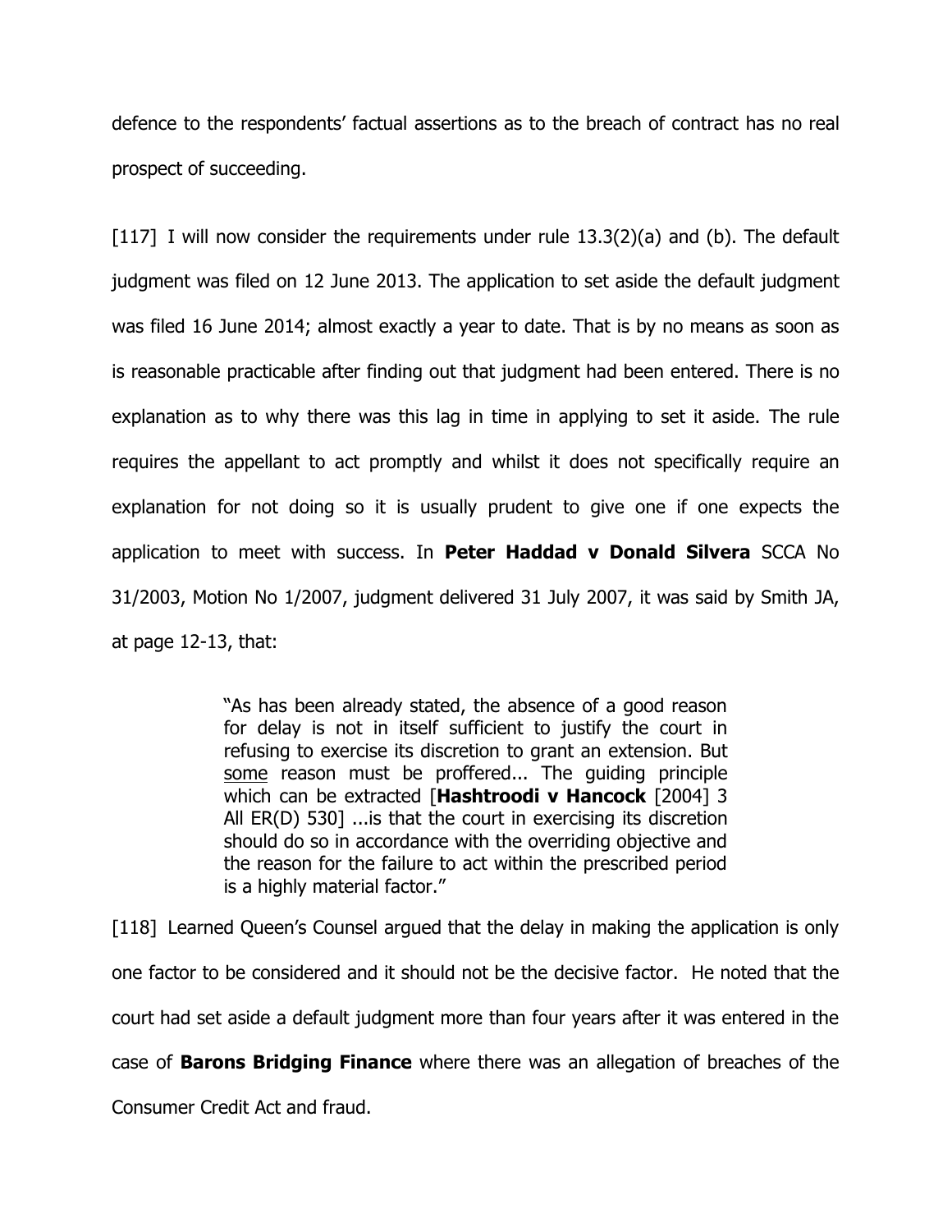defence to the respondents' factual assertions as to the breach of contract has no real prospect of succeeding.

[117] I will now consider the requirements under rule 13.3(2)(a) and (b). The default judgment was filed on 12 June 2013. The application to set aside the default judgment was filed 16 June 2014; almost exactly a year to date. That is by no means as soon as is reasonable practicable after finding out that judgment had been entered. There is no explanation as to why there was this lag in time in applying to set it aside. The rule requires the appellant to act promptly and whilst it does not specifically require an explanation for not doing so it is usually prudent to give one if one expects the application to meet with success. In **Peter Haddad v Donald Silvera** SCCA No 31/2003, Motion No 1/2007, judgment delivered 31 July 2007, it was said by Smith JA, at page 12-13, that:

> "As has been already stated, the absence of a good reason for delay is not in itself sufficient to justify the court in refusing to exercise its discretion to grant an extension. But <u>some</u> reason must be proffered... The guiding principle which can be extracted [**Hashtroodi v Hancock** [2004] 3 All ER(D) 530] ...is that the court in exercising its discretion should do so in accordance with the overriding objective and the reason for the failure to act within the prescribed period is a highly material factor."

[118] Learned Queen's Counsel argued that the delay in making the application is only one factor to be considered and it should not be the decisive factor. He noted that the court had set aside a default judgment more than four years after it was entered in the case of **Barons Bridging Finance** where there was an allegation of breaches of the Consumer Credit Act and fraud.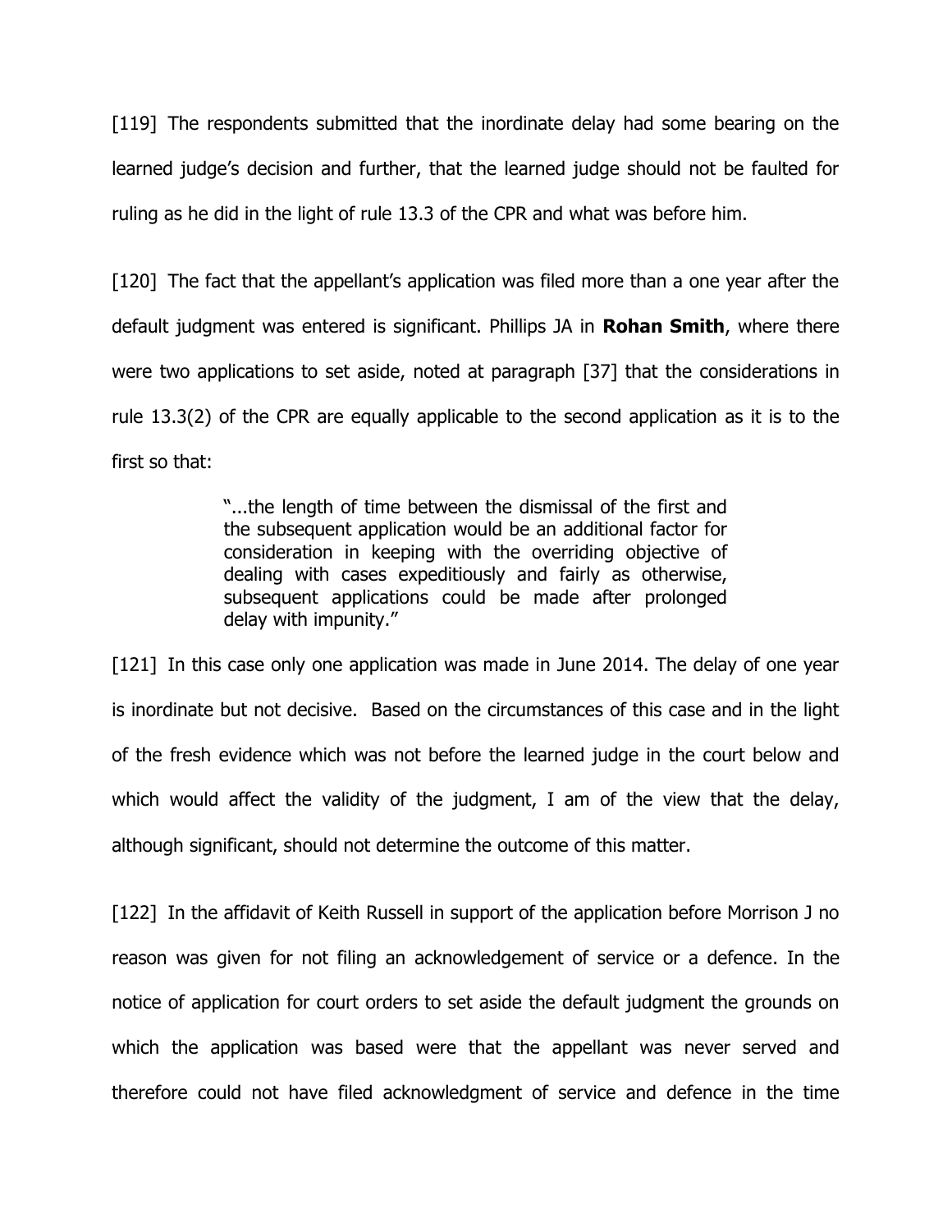[119] The respondents submitted that the inordinate delay had some bearing on the learned judge's decision and further, that the learned judge should not be faulted for ruling as he did in the light of rule 13.3 of the CPR and what was before him.

[120] The fact that the appellant's application was filed more than a one year after the default judgment was entered is significant. Phillips JA in **Rohan Smith**, where there were two applications to set aside, noted at paragraph [37] that the considerations in rule 13.3(2) of the CPR are equally applicable to the second application as it is to the first so that:

> "...the length of time between the dismissal of the first and the subsequent application would be an additional factor for consideration in keeping with the overriding objective of dealing with cases expeditiously and fairly as otherwise, subsequent applications could be made after prolonged delay with impunity."

[121] In this case only one application was made in June 2014. The delay of one year is inordinate but not decisive. Based on the circumstances of this case and in the light of the fresh evidence which was not before the learned judge in the court below and which would affect the validity of the judgment, I am of the view that the delay, although significant, should not determine the outcome of this matter.

[122] In the affidavit of Keith Russell in support of the application before Morrison J no reason was given for not filing an acknowledgement of service or a defence. In the notice of application for court orders to set aside the default judgment the grounds on which the application was based were that the appellant was never served and therefore could not have filed acknowledgment of service and defence in the time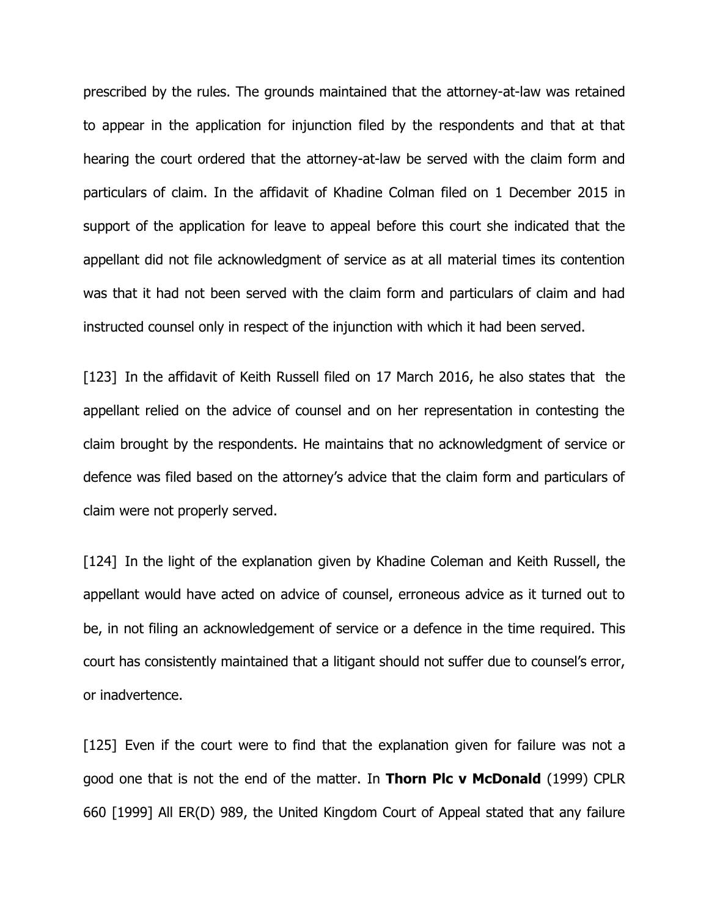prescribed by the rules. The grounds maintained that the attorney-at-law was retained to appear in the application for injunction filed by the respondents and that at that hearing the court ordered that the attorney-at-law be served with the claim form and particulars of claim. In the affidavit of Khadine Colman filed on 1 December 2015 in support of the application for leave to appeal before this court she indicated that the appellant did not file acknowledgment of service as at all material times its contention was that it had not been served with the claim form and particulars of claim and had instructed counsel only in respect of the injunction with which it had been served.

[123] In the affidavit of Keith Russell filed on 17 March 2016, he also states that the appellant relied on the advice of counsel and on her representation in contesting the claim brought by the respondents. He maintains that no acknowledgment of service or defence was filed based on the attorney's advice that the claim form and particulars of claim were not properly served.

[124] In the light of the explanation given by Khadine Coleman and Keith Russell, the appellant would have acted on advice of counsel, erroneous advice as it turned out to be, in not filing an acknowledgement of service or a defence in the time required. This court has consistently maintained that a litigant should not suffer due to counsel's error, or inadvertence.

[125] Even if the court were to find that the explanation given for failure was not a good one that is not the end of the matter. In **Thorn Plc v McDonald** (1999) CPLR 660 [1999] All ER(D) 989, the United Kingdom Court of Appeal stated that any failure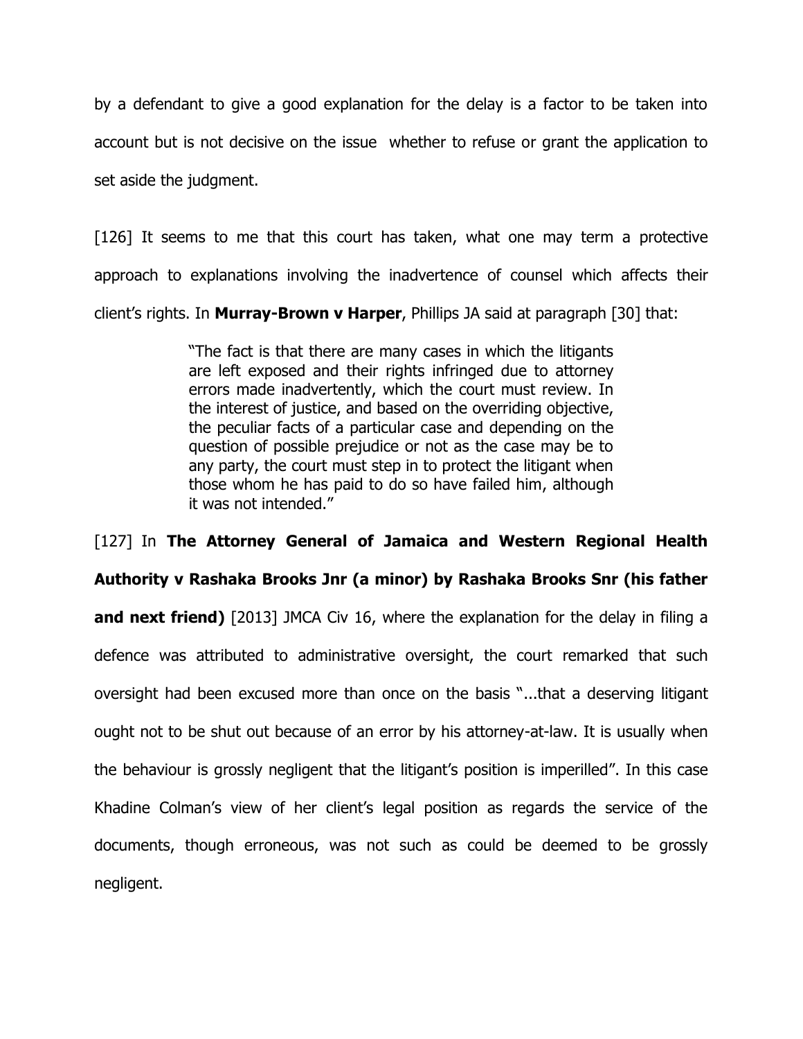by a defendant to give a good explanation for the delay is a factor to be taken into account but is not decisive on the issue whether to refuse or grant the application to set aside the judgment.

[126] It seems to me that this court has taken, what one may term a protective approach to explanations involving the inadvertence of counsel which affects their client's rights. In **Murray-Brown v Harper**, Phillips JA said at paragraph [30] that:

> "The fact is that there are many cases in which the litigants are left exposed and their rights infringed due to attorney errors made inadvertently, which the court must review. In the interest of justice, and based on the overriding objective, the peculiar facts of a particular case and depending on the question of possible prejudice or not as the case may be to any party, the court must step in to protect the litigant when those whom he has paid to do so have failed him, although it was not intended."

[127] In **The Attorney General of Jamaica and Western Regional Health Authority v Rashaka Brooks Jnr (a minor) by Rashaka Brooks Snr (his father and next friend)** [2013] JMCA Civ 16, where the explanation for the delay in filing a defence was attributed to administrative oversight, the court remarked that such oversight had been excused more than once on the basis "...that a deserving litigant ought not to be shut out because of an error by his attorney-at-law. It is usually when the behaviour is grossly negligent that the litigant's position is imperilled". In this case Khadine Colman's view of her client's legal position as regards the service of the documents, though erroneous, was not such as could be deemed to be grossly negligent.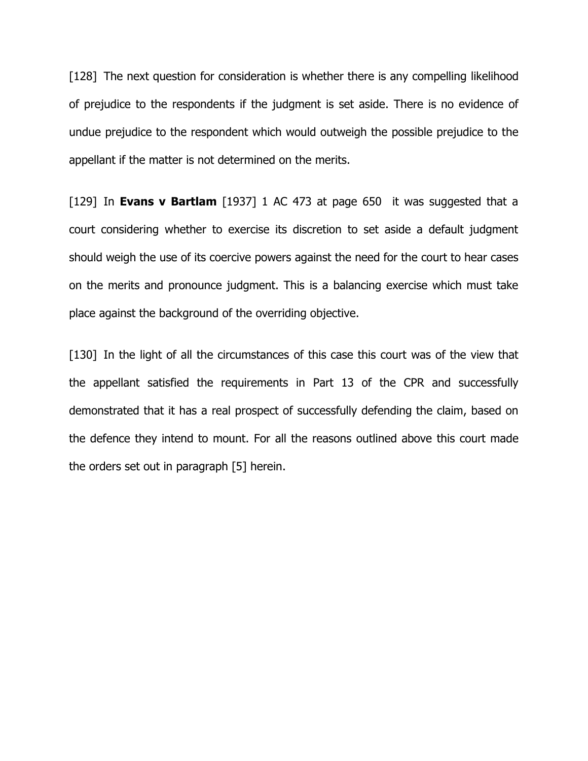[128] The next question for consideration is whether there is any compelling likelihood of prejudice to the respondents if the judgment is set aside. There is no evidence of undue prejudice to the respondent which would outweigh the possible prejudice to the appellant if the matter is not determined on the merits.

[129] In **Evans v Bartlam** [1937] 1 AC 473 at page 650 it was suggested that a court considering whether to exercise its discretion to set aside a default judgment should weigh the use of its coercive powers against the need for the court to hear cases on the merits and pronounce judgment. This is a balancing exercise which must take place against the background of the overriding objective.

[130] In the light of all the circumstances of this case this court was of the view that the appellant satisfied the requirements in Part 13 of the CPR and successfully demonstrated that it has a real prospect of successfully defending the claim, based on the defence they intend to mount. For all the reasons outlined above this court made the orders set out in paragraph [5] herein.